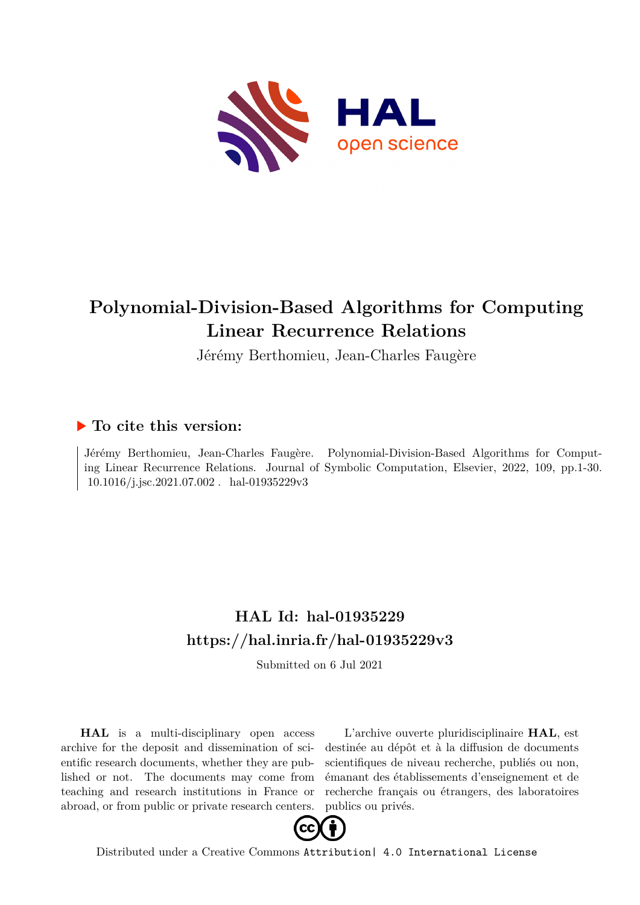# Polynomial-Division-Based Algorithms for Computing Linear Recurrence Relations

Jérémy Berthomieu, Jean-Charles Faugère

### ▶ To cite this version:

Jérémy Berthomieu, Jean-Charles Faugère. Polynomial-Division-Based Algorithms for Computing Linear Recurrence Relations. Journal of Symbolic Computation, Elsevier, 2022, 109, pp.1-30. 10.1016/j.jsc.2021.07.002 . hal-01935229v3

## HAL Id: hal-01935229
## https://hal.inria.fr/hal-01935229v3

Submitted on 6 Jul 2021

**HAL** is a multi-disciplinary open access archive for the deposit and dissemination of scientific research documents, whether they are published or not. The documents may come from teaching and research institutions in France or abroad, or from public or private research centers.

L'archive ouverte pluridisciplinaire **HAL**, est destinée au dépôt et à la diffusion de documents scientifiques de niveau recherche, publiés ou non, émanant des établissements d'enseignement et de recherche français ou étrangers, des laboratoires publics ou privés.

Distributed under a Creative Commons Attribution| 4.0 International License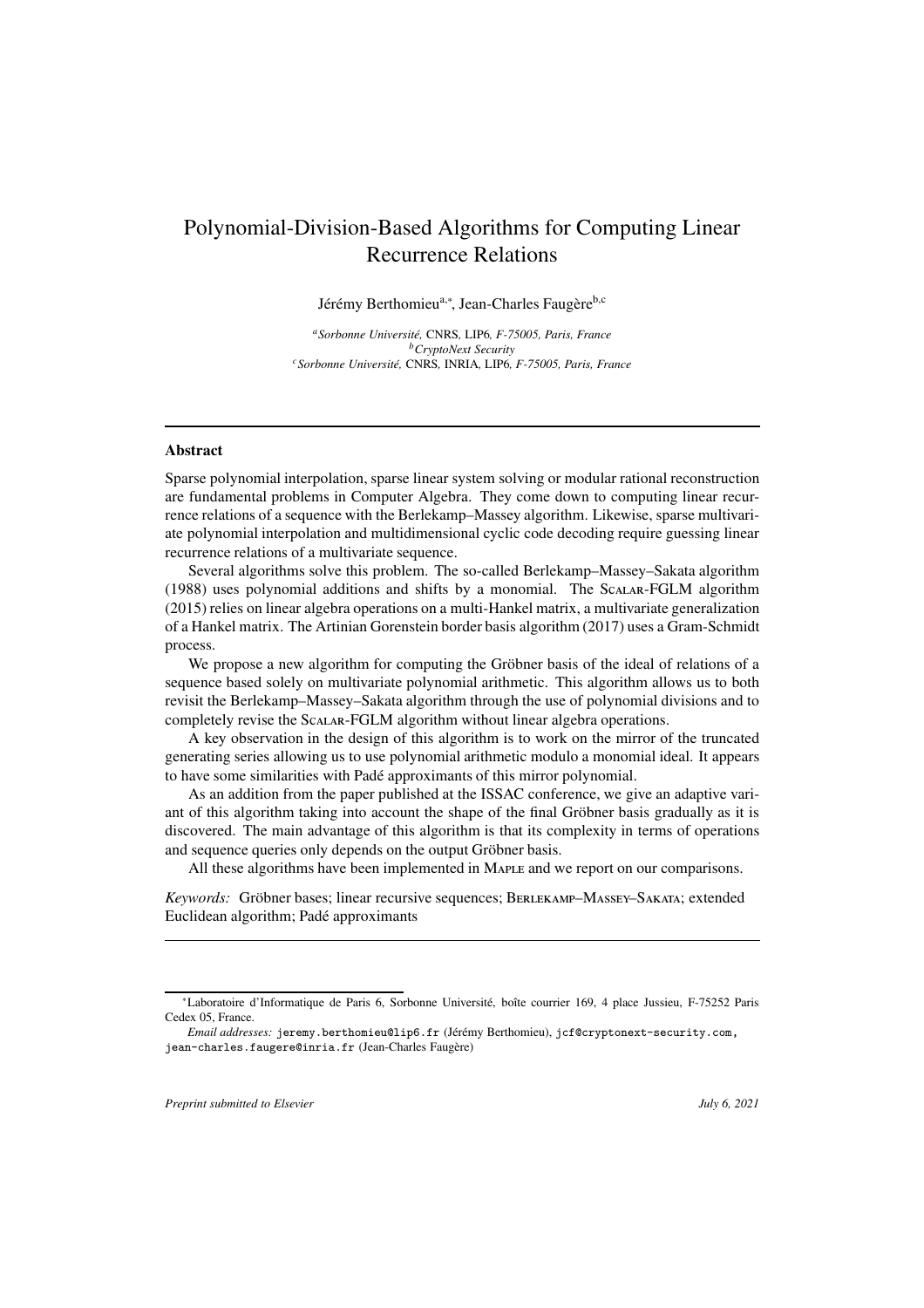# Polynomial-Division-Based Algorithms for Computing Linear Recurrence Relations

Jérémy Berthomieu[a,*], Jean-Charles Faugère[b,c]

[a] *Sorbonne Université,* CNRS*,* LIP6*, F-75005, Paris, France*
[b] *CryptoNext Security*
[c] *Sorbonne Université,* CNRS*,* INRIA*,* LIP6*, F-75005, Paris, France*

---

## Abstract

Sparse polynomial interpolation, sparse linear system solving or modular rational reconstruction are fundamental problems in Computer Algebra. They come down to computing linear recurrence relations of a sequence with the Berlekamp–Massey algorithm. Likewise, sparse multivariate polynomial interpolation and multidimensional cyclic code decoding require guessing linear recurrence relations of a multivariate sequence.

Several algorithms solve this problem. The so-called Berlekamp–Massey–Sakata algorithm (1988) uses polynomial additions and shifts by a monomial. The Scalar-FGLM algorithm (2015) relies on linear algebra operations on a multi-Hankel matrix, a multivariate generalization of a Hankel matrix. The Artinian Gorenstein border basis algorithm (2017) uses a Gram-Schmidt process.

We propose a new algorithm for computing the Gröbner basis of the ideal of relations of a sequence based solely on multivariate polynomial arithmetic. This algorithm allows us to both revisit the Berlekamp–Massey–Sakata algorithm through the use of polynomial divisions and to completely revise the Scalar-FGLM algorithm without linear algebra operations.

A key observation in the design of this algorithm is to work on the mirror of the truncated generating series allowing us to use polynomial arithmetic modulo a monomial ideal. It appears to have some similarities with Padé approximants of this mirror polynomial.

As an addition from the paper published at the ISSAC conference, we give an adaptive variant of this algorithm taking into account the shape of the final Gröbner basis gradually as it is discovered. The main advantage of this algorithm is that its complexity in terms of operations and sequence queries only depends on the output Gröbner basis.

All these algorithms have been implemented in Maple and we report on our comparisons.

*Keywords:* Gröbner bases; linear recursive sequences; Berlekamp–Massey–Sakata; extended Euclidean algorithm; Padé approximants

---

*Laboratoire d'Informatique de Paris 6, Sorbonne Université, boîte courrier 169, 4 place Jussieu, F-75252 Paris Cedex 05, France.

*Email addresses:* `jeremy.berthomieu@lip6.fr` (Jérémy Berthomieu), `jcf@cryptonext-security.com`, `jean-charles.faugere@inria.fr` (Jean-Charles Faugère)

*Preprint submitted to Elsevier* *July 6, 2021*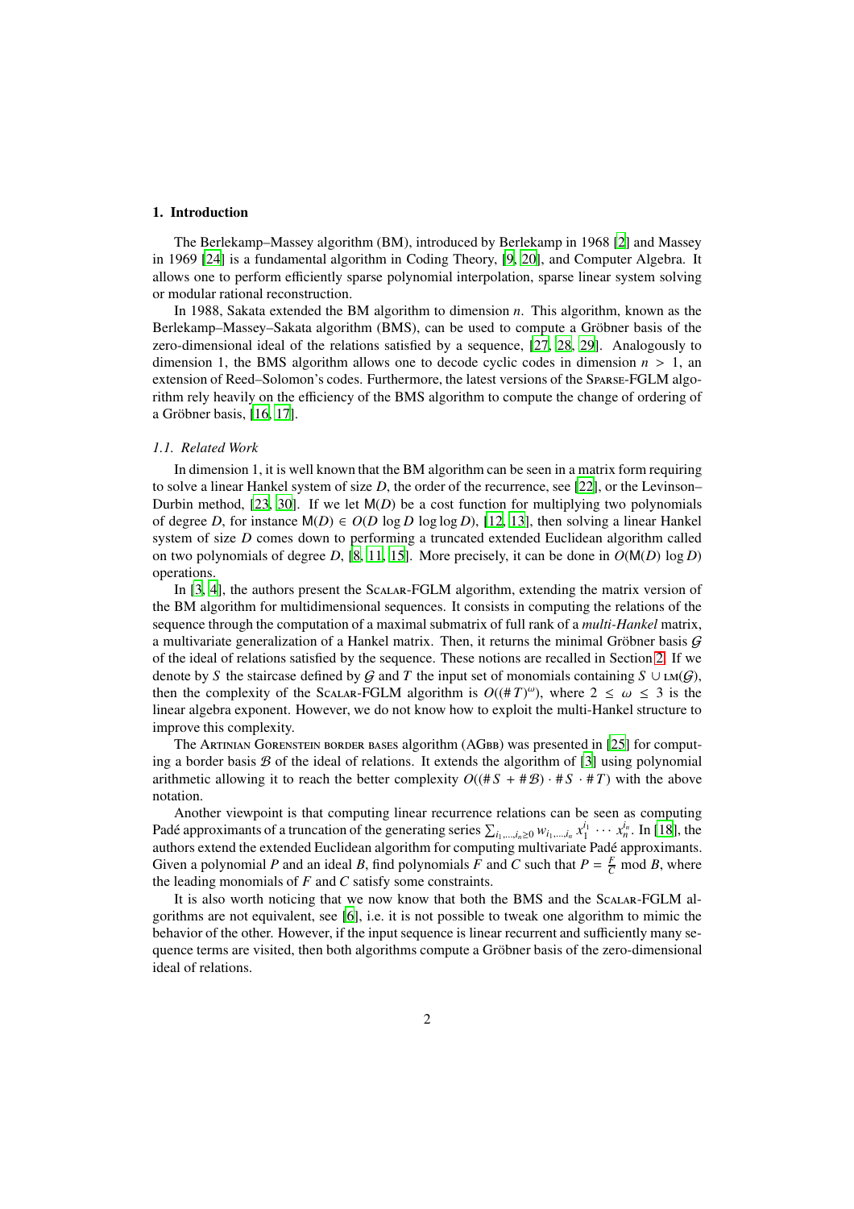## 1. Introduction

The Berlekamp–Massey algorithm (BM), introduced by Berlekamp in 1968 [2] and Massey in 1969 [24] is a fundamental algorithm in Coding Theory, [9, 20], and Computer Algebra. It allows one to perform efficiently sparse polynomial interpolation, sparse linear system solving or modular rational reconstruction.

In 1988, Sakata extended the BM algorithm to dimension $n$. This algorithm, known as the Berlekamp–Massey–Sakata algorithm (BMS), can be used to compute a Gröbner basis of the zero-dimensional ideal of the relations satisfied by a sequence, [27, 28, 29]. Analogously to dimension 1, the BMS algorithm allows one to decode cyclic codes in dimension $n > 1$, an extension of Reed–Solomon's codes. Furthermore, the latest versions of the Sparse-FGLM algorithm rely heavily on the efficiency of the BMS algorithm to compute the change of ordering of a Gröbner basis, [16, 17].

### 1.1. Related Work

In dimension 1, it is well known that the BM algorithm can be seen in a matrix form requiring to solve a linear Hankel system of size $D$, the order of the recurrence, see [22], or the Levinson–Durbin method, [23, 30]. If we let $\mathsf{M}(D)$ be a cost function for multiplying two polynomials of degree $D$, for instance $\mathsf{M}(D) \in O(D \log D \log\log D)$, [12, 13], then solving a linear Hankel system of size $D$ comes down to performing a truncated extended Euclidean algorithm called on two polynomials of degree $D$, [8, 11, 15]. More precisely, it can be done in $O(\mathsf{M}(D) \log D)$ operations.

In [3, 4], the authors present the Scalar-FGLM algorithm, extending the matrix version of the BM algorithm for multidimensional sequences. It consists in computing the relations of the sequence through the computation of a maximal submatrix of full rank of a *multi-Hankel* matrix, a multivariate generalization of a Hankel matrix. Then, it returns the minimal Gröbner basis $\mathcal{G}$ of the ideal of relations satisfied by the sequence. These notions are recalled in Section 2. If we denote by $S$ the staircase defined by $\mathcal{G}$ and $T$ the input set of monomials containing $S \cup \mathrm{LM}(\mathcal{G})$, then the complexity of the Scalar-FGLM algorithm is $O((\# T)^{\omega})$, where $2 \leq \omega \leq 3$ is the linear algebra exponent. However, we do not know how to exploit the multi-Hankel structure to improve this complexity.

The Artinian Gorenstein border bases algorithm (AGbb) was presented in [25] for computing a border basis $\mathcal{B}$ of the ideal of relations. It extends the algorithm of [3] using polynomial arithmetic allowing it to reach the better complexity $O((\# S + \# \mathcal{B}) \cdot \# S \cdot \# T)$ with the above notation.

Another viewpoint is that computing linear recurrence relations can be seen as computing Padé approximants of a truncation of the generating series $\sum_{i_1,\ldots,i_n \geq 0} w_{i_1,\ldots,i_n} x_1^{i_1} \cdots x_n^{i_n}$. In [18], the authors extend the extended Euclidean algorithm for computing multivariate Padé approximants. Given a polynomial $P$ and an ideal $B$, find polynomials $F$ and $C$ such that $P = \frac{F}{C} \bmod B$, where the leading monomials of $F$ and $C$ satisfy some constraints.

It is also worth noticing that we now know that both the BMS and the Scalar-FGLM algorithms are not equivalent, see [6], i.e. it is not possible to tweak one algorithm to mimic the behavior of the other. However, if the input sequence is linear recurrent and sufficiently many sequence terms are visited, then both algorithms compute a Gröbner basis of the zero-dimensional ideal of relations.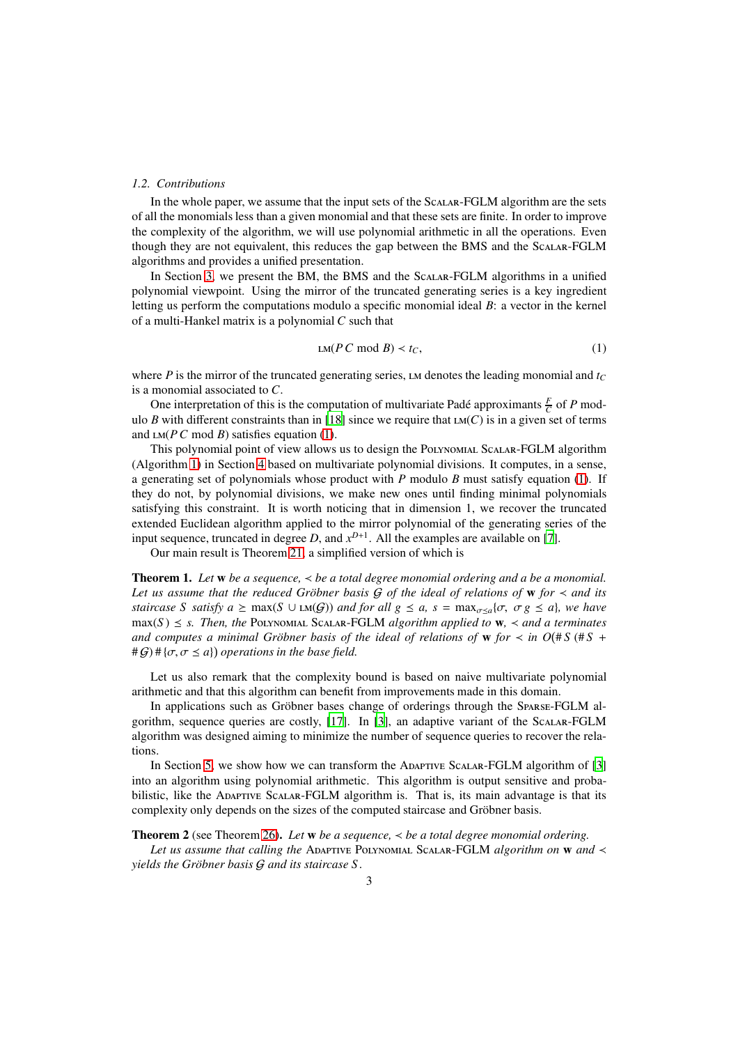### 1.2. Contributions

In the whole paper, we assume that the input sets of the Scalar-FGLM algorithm are the sets of all the monomials less than a given monomial and that these sets are finite. In order to improve the complexity of the algorithm, we will use polynomial arithmetic in all the operations. Even though they are not equivalent, this reduces the gap between the BMS and the Scalar-FGLM algorithms and provides a unified presentation.

In Section 3, we present the BM, the BMS and the Scalar-FGLM algorithms in a unified polynomial viewpoint. Using the mirror of the truncated generating series is a key ingredient letting us perform the computations modulo a specific monomial ideal $B$: a vector in the kernel of a multi-Hankel matrix is a polynomial $C$ such that

$$\operatorname{LM}(P\,C \bmod B) \prec t_C, \tag{1}$$

where $P$ is the mirror of the truncated generating series, LM denotes the leading monomial and $t_C$ is a monomial associated to $C$.

One interpretation of this is the computation of multivariate Padé approximants $\frac{F}{C}$ of $P$ modulo $B$ with different constraints than in [18] since we require that $\operatorname{LM}(C)$ is in a given set of terms and $\operatorname{LM}(P\,C \bmod B)$ satisfies equation (1).

This polynomial point of view allows us to design the Polynomial Scalar-FGLM algorithm (Algorithm 1) in Section 4 based on multivariate polynomial divisions. It computes, in a sense, a generating set of polynomials whose product with $P$ modulo $B$ must satisfy equation (1). If they do not, by polynomial divisions, we make new ones until finding minimal polynomials satisfying this constraint. It is worth noticing that in dimension 1, we recover the truncated extended Euclidean algorithm applied to the mirror polynomial of the generating series of the input sequence, truncated in degree $D$, and $x^{D+1}$. All the examples are available on [7].

Our main result is Theorem 21, a simplified version of which is

**Theorem 1.** *Let $\mathbf{w}$ be a sequence, $\prec$ be a total degree monomial ordering and a be a monomial. Let us assume that the reduced Gröbner basis $\mathcal{G}$ of the ideal of relations of $\mathbf{w}$ for $\prec$ and its staircase $S$ satisfy $a \succeq \max(S \cup \operatorname{LM}(\mathcal{G}))$ and for all $g \preceq a$, $s = \max_{\sigma \preceq a}\{\sigma,\ \sigma\, g \preceq a\}$, we have $\max(S) \preceq s$. Then, the* Polynomial Scalar-FGLM *algorithm applied to $\mathbf{w}$, $\prec$ and $a$ terminates and computes a minimal Gröbner basis of the ideal of relations of $\mathbf{w}$ for $\prec$ in $O(\#S\,(\#S + \#\mathcal{G})\,\#\{\sigma, \sigma \preceq a\})$ operations in the base field.*

Let us also remark that the complexity bound is based on naive multivariate polynomial arithmetic and that this algorithm can benefit from improvements made in this domain.

In applications such as Gröbner bases change of orderings through the Sparse-FGLM algorithm, sequence queries are costly, [17]. In [3], an adaptive variant of the Scalar-FGLM algorithm was designed aiming to minimize the number of sequence queries to recover the relations.

In Section 5, we show how we can transform the Adaptive Scalar-FGLM algorithm of [3] into an algorithm using polynomial arithmetic. This algorithm is output sensitive and probabilistic, like the Adaptive Scalar-FGLM algorithm is. That is, its main advantage is that its complexity only depends on the sizes of the computed staircase and Gröbner basis.

**Theorem 2** (see Theorem 26)**.** *Let $\mathbf{w}$ be a sequence, $\prec$ be a total degree monomial ordering.*

*Let us assume that calling the* Adaptive Polynomial Scalar-FGLM *algorithm on $\mathbf{w}$ and $\prec$ yields the Gröbner basis $\mathcal{G}$ and its staircase $S$.*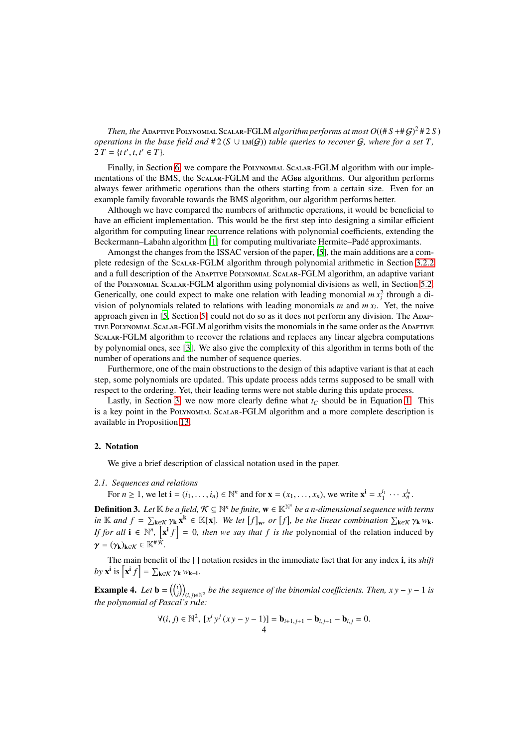*Then, the* Adaptive Polynomial Scalar-FGLM *algorithm performs at most* $O((\# S + \# \mathcal{G})^2 \# 2\, S)$ *operations in the base field and* $\# 2\,(S \cup \operatorname{LM}(\mathcal{G}))$ *table queries to recover* $\mathcal{G}$*, where for a set* $T$*,* $2\,T = \{t\,t', t, t' \in T\}$*.*

Finally, in Section 6, we compare the Polynomial Scalar-FGLM algorithm with our implementations of the BMS, the Scalar-FGLM and the AGbb algorithms. Our algorithm performs always fewer arithmetic operations than the others starting from a certain size. Even for an example family favorable towards the BMS algorithm, our algorithm performs better.

Although we have compared the numbers of arithmetic operations, it would be beneficial to have an efficient implementation. This would be the first step into designing a similar efficient algorithm for computing linear recurrence relations with polynomial coefficients, extending the Beckermann–Labahn algorithm [1] for computing multivariate Hermite–Padé approximants.

Amongst the changes from the ISSAC version of the paper, [5], the main additions are a complete redesign of the Scalar-FGLM algorithm through polynomial arithmetic in Section 3.2.2 and a full description of the Adaptive Polynomial Scalar-FGLM algorithm, an adaptive variant of the Polynomial Scalar-FGLM algorithm using polynomial divisions as well, in Section 5.2. Generically, one could expect to make one relation with leading monomial $m\,x_i^2$ through a division of polynomials related to relations with leading monomials $m$ and $m\,x_i$. Yet, the naive approach given in [5, Section 5] could not do so as it does not perform any division. The Adaptive Polynomial Scalar-FGLM algorithm visits the monomials in the same order as the Adaptive Scalar-FGLM algorithm to recover the relations and replaces any linear algebra computations by polynomial ones, see [3]. We also give the complexity of this algorithm in terms both of the number of operations and the number of sequence queries.

Furthermore, one of the main obstructions to the design of this adaptive variant is that at each step, some polynomials are updated. This update process adds terms supposed to be small with respect to the ordering. Yet, their leading terms were not stable during this update process.

Lastly, in Section 3, we now more clearly define what $t_C$ should be in Equation 1. This is a key point in the Polynomial Scalar-FGLM algorithm and a more complete description is available in Proposition 13.

## 2. Notation

We give a brief description of classical notation used in the paper.

### 2.1. Sequences and relations

For $n \geq 1$, we let $\mathbf{i} = (i_1, \ldots, i_n) \in \mathbb{N}^n$ and for $\mathbf{x} = (x_1, \ldots, x_n)$, we write $\mathbf{x}^{\mathbf{i}} = x_1^{i_1} \cdots x_n^{i_n}$.

**Definition 3.** *Let* $\mathbb{K}$ *be a field,* $\mathcal{K} \subseteq \mathbb{N}^n$ *be finite,* $\mathbf{w} \in \mathbb{K}^{\mathbb{N}^n}$ *be a n-dimensional sequence with terms in* $\mathbb{K}$ *and* $f = \sum_{\mathbf{k} \in \mathcal{K}} \gamma_{\mathbf{k}} \mathbf{x}^{\mathbf{k}} \in \mathbb{K}[\mathbf{x}]$*. We let* $[f]_{\mathbf{w}}$*, or* $[f]$*, be the linear combination* $\sum_{\mathbf{k} \in \mathcal{K}} \gamma_{\mathbf{k}} w_{\mathbf{k}}$*. If for all* $\mathbf{i} \in \mathbb{N}^n$*,* $\left[\mathbf{x}^{\mathbf{i}} f\right] = 0$*, then we say that* $f$ *is the* polynomial of the relation induced by $\boldsymbol{\gamma} = (\gamma_{\mathbf{k}})_{\mathbf{k} \in \mathcal{K}} \in \mathbb{K}^{\# \mathcal{K}}$*.*

The main benefit of the [ ] notation resides in the immediate fact that for any index $\mathbf{i}$, its *shift by* $\mathbf{x}^{\mathbf{i}}$ is $\left[\mathbf{x}^{\mathbf{i}} f\right] = \sum_{\mathbf{k} \in \mathcal{K}} \gamma_{\mathbf{k}} w_{\mathbf{k}+\mathbf{i}}$.

**Example 4.** *Let* $\mathbf{b} = \left(\binom{i}{j}\right)_{(i,j) \in \mathbb{N}^2}$ *be the sequence of the binomial coefficients. Then,* $x\,y - y - 1$ *is the polynomial of Pascal's rule:*

$$\forall (i,j) \in \mathbb{N}^2,\ [x^i\, y^j\, (x\,y - y - 1)] = \mathbf{b}_{i+1,j+1} - \mathbf{b}_{i,j+1} - \mathbf{b}_{i,j} = 0.$$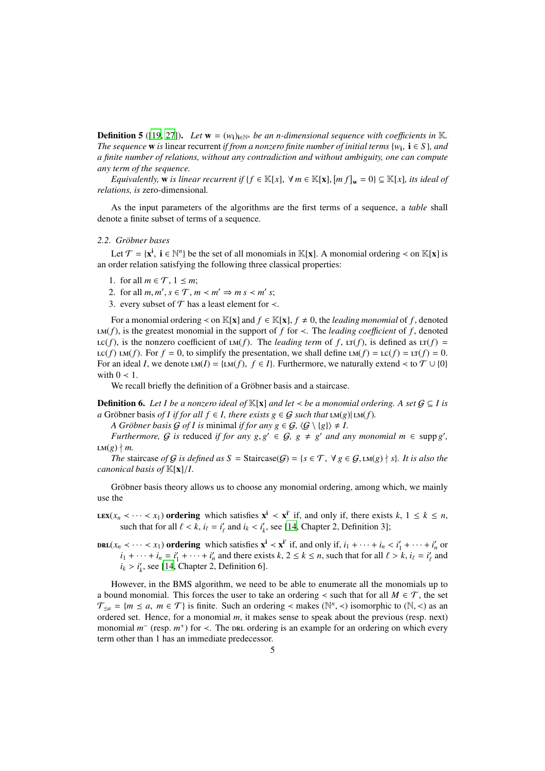**Definition 5** ([19, 27]). *Let $\mathbf{w} = (w_{\mathbf{i}})_{\mathbf{i}\in\mathbb{N}^n}$ be an n-dimensional sequence with coefficients in $\mathbb{K}$. The sequence* $\mathbf{w}$ *is* linear recurrent *if from a nonzero finite number of initial terms $\{w_{\mathbf{i}},\ \mathbf{i} \in S\}$, and a finite number of relations, without any contradiction and without ambiguity, one can compute any term of the sequence.*

*Equivalently,* $\mathbf{w}$ *is linear recurrent if $\{f \in \mathbb{K}[x],\ \forall\, m \in \mathbb{K}[\mathbf{x}], [m\, f]_{\mathbf{w}} = 0\} \subseteq \mathbb{K}[x]$, its ideal of relations, is* zero-dimensional.

As the input parameters of the algorithms are the first terms of a sequence, a *table* shall denote a finite subset of terms of a sequence.

### 2.2. Gröbner bases

Let $\mathcal{T} = \{\mathbf{x}^{\mathbf{i}},\ \mathbf{i} \in \mathbb{N}^n\}$ be the set of all monomials in $\mathbb{K}[\mathbf{x}]$. A monomial ordering $\prec$ on $\mathbb{K}[\mathbf{x}]$ is an order relation satisfying the following three classical properties:

1. for all $m \in \mathcal{T}$, $1 \preceq m$;
2. for all $m, m', s \in \mathcal{T}$, $m \prec m' \Rightarrow m\, s \prec m'\, s$;
3. every subset of $\mathcal{T}$ has a least element for $\prec$.

For a monomial ordering $\prec$ on $\mathbb{K}[\mathbf{x}]$ and $f \in \mathbb{K}[\mathbf{x}]$, $f \neq 0$, the *leading monomial* of $f$, denoted $\mathrm{LM}(f)$, is the greatest monomial in the support of $f$ for $\prec$. The *leading coefficient* of $f$, denoted $\mathrm{LC}(f)$, is the nonzero coefficient of $\mathrm{LM}(f)$. The *leading term* of $f$, $\mathrm{LT}(f)$, is defined as $\mathrm{LT}(f) = \mathrm{LC}(f)\ \mathrm{LM}(f)$. For $f = 0$, to simplify the presentation, we shall define $\mathrm{LM}(f) = \mathrm{LC}(f) = \mathrm{LT}(f) = 0$. For an ideal $I$, we denote $\mathrm{LM}(I) = \{\mathrm{LM}(f),\ f \in I\}$. Furthermore, we naturally extend $\prec$ to $\mathcal{T} \cup \{0\}$ with $0 \prec 1$.

We recall briefly the definition of a Gröbner basis and a staircase.

**Definition 6.** *Let $I$ be a nonzero ideal of $\mathbb{K}[\mathbf{x}]$ and let $\prec$ be a monomial ordering. A set $\mathcal{G} \subseteq I$ is a* Gröbner basis *of $I$ if for all $f \in I$, there exists $g \in \mathcal{G}$ such that $\mathrm{LM}(g) | \mathrm{LM}(f)$.*

*A Gröbner basis $\mathcal{G}$ of $I$ is* minimal *if for any $g \in \mathcal{G}$, $\langle \mathcal{G} \setminus \{g\}\rangle \neq I$.*

*Furthermore, $\mathcal{G}$ is* reduced *if for any $g, g' \in \mathcal{G}$, $g \neq g'$ and any monomial $m \in \operatorname{supp} g'$, $\mathrm{LM}(g) \nmid m$.*

*The* staircase *of $\mathcal{G}$ is defined as $S = \operatorname{Staircase}(\mathcal{G}) = \{s \in \mathcal{T},\ \forall\, g \in \mathcal{G}, \mathrm{LM}(g) \nmid s\}$. It is also the canonical basis of $\mathbb{K}[\mathbf{x}]/I$.*

Gröbner basis theory allows us to choose any monomial ordering, among which, we mainly use the

**$\mathrm{LEX}(x_n \prec \cdots \prec x_1)$ ordering** which satisfies $\mathbf{x}^{\mathbf{i}} \prec \mathbf{x}^{\mathbf{i}'}$ if, and only if, there exists $k$, $1 \leq k \leq n$, such that for all $\ell < k$, $i_\ell = i'_\ell$ and $i_k < i'_k$, see [14, Chapter 2, Definition 3];

**$\mathrm{DRL}(x_n \prec \cdots \prec x_1)$ ordering** which satisfies $\mathbf{x}^{\mathbf{i}} \prec \mathbf{x}^{\mathbf{i}'}$ if, and only if, $i_1 + \cdots + i_n < i'_1 + \cdots + i'_n$ or $i_1 + \cdots + i_n = i'_1 + \cdots + i'_n$ and there exists $k$, $2 \leq k \leq n$, such that for all $\ell > k$, $i_\ell = i'_\ell$ and $i_k > i'_k$, see [14, Chapter 2, Definition 6].

However, in the BMS algorithm, we need to be able to enumerate all the monomials up to a bound monomial. This forces the user to take an ordering $\prec$ such that for all $M \in \mathcal{T}$, the set $\mathcal{T}_{\preceq a} = \{m \preceq a,\ m \in \mathcal{T}\}$ is finite. Such an ordering $\prec$ makes $(\mathbb{N}^n, \prec)$ isomorphic to $(\mathbb{N}, <)$ as an ordered set. Hence, for a monomial $m$, it makes sense to speak about the previous (resp. next) monomial $m^-$ (resp. $m^+$) for $\prec$. The DRL ordering is an example for an ordering on which every term other than 1 has an immediate predecessor.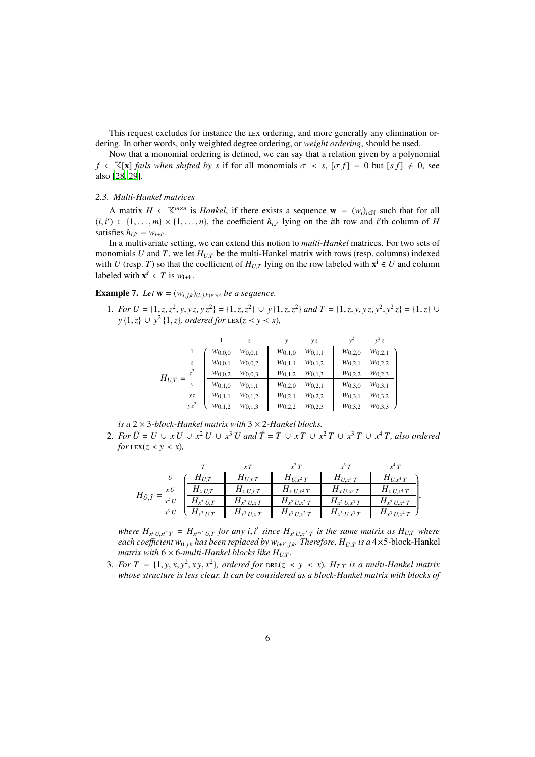This request excludes for instance the LEX ordering, and more generally any elimination ordering. In other words, only weighted degree ordering, or *weight ordering*, should be used.

Now that a monomial ordering is defined, we can say that a relation given by a polynomial $f \in \mathbb{K}[\mathbf{x}]$ *fails when shifted by* $s$ if for all monomials $\sigma \prec s$, $[\sigma f] = 0$ but $[s f] \neq 0$, see also [28, 29].

### 2.3. Multi-Hankel matrices

A matrix $H \in \mathbb{K}^{m \times n}$ is *Hankel*, if there exists a sequence $\mathbf{w} = (w_i)_{i \in \mathbb{N}}$ such that for all $(i, i') \in \{1, \ldots, m\} \times \{1, \ldots, n\}$, the coefficient $h_{i,i'}$ lying on the $i$th row and $i'$th column of $H$ satisfies $h_{i,i'} = w_{i+i'}$.

In a multivariate setting, we can extend this notion to *multi-Hankel* matrices. For two sets of monomials $U$ and $T$, we let $H_{U,T}$ be the multi-Hankel matrix with rows (resp. columns) indexed with $U$ (resp. $T$) so that the coefficient of $H_{U,T}$ lying on the row labeled with $\mathbf{x}^{\mathbf{i}} \in U$ and column labeled with $\mathbf{x}^{\mathbf{i}'} \in T$ is $w_{\mathbf{i}+\mathbf{i}'}$.

**Example 7.** *Let* $\mathbf{w} = (w_{i,j,k})_{(i,j,k) \in \mathbb{N}^3}$ *be a sequence.*

1. *For* $U = \{1, z, z^2, y, y\,z, y\,z^2\} = \{1, z, z^2\} \cup y\,\{1, z, z^2\}$ *and* $T = \{1, z, y, y\,z, y^2, y^2\,z\} = \{1, z\} \cup y\,\{1, z\} \cup y^2\,\{1, z\}$*, ordered for* LEX$(z \prec y \prec x)$*,*

$$
H_{U,T} = \begin{array}{c} \\ 1 \\ z \\ z^2 \\ y \\ y\,z \\ y\,z^2 \end{array}
\begin{array}{c}
\begin{array}{cccccc} 1 & z & y & y\,z & y^2 & y^2\,z \end{array} \\
\left(\begin{array}{cc|cc|cc}
w_{0,0,0} & w_{0,0,1} & w_{0,1,0} & w_{0,1,1} & w_{0,2,0} & w_{0,2,1} \\
w_{0,0,1} & w_{0,0,2} & w_{0,1,1} & w_{0,1,2} & w_{0,2,1} & w_{0,2,2} \\
w_{0,0,2} & w_{0,0,3} & w_{0,1,2} & w_{0,1,3} & w_{0,2,2} & w_{0,2,3} \\ \hline
w_{0,1,0} & w_{0,1,1} & w_{0,2,0} & w_{0,2,1} & w_{0,3,0} & w_{0,3,1} \\
w_{0,1,1} & w_{0,1,2} & w_{0,2,1} & w_{0,2,2} & w_{0,3,1} & w_{0,3,2} \\
w_{0,1,2} & w_{0,1,3} & w_{0,2,2} & w_{0,2,3} & w_{0,3,2} & w_{0,3,3}
\end{array}\right)
\end{array}
$$

*is a* $2 \times 3$*-block-Hankel matrix with* $3 \times 2$*-Hankel blocks.*

2. *For* $\tilde{U} = U \cup x\,U \cup x^2\,U \cup x^3\,U$ *and* $\tilde{T} = T \cup x\,T \cup x^2\,T \cup x^3\,T \cup x^4\,T$*, also ordered for* LEX$(z \prec y \prec x)$*,*

$$
H_{\tilde{U},\tilde{T}} = \begin{array}{c} \\ U \\ x\,U \\ x^2\,U \\ x^3\,U \end{array}
\begin{array}{c}
\begin{array}{ccccc} T & x\,T & x^2\,T & x^3\,T & x^4\,T \end{array} \\
\left(\begin{array}{c|c|c|c|c}
H_{U,T} & H_{U,x\,T} & H_{U,x^2\,T} & H_{U,x^3\,T} & H_{U,x^4\,T} \\ \hline
H_{x\,U,T} & H_{x\,U,x\,T} & H_{x\,U,x^2\,T} & H_{x\,U,x^3\,T} & H_{x\,U,x^4\,T} \\ \hline
H_{x^2\,U,T} & H_{x^2\,U,x\,T} & H_{x^2\,U,x^2\,T} & H_{x^2\,U,x^3\,T} & H_{x^2\,U,x^4\,T} \\ \hline
H_{x^3\,U,T} & H_{x^3\,U,x\,T} & H_{x^3\,U,x^2\,T} & H_{x^3\,U,x^3\,T} & H_{x^3\,U,x^4\,T}
\end{array}\right)
\end{array},
$$

*where* $H_{x^i\,U,x^{i'}\,T} = H_{x^{i+i'}\,U,T}$ *for any* $i, i'$ *since* $H_{x^i\,U,x^{i'}\,T}$ *is the same matrix as* $H_{U,T}$ *where each coefficient* $w_{0,j,k}$ *has been replaced by* $w_{i+i',j,k}$*. Therefore,* $H_{\tilde{U},\tilde{T}}$ *is a* $4 \times 5$*-block-Hankel matrix with* $6 \times 6$*-multi-Hankel blocks like* $H_{U,T}$*.*

3. *For* $T = \{1, y, x, y^2, x\,y, x^2\}$*, ordered for* DRL$(z \prec y \prec x)$*,* $H_{T,T}$ *is a multi-Hankel matrix whose structure is less clear. It can be considered as a block-Hankel matrix with blocks of*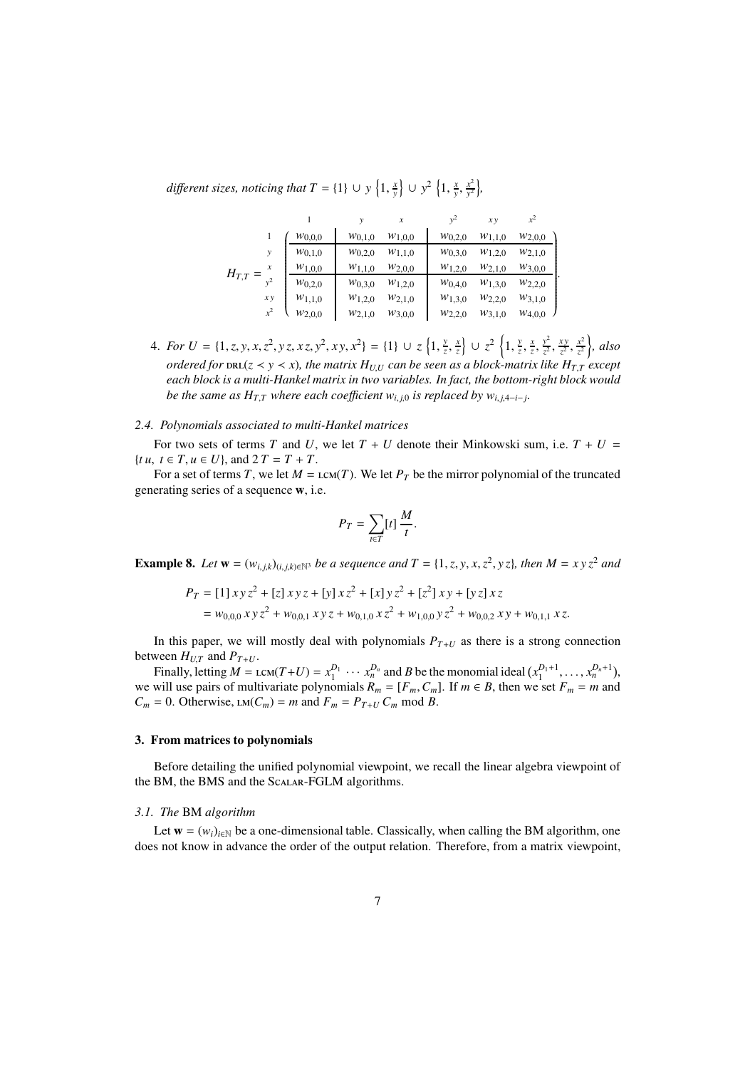*different sizes, noticing that* $T = \{1\} \cup y\left\{1, \frac{x}{y}\right\} \cup y^2\left\{1, \frac{x}{y}, \frac{x^2}{y^2}\right\}$,

$$
H_{T,T} = \begin{array}{c} 1 \\ y \\ x \\ y^2 \\ xy \\ x^2 \end{array}
\left(\begin{array}{c|cc|ccc}
w_{0,0,0} & w_{0,1,0} & w_{1,0,0} & w_{0,2,0} & w_{1,1,0} & w_{2,0,0} \\
\hline
w_{0,1,0} & w_{0,2,0} & w_{1,1,0} & w_{0,3,0} & w_{1,2,0} & w_{2,1,0} \\
w_{1,0,0} & w_{1,1,0} & w_{2,0,0} & w_{1,2,0} & w_{2,1,0} & w_{3,0,0} \\
\hline
w_{0,2,0} & w_{0,3,0} & w_{1,2,0} & w_{0,4,0} & w_{1,3,0} & w_{2,2,0} \\
w_{1,1,0} & w_{1,2,0} & w_{2,1,0} & w_{1,3,0} & w_{2,2,0} & w_{3,1,0} \\
w_{2,0,0} & w_{2,1,0} & w_{3,0,0} & w_{2,2,0} & w_{3,1,0} & w_{4,0,0}
\end{array}\right).
$$

(columns indexed by $1, y, x, y^2, xy, x^2$)

4. *For* $U = \{1, z, y, x, z^2, yz, xz, y^2, xy, x^2\} = \{1\} \cup z\left\{1, \frac{y}{z}, \frac{x}{z}\right\} \cup z^2\left\{1, \frac{y}{z}, \frac{x}{z}, \frac{y^2}{z^2}, \frac{xy}{z^2}, \frac{x^2}{z^2}\right\}$, *also ordered for* DRL$(z \prec y \prec x)$, *the matrix* $H_{U,U}$ *can be seen as a block-matrix like* $H_{T,T}$ *except each block is a multi-Hankel matrix in two variables. In fact, the bottom-right block would be the same as* $H_{T,T}$ *where each coefficient* $w_{i,j,0}$ *is replaced by* $w_{i,j,4-i-j}$.

### 2.4. Polynomials associated to multi-Hankel matrices

For two sets of terms $T$ and $U$, we let $T + U$ denote their Minkowski sum, i.e. $T + U = \{t\,u,\ t \in T, u \in U\}$, and $2\,T = T + T$.

For a set of terms $T$, we let $M = \text{LCM}(T)$. We let $P_T$ be the mirror polynomial of the truncated generating series of a sequence $\mathbf{w}$, i.e.

$$P_T = \sum_{t \in T} [t]\,\frac{M}{t}.$$

**Example 8.** *Let* $\mathbf{w} = (w_{i,j,k})_{(i,j,k)\in\mathbb{N}^3}$ *be a sequence and* $T = \{1, z, y, x, z^2, yz\}$, *then* $M = x\,y\,z^2$ *and*

$$
\begin{aligned}
P_T &= [1]\,x\,y\,z^2 + [z]\,x\,y\,z + [y]\,x\,z^2 + [x]\,y\,z^2 + [z^2]\,x\,y + [y\,z]\,x\,z \\
&= w_{0,0,0}\,x\,y\,z^2 + w_{0,0,1}\,x\,y\,z + w_{0,1,0}\,x\,z^2 + w_{1,0,0}\,y\,z^2 + w_{0,0,2}\,x\,y + w_{0,1,1}\,x\,z.
\end{aligned}
$$

In this paper, we will mostly deal with polynomials $P_{T+U}$ as there is a strong connection between $H_{U,T}$ and $P_{T+U}$.

Finally, letting $M = \text{LCM}(T+U) = x_1^{D_1} \cdots x_n^{D_n}$ and $B$ be the monomial ideal $(x_1^{D_1+1}, \ldots, x_n^{D_n+1})$, we will use pairs of multivariate polynomials $R_m = [F_m, C_m]$. If $m \in B$, then we set $F_m = m$ and $C_m = 0$. Otherwise, $\text{LM}(C_m) = m$ and $F_m = P_{T+U}\,C_m \bmod B$.

## 3. From matrices to polynomials

Before detailing the unified polynomial viewpoint, we recall the linear algebra viewpoint of the BM, the BMS and the Scalar-FGLM algorithms.

### 3.1. The BM algorithm

Let $\mathbf{w} = (w_i)_{i\in\mathbb{N}}$ be a one-dimensional table. Classically, when calling the BM algorithm, one does not know in advance the order of the output relation. Therefore, from a matrix viewpoint,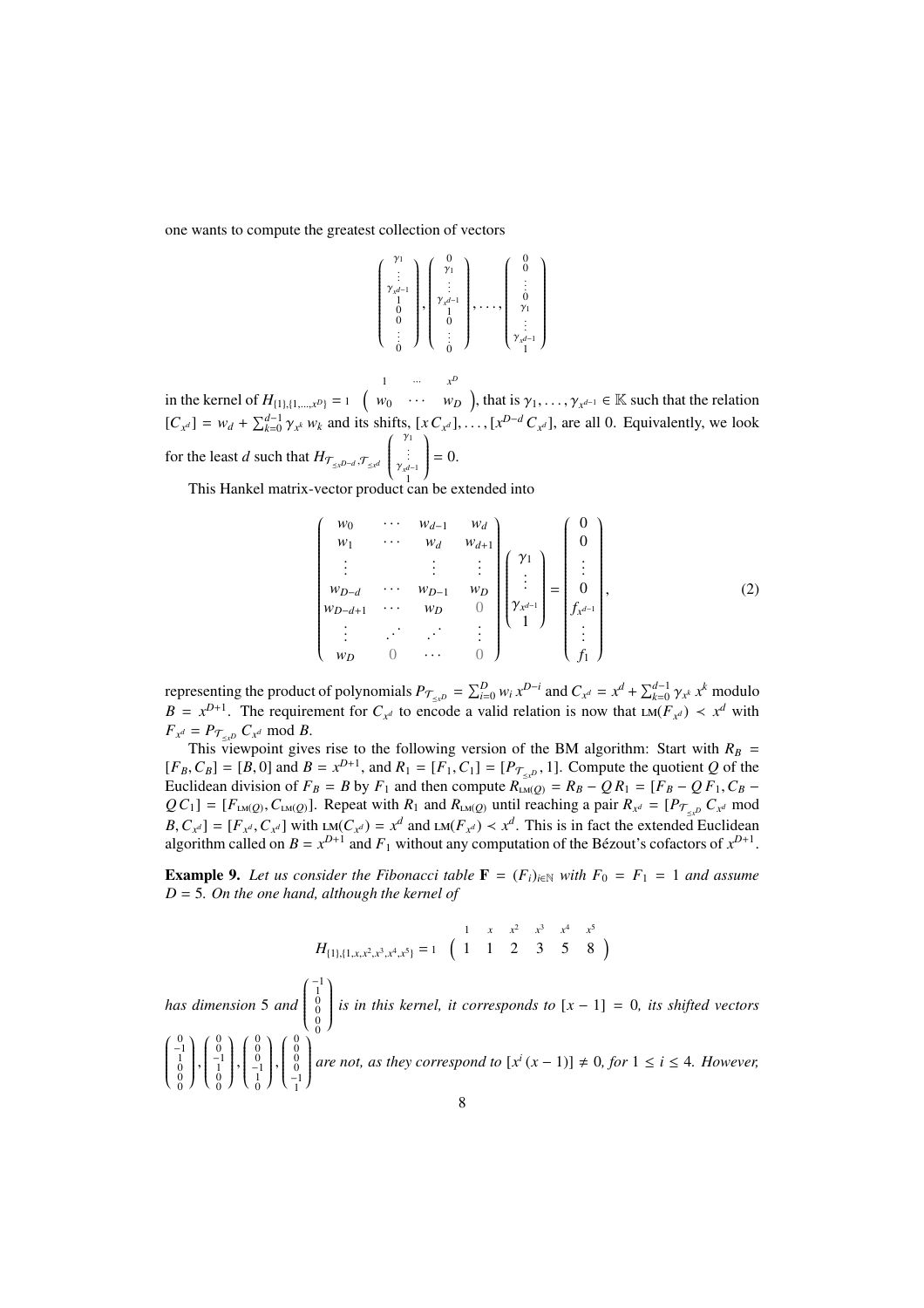one wants to compute the greatest collection of vectors

$$\begin{pmatrix} \gamma_1 \\ \vdots \\ \gamma_{x^{d-1}} \\ 1 \\ 0 \\ 0 \\ \vdots \\ 0 \end{pmatrix}, \begin{pmatrix} 0 \\ \gamma_1 \\ \vdots \\ \gamma_{x^{d-1}} \\ 1 \\ 0 \\ \vdots \\ 0 \end{pmatrix}, \dots, \begin{pmatrix} 0 \\ 0 \\ \vdots \\ 0 \\ \gamma_1 \\ \vdots \\ \gamma_{x^{d-1}} \\ 1 \end{pmatrix}$$

in the kernel of $H_{\{1\},\{1,\dots,x^D\}} = {}_1\begin{pmatrix} \overset{1}{w_0} & \cdots & \overset{x^D}{w_D} \end{pmatrix}$, that is $\gamma_1, \dots, \gamma_{x^{d-1}} \in \mathbb{K}$ such that the relation $[C_{x^d}] = w_d + \sum_{k=0}^{d-1} \gamma_{x^k} w_k$ and its shifts, $[x\,C_{x^d}], \dots, [x^{D-d}\,C_{x^d}]$, are all 0. Equivalently, we look for the least $d$ such that $H_{\mathcal{T}_{\preceq x^{D-d}}, \mathcal{T}_{\preceq x^d}} \begin{pmatrix} \gamma_1 \\ \vdots \\ \gamma_{x^{d-1}} \\ 1 \end{pmatrix} = 0$.

This Hankel matrix-vector product can be extended into

$$\begin{pmatrix} w_0 & \cdots & w_{d-1} & w_d \\ w_1 & \cdots & w_d & w_{d+1} \\ \vdots & & \vdots & \vdots \\ w_{D-d} & \cdots & w_{D-1} & w_D \\ w_{D-d+1} & \cdots & w_D & 0 \\ \vdots & \iddots & \iddots & \vdots \\ w_D & 0 & \cdots & 0 \end{pmatrix} \begin{pmatrix} \gamma_1 \\ \vdots \\ \gamma_{x^{d-1}} \\ 1 \end{pmatrix} = \begin{pmatrix} 0 \\ 0 \\ \vdots \\ 0 \\ f_{x^{d-1}} \\ \vdots \\ f_1 \end{pmatrix}, \tag{2}$$

representing the product of polynomials $P_{\mathcal{T}_{\preceq x^D}} = \sum_{i=0}^{D} w_i\, x^{D-i}$ and $C_{x^d} = x^d + \sum_{k=0}^{d-1} \gamma_{x^k}\, x^k$ modulo $B = x^{D+1}$. The requirement for $C_{x^d}$ to encode a valid relation is now that $\operatorname{LM}(F_{x^d}) \prec x^d$ with $F_{x^d} = P_{\mathcal{T}_{\preceq x^D}}\, C_{x^d} \bmod B$.

This viewpoint gives rise to the following version of the BM algorithm: Start with $R_B = [F_B, C_B] = [B, 0]$ and $B = x^{D+1}$, and $R_1 = [F_1, C_1] = [P_{\mathcal{T}_{\preceq x^D}}, 1]$. Compute the quotient $Q$ of the Euclidean division of $F_B = B$ by $F_1$ and then compute $R_{\operatorname{LM}(Q)} = R_B - Q\,R_1 = [F_B - Q\,F_1, C_B - Q\,C_1] = [F_{\operatorname{LM}(Q)}, C_{\operatorname{LM}(Q)}]$. Repeat with $R_1$ and $R_{\operatorname{LM}(Q)}$ until reaching a pair $R_{x^d} = [P_{\mathcal{T}_{\preceq x^D}}\, C_{x^d} \bmod B, C_{x^d}] = [F_{x^d}, C_{x^d}]$ with $\operatorname{LM}(C_{x^d}) = x^d$ and $\operatorname{LM}(F_{x^d}) \prec x^d$. This is in fact the extended Euclidean algorithm called on $B = x^{D+1}$ and $F_1$ without any computation of the Bézout's cofactors of $x^{D+1}$.

**Example 9.** *Let us consider the Fibonacci table $\mathbf{F} = (F_i)_{i\in\mathbb{N}}$ with $F_0 = F_1 = 1$ and assume $D = 5$. On the one hand, although the kernel of*

$$H_{\{1\},\{1,x,x^2,x^3,x^4,x^5\}} = {}_1\begin{pmatrix} \overset{1}{1} & \overset{x}{1} & \overset{x^2}{2} & \overset{x^3}{3} & \overset{x^4}{5} & \overset{x^5}{8} \end{pmatrix}$$

*has dimension 5 and $\begin{pmatrix} -1 \\ 1 \\ 0 \\ 0 \\ 0 \\ 0 \end{pmatrix}$ is in this kernel, it corresponds to $[x-1] = 0$, its shifted vectors $\begin{pmatrix} 0 \\ -1 \\ 1 \\ 0 \\ 0 \\ 0 \end{pmatrix}, \begin{pmatrix} 0 \\ 0 \\ -1 \\ 1 \\ 0 \\ 0 \end{pmatrix}, \begin{pmatrix} 0 \\ 0 \\ 0 \\ -1 \\ 1 \\ 0 \end{pmatrix}, \begin{pmatrix} 0 \\ 0 \\ 0 \\ 0 \\ -1 \\ 1 \end{pmatrix}$ are not, as they correspond to $[x^i\,(x-1)] \neq 0$, for $1 \le i \le 4$. However,*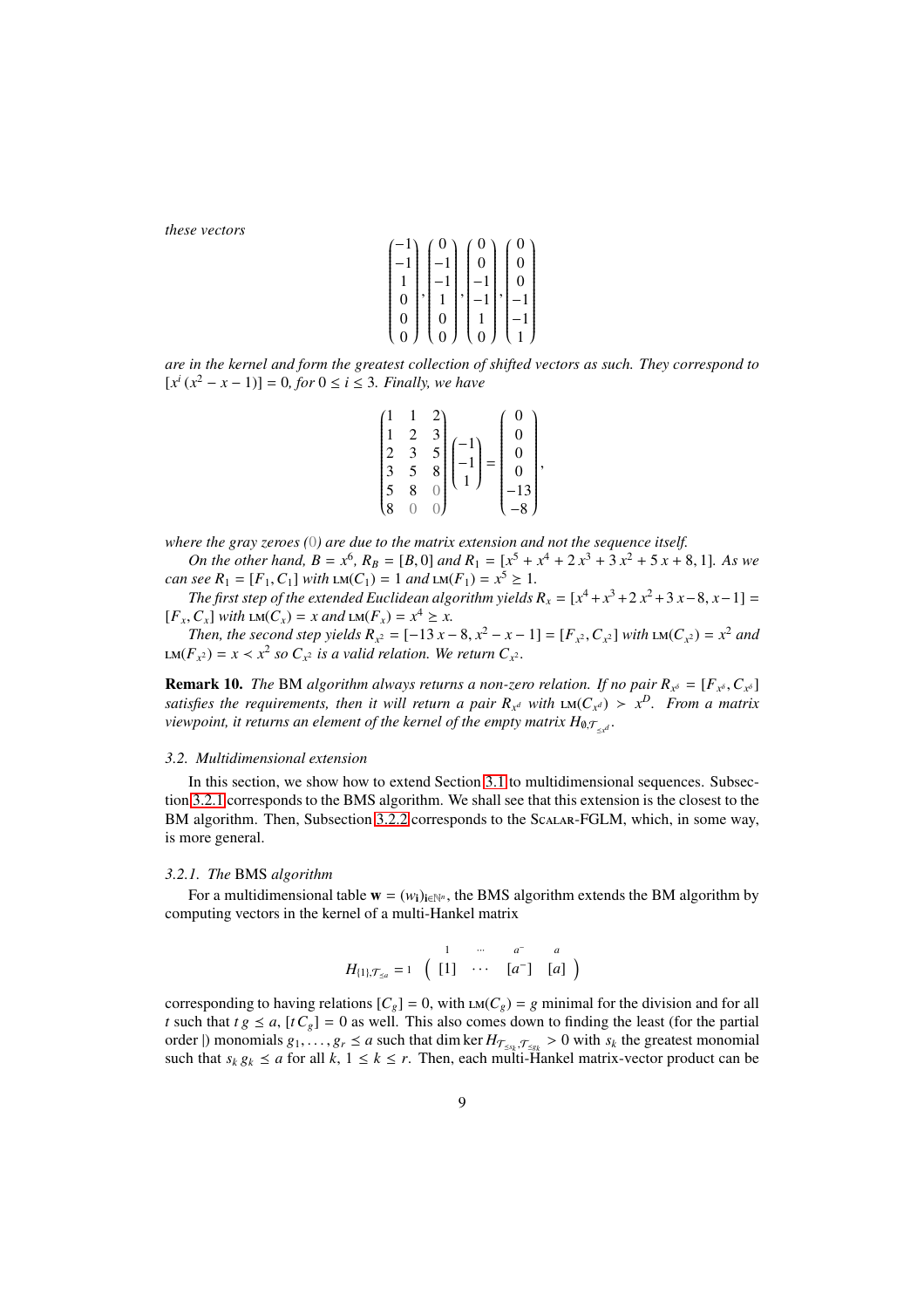*these vectors*

$$\begin{pmatrix}-1\\-1\\1\\0\\0\\0\end{pmatrix},\begin{pmatrix}0\\-1\\-1\\1\\0\\0\end{pmatrix},\begin{pmatrix}0\\0\\-1\\-1\\1\\0\end{pmatrix},\begin{pmatrix}0\\0\\0\\-1\\-1\\1\end{pmatrix}$$

*are in the kernel and form the greatest collection of shifted vectors as such. They correspond to* $[x^i\,(x^2-x-1)]=0$*, for* $0\le i\le 3$*. Finally, we have*

$$\begin{pmatrix}1&1&2\\1&2&3\\2&3&5\\3&5&8\\5&8&0\\8&0&0\end{pmatrix}\begin{pmatrix}-1\\-1\\1\end{pmatrix}=\begin{pmatrix}0\\0\\0\\0\\-13\\-8\end{pmatrix},$$

*where the gray zeroes* (0) *are due to the matrix extension and not the sequence itself.*

*On the other hand,* $B=x^6$*,* $R_B=[B,0]$ *and* $R_1=[x^5+x^4+2\,x^3+3\,x^2+5\,x+8,1]$*. As we can see* $R_1=[F_1,C_1]$ *with* $\mathrm{LM}(C_1)=1$ *and* $\mathrm{LM}(F_1)=x^5\ge 1$*.*

*The first step of the extended Euclidean algorithm yields* $R_x=[x^4+x^3+2\,x^2+3\,x-8,x-1]=[F_x,C_x]$ *with* $\mathrm{LM}(C_x)=x$ *and* $\mathrm{LM}(F_x)=x^4\ge x$*.*

*Then, the second step yields* $R_{x^2}=[-13\,x-8,x^2-x-1]=[F_{x^2},C_{x^2}]$ *with* $\mathrm{LM}(C_{x^2})=x^2$ *and* $\mathrm{LM}(F_{x^2})=x\prec x^2$ *so* $C_{x^2}$ *is a valid relation. We return* $C_{x^2}$*.*

**Remark 10.** *The* BM *algorithm always returns a non-zero relation. If no pair* $R_{x^\delta}=[F_{x^\delta},C_{x^\delta}]$ *satisfies the requirements, then it will return a pair* $R_{x^d}$ *with* $\mathrm{LM}(C_{x^d})\succ x^D$*. From a matrix viewpoint, it returns an element of the kernel of the empty matrix* $H_{\emptyset,\mathcal{T}_{\preceq x^d}}$*.*

### 3.2. Multidimensional extension

In this section, we show how to extend Section 3.1 to multidimensional sequences. Subsection 3.2.1 corresponds to the BMS algorithm. We shall see that this extension is the closest to the BM algorithm. Then, Subsection 3.2.2 corresponds to the Scalar-FGLM, which, in some way, is more general.

#### 3.2.1. The BMS algorithm

For a multidimensional table $\mathbf{w}=(w_{\mathbf{i}})_{\mathbf{i}\in\mathbb{N}^n}$, the BMS algorithm extends the BM algorithm by computing vectors in the kernel of a multi-Hankel matrix

$$H_{\{1\},\mathcal{T}_{\preceq a}}=\begin{array}{c} \\ 1\end{array}\begin{array}{c}\begin{array}{cccc}1&\cdots&a^-&a\end{array}\\ \begin{pmatrix}[1]&\cdots&[a^-]&[a]\end{pmatrix}\end{array}$$

corresponding to having relations $[C_g]=0$, with $\mathrm{LM}(C_g)=g$ minimal for the division and for all $t$ such that $t\,g\preceq a$, $[t\,C_g]=0$ as well. This also comes down to finding the least (for the partial order $|$) monomials $g_1,\ldots,g_r\preceq a$ such that $\dim\ker H_{\mathcal{T}_{\preceq s_k},\mathcal{T}_{\preceq g_k}}>0$ with $s_k$ the greatest monomial such that $s_k\,g_k\preceq a$ for all $k$, $1\le k\le r$. Then, each multi-Hankel matrix-vector product can be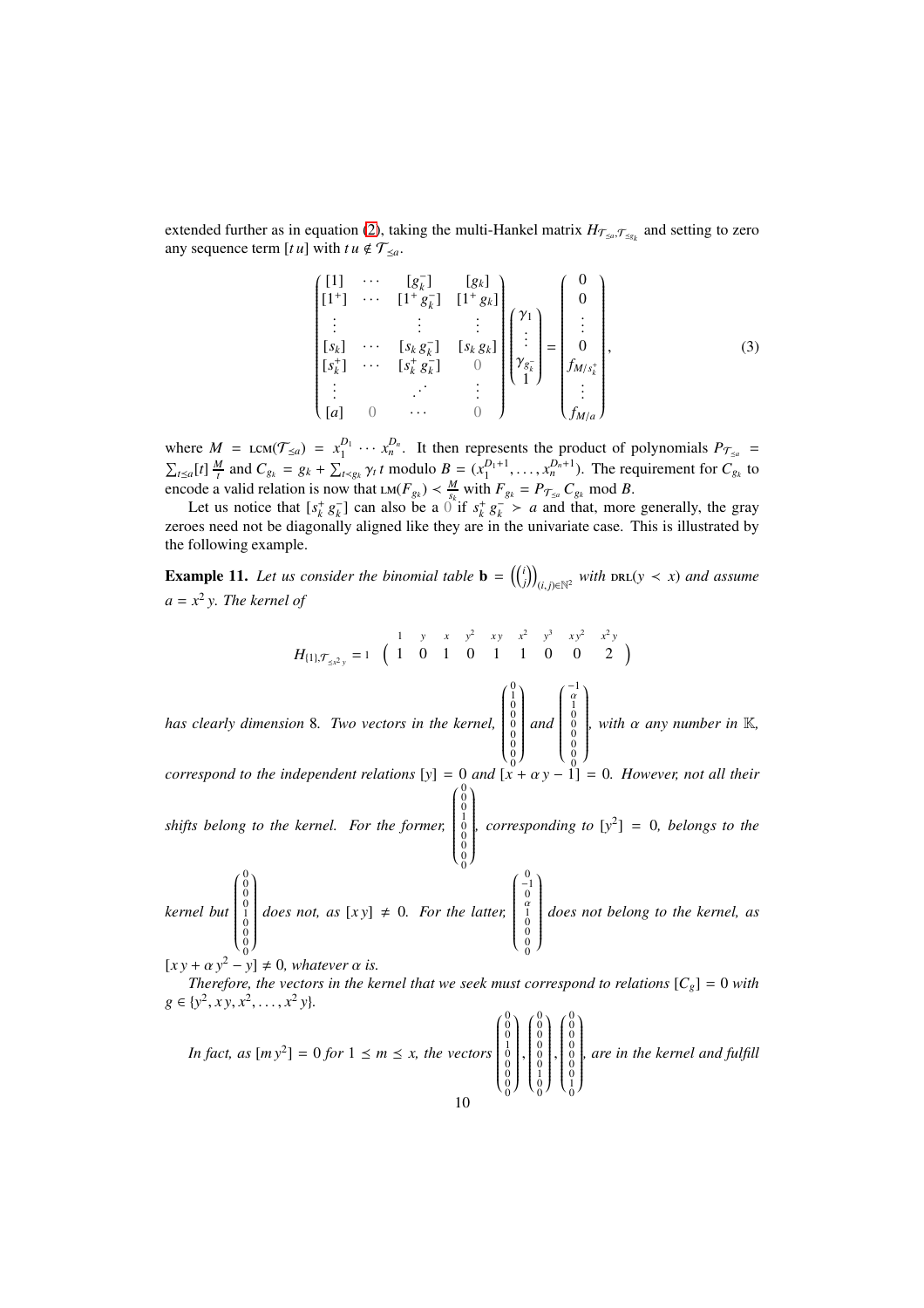extended further as in equation (2), taking the multi-Hankel matrix $H_{\mathcal{T}_{\preceq a},\mathcal{T}_{\preceq g_k}}$ and setting to zero any sequence term $[t\,u]$ with $t\,u \notin \mathcal{T}_{\preceq a}$.

$$
\begin{pmatrix}
[1] & \cdots & [g_k^-] & [g_k] \\
[1^+] & \cdots & [1^+\,g_k^-] & [1^+\,g_k] \\
\vdots & & \vdots & \vdots \\
[s_k] & \cdots & [s_k\,g_k^-] & [s_k\,g_k] \\
[s_k^+] & \cdots & [s_k^+\,g_k^-] & 0 \\
\vdots & & \iddots & \vdots \\
[a] & 0 & \cdots & 0
\end{pmatrix}
\begin{pmatrix}
\gamma_1 \\ \vdots \\ \gamma_{g_k^-} \\ 1
\end{pmatrix}
=
\begin{pmatrix}
0 \\ 0 \\ \vdots \\ 0 \\ f_{M/s_k^+} \\ \vdots \\ f_{M/a}
\end{pmatrix},
\tag{3}
$$

where $M = \operatorname{LCM}(\mathcal{T}_{\preceq a}) = x_1^{D_1} \cdots x_n^{D_n}$. It then represents the product of polynomials $P_{\mathcal{T}_{\preceq a}} = \sum_{t \preceq a} [t] \, \frac{M}{t}$ and $C_{g_k} = g_k + \sum_{t \prec g_k} \gamma_t \, t$ modulo $B = (x_1^{D_1+1}, \ldots, x_n^{D_n+1})$. The requirement for $C_{g_k}$ to encode a valid relation is now that $\operatorname{LM}(F_{g_k}) \prec \frac{M}{s_k}$ with $F_{g_k} = P_{\mathcal{T}_{\preceq a}} \, C_{g_k} \bmod B$.

Let us notice that $[s_k^+ \, g_k^-]$ can also be a $0$ if $s_k^+ \, g_k^- \succ a$ and that, more generally, the gray zeroes need not be diagonally aligned like they are in the univariate case. This is illustrated by the following example.

**Example 11.** *Let us consider the binomial table* $\mathbf{b} = \left(\binom{i}{j}\right)_{(i,j)\in\mathbb{N}^2}$ *with* $\operatorname{DRL}(y \prec x)$ *and assume* $a = x^2\,y$. *The kernel of*

$$
H_{\{1\},\mathcal{T}_{\preceq x^2 y}} = \begin{array}{c} \\ 1 \end{array}
\begin{array}{c}
\begin{array}{ccccccccc} 1 & y & x & y^2 & x\,y & x^2 & y^3 & x\,y^2 & x^2\,y \end{array} \\
\begin{pmatrix} 1 & 0 & 1 & 0 & 1 & 1 & 0 & 0 & 2 \end{pmatrix}
\end{array}
$$

*has clearly dimension* 8. *Two vectors in the kernel,* $\begin{pmatrix} 0\\1\\0\\0\\0\\0\\0\\0\\0 \end{pmatrix}$ *and* $\begin{pmatrix} -1\\ \alpha\\1\\0\\0\\0\\0\\0\\0 \end{pmatrix}$, *with* $\alpha$ *any number in* $\mathbb{K}$, *correspond to the independent relations* $[y] = 0$ *and* $[x + \alpha\,y - 1] = 0$. *However, not all their shifts belong to the kernel. For the former,* $\begin{pmatrix} 0\\0\\0\\1\\0\\0\\0\\0\\0 \end{pmatrix}$, *corresponding to* $[y^2] = 0$, *belongs to the kernel but* $\begin{pmatrix} 0\\0\\0\\0\\1\\0\\0\\0\\0 \end{pmatrix}$ *does not, as* $[x\,y] \neq 0$. *For the latter,* $\begin{pmatrix} 0\\-1\\0\\ \alpha\\1\\0\\0\\0\\0 \end{pmatrix}$ *does not belong to the kernel, as* $[x\,y + \alpha\,y^2 - y] \neq 0$, *whatever* $\alpha$ *is.*

*Therefore, the vectors in the kernel that we seek must correspond to relations* $[C_g] = 0$ *with* $g \in \{y^2, x\,y, x^2, \ldots, x^2\,y\}$.

*In fact, as* $[m\,y^2] = 0$ *for* $1 \leq m \leq x$, *the vectors* $\begin{pmatrix} 0\\0\\0\\1\\0\\0\\0\\0\\0 \end{pmatrix}, \begin{pmatrix} 0\\0\\0\\0\\0\\0\\1\\0\\0 \end{pmatrix}, \begin{pmatrix} 0\\0\\0\\0\\0\\0\\0\\1\\0 \end{pmatrix}$, *are in the kernel and fulfill*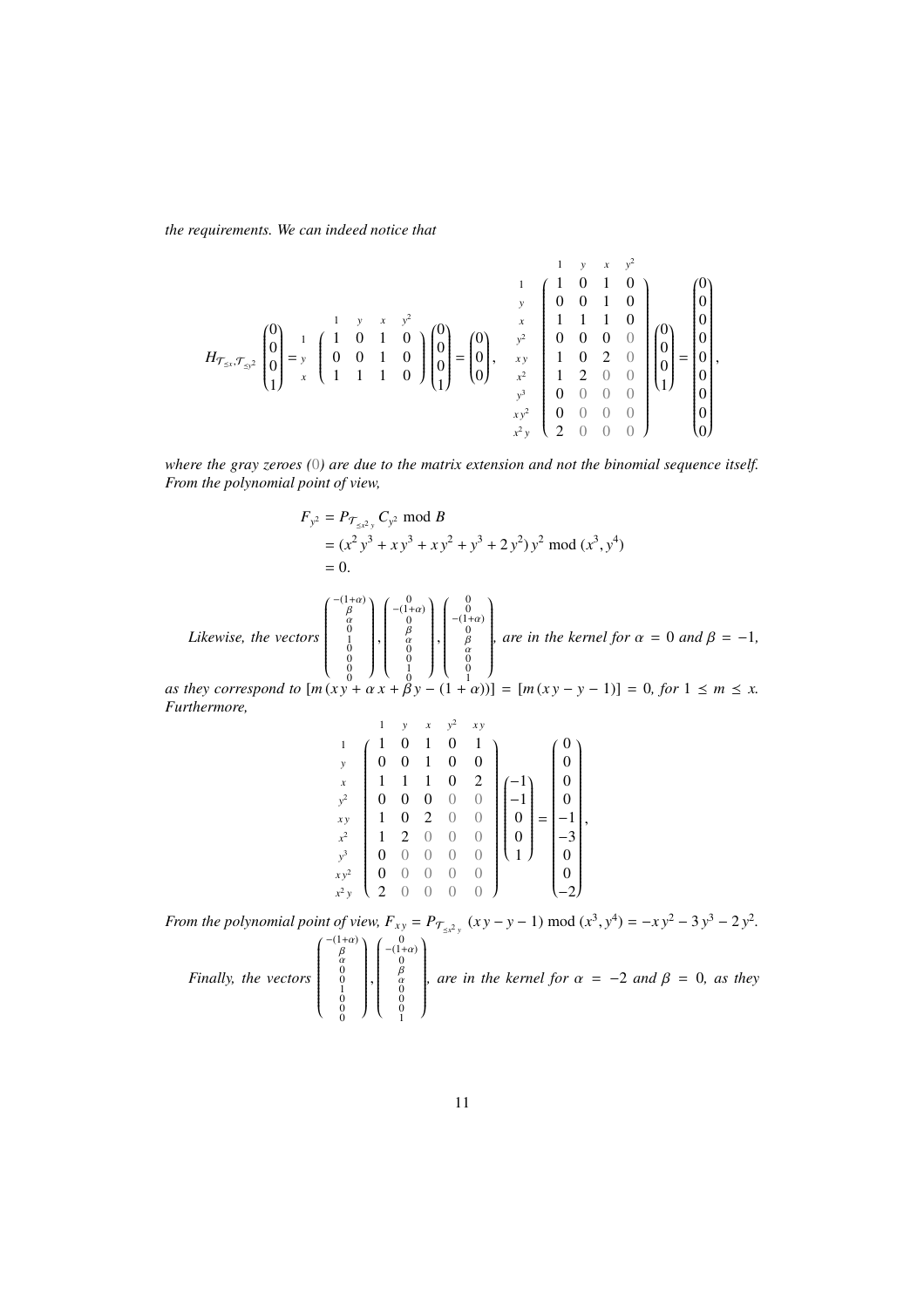*the requirements. We can indeed notice that*

$$
H_{\mathcal{T}_{\leq x},\mathcal{T}_{\leq y^2}}\begin{pmatrix}0\\0\\0\\1\end{pmatrix} = \begin{array}{c} 1 \\ y \\ x \end{array}\overset{\begin{array}{cccc} 1 & y & x & y^2 \end{array}}{\begin{pmatrix} 1 & 0 & 1 & 0\\ 0 & 0 & 1 & 0\\ 1 & 1 & 1 & 0 \end{pmatrix}}\begin{pmatrix}0\\0\\0\\1\end{pmatrix} = \begin{pmatrix}0\\0\\0\end{pmatrix}, \quad \begin{array}{c} 1 \\ y \\ x \\ y^2 \\ xy \\ x^2 \\ y^3 \\ xy^2 \\ x^2y \end{array}\overset{\begin{array}{cccc} 1 & y & x & y^2 \end{array}}{\begin{pmatrix} 1 & 0 & 1 & 0\\ 0 & 0 & 1 & 0\\ 1 & 1 & 1 & 0\\ 0 & 0 & 0 & \color{gray}{0}\\ 1 & 0 & 2 & \color{gray}{0}\\ 1 & 2 & \color{gray}{0} & \color{gray}{0}\\ 0 & \color{gray}{0} & \color{gray}{0} & \color{gray}{0}\\ 0 & \color{gray}{0} & \color{gray}{0} & \color{gray}{0}\\ 2 & \color{gray}{0} & \color{gray}{0} & \color{gray}{0} \end{pmatrix}}\begin{pmatrix}0\\0\\0\\1\end{pmatrix} = \begin{pmatrix}0\\0\\0\\0\\0\\0\\0\\0\\0\end{pmatrix},
$$

*where the gray zeroes (*$\color{gray}{0}$*) are due to the matrix extension and not the binomial sequence itself. From the polynomial point of view,*

$$
\begin{aligned}
F_{y^2} &= P_{\mathcal{T}_{\leq x^2 y}}\, C_{y^2} \bmod B\\
&= (x^2\,y^3 + x\,y^3 + x\,y^2 + y^3 + 2\,y^2)\,y^2 \bmod (x^3, y^4)\\
&= 0.
\end{aligned}
$$

*Likewise, the vectors* $\begin{pmatrix}-(1+\alpha)\\ \beta\\ \alpha\\ 0\\ 1\\ 0\\ 0\\ 0\\ 0\end{pmatrix}, \begin{pmatrix}0\\ -(1+\alpha)\\ 0\\ \beta\\ \alpha\\ 0\\ 0\\ 1\\ 0\end{pmatrix}, \begin{pmatrix}0\\ 0\\ -(1+\alpha)\\ 0\\ \beta\\ \alpha\\ 0\\ 0\\ 1\end{pmatrix}$*, are in the kernel for* $\alpha = 0$ *and* $\beta = -1$*, as they correspond to* $[m\,(x\,y + \alpha\,x + \beta\,y - (1+\alpha))] = [m\,(x\,y - y - 1)] = 0$*, for* $1 \leq m \leq x$*. Furthermore,*

$$
\begin{array}{c} 1 \\ y \\ x \\ y^2 \\ xy \\ x^2 \\ y^3 \\ xy^2 \\ x^2y \end{array}\overset{\begin{array}{ccccc} 1 & y & x & y^2 & xy \end{array}}{\begin{pmatrix} 1 & 0 & 1 & 0 & 1\\ 0 & 0 & 1 & 0 & 0\\ 1 & 1 & 1 & 0 & 2\\ 0 & 0 & 0 & \color{gray}{0} & \color{gray}{0}\\ 1 & 0 & 2 & \color{gray}{0} & \color{gray}{0}\\ 1 & 2 & \color{gray}{0} & \color{gray}{0} & \color{gray}{0}\\ 0 & \color{gray}{0} & \color{gray}{0} & \color{gray}{0} & \color{gray}{0}\\ 0 & \color{gray}{0} & \color{gray}{0} & \color{gray}{0} & \color{gray}{0}\\ 2 & \color{gray}{0} & \color{gray}{0} & \color{gray}{0} & \color{gray}{0} \end{pmatrix}}\begin{pmatrix}-1\\-1\\0\\0\\1\end{pmatrix} = \begin{pmatrix}0\\0\\0\\0\\-1\\-3\\0\\0\\-2\end{pmatrix},
$$

*From the polynomial point of view,* $F_{x\,y} = P_{\mathcal{T}_{\leq x^2 y}}\,(x\,y - y - 1) \bmod (x^3, y^4) = -x\,y^2 - 3\,y^3 - 2\,y^2$*.*

*Finally, the vectors* $\begin{pmatrix}-(1+\alpha)\\ \beta\\ \alpha\\ 0\\ 0\\ 1\\ 0\\ 0\\ 0\end{pmatrix}, \begin{pmatrix}0\\ -(1+\alpha)\\ 0\\ \beta\\ \alpha\\ 0\\ 0\\ 0\\ 1\end{pmatrix}$*, are in the kernel for* $\alpha = -2$ *and* $\beta = 0$*, as they*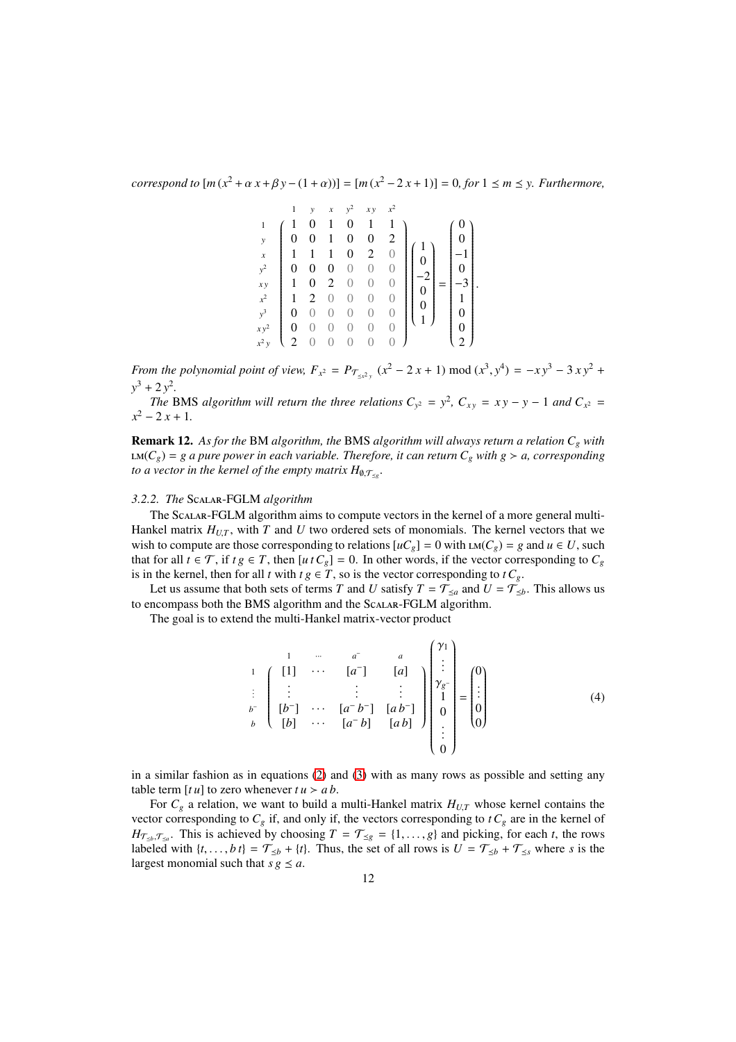*correspond to* $[m\,(x^2+\alpha\,x+\beta\,y-(1+\alpha))]=[m\,(x^2-2\,x+1)]=0$*, for* $1\preceq m\preceq y$*. Furthermore,*

$$
\begin{array}{c}
\\ 1\\ y\\ x\\ y^2\\ x\,y\\ x^2\\ y^3\\ x\,y^2\\ x^2\,y
\end{array}
\begin{array}{c}
\begin{array}{cccccc} 1 & y & x & y^2 & x\,y & x^2 \end{array}\\
\begin{pmatrix}
1 & 0 & 1 & 0 & 1 & 1\\
0 & 0 & 1 & 0 & 0 & 2\\
1 & 1 & 1 & 0 & 2 & 0\\
0 & 0 & 0 & 0 & 0 & 0\\
1 & 0 & 2 & 0 & 0 & 0\\
1 & 2 & 0 & 0 & 0 & 0\\
0 & 0 & 0 & 0 & 0 & 0\\
0 & 0 & 0 & 0 & 0 & 0\\
2 & 0 & 0 & 0 & 0 & 0
\end{pmatrix}
\end{array}
\begin{pmatrix}1\\0\\-2\\0\\0\\1\end{pmatrix}
=
\begin{pmatrix}0\\0\\-1\\0\\-3\\1\\0\\0\\2\end{pmatrix}.
$$

*From the polynomial point of view,* $F_{x^2}=P_{\mathcal{T}_{\preceq x^2 y}}\,(x^2-2\,x+1)\bmod (x^3,y^4)=-x\,y^3-3\,x\,y^2+y^3+2\,y^2$*.*

*The* BMS *algorithm will return the three relations* $C_{y^2}=y^2$*,* $C_{x\,y}=x\,y-y-1$ *and* $C_{x^2}=x^2-2\,x+1$*.*

**Remark 12.** *As for the* BM *algorithm, the* BMS *algorithm will always return a relation* $C_g$ *with* $\mathrm{LM}(C_g)=g$ *a pure power in each variable. Therefore, it can return* $C_g$ *with* $g>a$*, corresponding to a vector in the kernel of the empty matrix* $H_{\emptyset,\mathcal{T}_{\preceq g}}$*.*

### 3.2.2. *The* Scalar-FGLM *algorithm*

The Scalar-FGLM algorithm aims to compute vectors in the kernel of a more general multi-Hankel matrix $H_{U,T}$, with $T$ and $U$ two ordered sets of monomials. The kernel vectors that we wish to compute are those corresponding to relations $[uC_g]=0$ with $\mathrm{LM}(C_g)=g$ and $u\in U$, such that for all $t\in\mathcal{T}$, if $t\,g\in T$, then $[u\,t\,C_g]=0$. In other words, if the vector corresponding to $C_g$ is in the kernel, then for all $t$ with $t\,g\in T$, so is the vector corresponding to $t\,C_g$.

Let us assume that both sets of terms $T$ and $U$ satisfy $T=\mathcal{T}_{\preceq a}$ and $U=\mathcal{T}_{\preceq b}$. This allows us to encompass both the BMS algorithm and the Scalar-FGLM algorithm.

The goal is to extend the multi-Hankel matrix-vector product

$$
\begin{array}{c}
\\ 1\\ \vdots\\ b^-\\ b
\end{array}
\begin{array}{c}
\begin{array}{cccc} 1 & \cdots & a^- & a \end{array}\\
\begin{pmatrix}
[1] & \cdots & [a^-] & [a]\\
\vdots & & \vdots & \vdots\\
[b^-] & \cdots & [a^-\,b^-] & [a\,b^-]\\
[b] & \cdots & [a^-\,b] & [a\,b]
\end{pmatrix}
\end{array}
\begin{pmatrix}\gamma_1\\ \vdots\\ \gamma_{g^-}\\ 1\\ 0\\ \vdots\\ 0\end{pmatrix}
=
\begin{pmatrix}0\\ \vdots\\ 0\\ 0\end{pmatrix}
\tag{4}
$$

in a similar fashion as in equations (2) and (3) with as many rows as possible and setting any table term $[t\,u]$ to zero whenever $t\,u>a\,b$.

For $C_g$ a relation, we want to build a multi-Hankel matrix $H_{U,T}$ whose kernel contains the vector corresponding to $C_g$ if, and only if, the vectors corresponding to $t\,C_g$ are in the kernel of $H_{\mathcal{T}_{\preceq b},\mathcal{T}_{\preceq a}}$. This is achieved by choosing $T=\mathcal{T}_{\preceq g}=\{1,\ldots,g\}$ and picking, for each $t$, the rows labeled with $\{t,\ldots,b\,t\}=\mathcal{T}_{\preceq b}+\{t\}$. Thus, the set of all rows is $U=\mathcal{T}_{\preceq b}+\mathcal{T}_{\preceq s}$ where $s$ is the largest monomial such that $s\,g\preceq a$.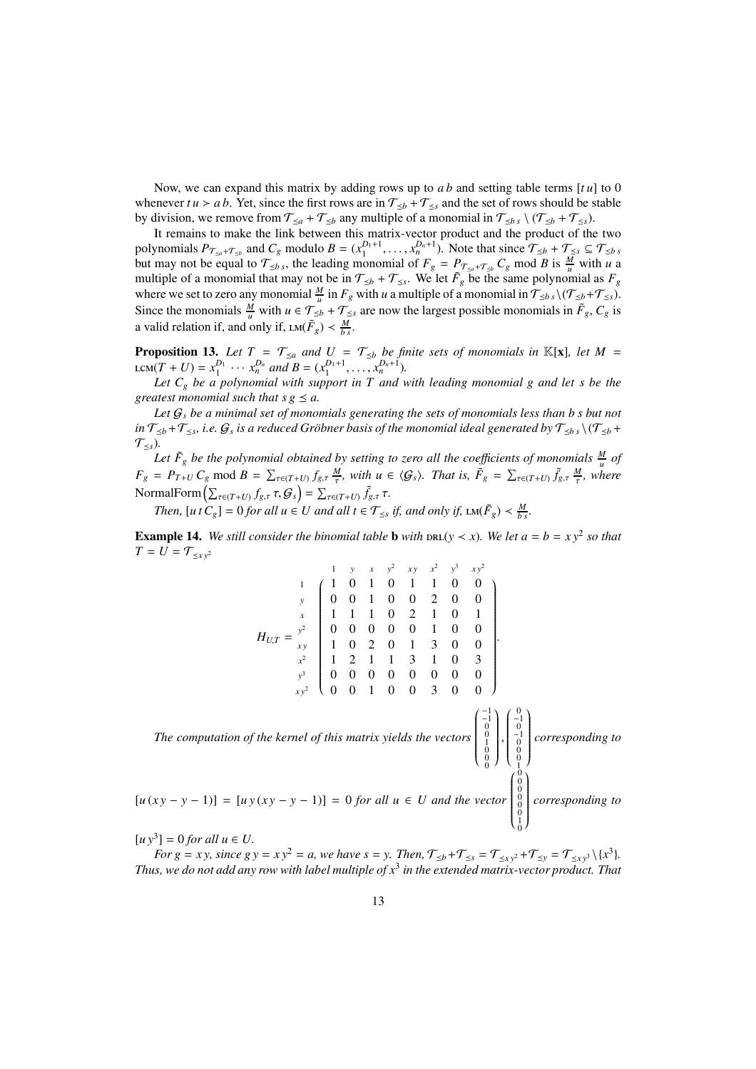Now, we can expand this matrix by adding rows up to $a\,b$ and setting table terms $[t\,u]$ to 0 whenever $t\,u \succ a\,b$. Yet, since the first rows are in $\mathcal{T}_{\preceq b} + \mathcal{T}_{\preceq s}$ and the set of rows should be stable by division, we remove from $\mathcal{T}_{\preceq a} + \mathcal{T}_{\preceq b}$ any multiple of a monomial in $\mathcal{T}_{\preceq b\,s} \setminus (\mathcal{T}_{\preceq b} + \mathcal{T}_{\preceq s})$.

It remains to make the link between this matrix-vector product and the product of the two polynomials $P_{\mathcal{T}_{\preceq a}+\mathcal{T}_{\preceq b}}$ and $C_g$ modulo $B = (x_1^{D_1+1}, \ldots, x_n^{D_n+1})$. Note that since $\mathcal{T}_{\preceq b} + \mathcal{T}_{\preceq s} \subseteq \mathcal{T}_{\preceq b\,s}$ but may not be equal to $\mathcal{T}_{\preceq b\,s}$, the leading monomial of $F_g = P_{\mathcal{T}_{\preceq a}+\mathcal{T}_{\preceq b}}\,C_g \bmod B$ is $\frac{M}{u}$ with $u$ a multiple of a monomial that may not be in $\mathcal{T}_{\preceq b} + \mathcal{T}_{\preceq s}$. We let $\tilde{F}_g$ be the same polynomial as $F_g$ where we set to zero any monomial $\frac{M}{u}$ in $F_g$ with $u$ a multiple of a monomial in $\mathcal{T}_{\preceq b\,s} \setminus (\mathcal{T}_{\preceq b} + \mathcal{T}_{\preceq s})$. Since the monomials $\frac{M}{u}$ with $u \in \mathcal{T}_{\preceq b} + \mathcal{T}_{\preceq s}$ are now the largest possible monomials in $\tilde{F}_g$, $C_g$ is a valid relation if, and only if, $\operatorname{LM}(\tilde{F}_g) \prec \frac{M}{b\,s}$.

**Proposition 13.** *Let $T = \mathcal{T}_{\preceq a}$ and $U = \mathcal{T}_{\preceq b}$ be finite sets of monomials in $\mathbb{K}[\mathbf{x}]$, let $M = \operatorname{LCM}(T+U) = x_1^{D_1} \cdots x_n^{D_n}$ and $B = (x_1^{D_1+1}, \ldots, x_n^{D_n+1})$.*

*Let $C_g$ be a polynomial with support in $T$ and with leading monomial $g$ and let $s$ be the greatest monomial such that $s\,g \preceq a$.*

*Let $\mathcal{G}_s$ be a minimal set of monomials generating the sets of monomials less than $b\,s$ but not in $\mathcal{T}_{\preceq b} + \mathcal{T}_{\preceq s}$, i.e. $\mathcal{G}_s$ is a reduced Gröbner basis of the monomial ideal generated by $\mathcal{T}_{\preceq b\,s} \setminus (\mathcal{T}_{\preceq b} + \mathcal{T}_{\preceq s})$.*

*Let $\tilde{F}_g$ be the polynomial obtained by setting to zero all the coefficients of monomials $\frac{M}{u}$ of $F_g = P_{T+U}\,C_g \bmod B = \sum_{\tau \in (T+U)} f_{g,\tau}\,\frac{M}{\tau}$, with $u \in \langle \mathcal{G}_s \rangle$. That is, $\tilde{F}_g = \sum_{\tau \in (T+U)} \tilde{f}_{g,\tau}\,\frac{M}{\tau}$, where $\operatorname{NormalForm}\left(\sum_{\tau \in (T+U)} f_{g,\tau}\,\tau, \mathcal{G}_s\right) = \sum_{\tau \in (T+U)} \tilde{f}_{g,\tau}\,\tau$.*

*Then, $[u\,t\,C_g] = 0$ for all $u \in U$ and all $t \in \mathcal{T}_{\preceq s}$ if, and only if, $\operatorname{LM}(\tilde{F}_g) \prec \frac{M}{b\,s}$.*

**Example 14.** *We still consider the binomial table $\mathbf{b}$ with $\operatorname{DRL}(y \prec x)$. We let $a = b = x\,y^2$ so that $T = U = \mathcal{T}_{\preceq x\,y^2}$*

$$H_{U,T} = \begin{array}{c} \\ 1 \\ y \\ x \\ y^2 \\ x\,y \\ x^2 \\ y^3 \\ x\,y^2 \end{array}\begin{array}{c} \begin{array}{cccccccc} 1 & y & x & y^2 & x\,y & x^2 & y^3 & x\,y^2 \end{array} \\ \left(\begin{array}{cccccccc} 1 & 0 & 1 & 0 & 1 & 1 & 0 & 0 \\ 0 & 0 & 1 & 0 & 0 & 2 & 0 & 0 \\ 1 & 1 & 1 & 0 & 2 & 1 & 0 & 1 \\ 0 & 0 & 0 & 0 & 0 & 1 & 0 & 0 \\ 1 & 0 & 2 & 0 & 1 & 3 & 0 & 0 \\ 1 & 2 & 1 & 1 & 3 & 1 & 0 & 3 \\ 0 & 0 & 0 & 0 & 0 & 0 & 0 & 0 \\ 0 & 0 & 1 & 0 & 0 & 3 & 0 & 0 \end{array}\right) \end{array}.$$

*The computation of the kernel of this matrix yields the vectors $\begin{pmatrix} -1 \\ -1 \\ 0 \\ 0 \\ 1 \\ 0 \\ 0 \\ 0 \end{pmatrix}, \begin{pmatrix} 0 \\ -1 \\ 0 \\ -1 \\ 0 \\ 0 \\ 0 \\ 1 \end{pmatrix}$ corresponding to $[u\,(x\,y - y - 1)] = [u\,y\,(x\,y - y - 1)] = 0$ for all $u \in U$ and the vector $\begin{pmatrix} 0 \\ 0 \\ 0 \\ 0 \\ 0 \\ 0 \\ 1 \\ 0 \end{pmatrix}$ corresponding to $[u\,y^3] = 0$ for all $u \in U$.*

*For $g = x\,y$, since $g\,y = x\,y^2 = a$, we have $s = y$. Then, $\mathcal{T}_{\preceq b} + \mathcal{T}_{\preceq s} = \mathcal{T}_{\preceq x\,y^2} + \mathcal{T}_{\preceq y} = \mathcal{T}_{\preceq x\,y^3} \setminus \{x^3\}$. Thus, we do not add any row with label multiple of $x^3$ in the extended matrix-vector product. That*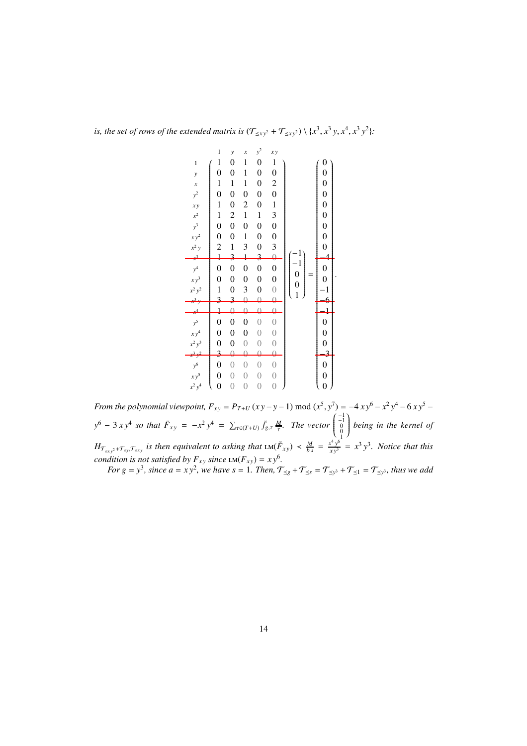*is, the set of rows of the extended matrix is* $(\mathcal{T}_{\preceq xy^2} + \mathcal{T}_{\preceq xy^2}) \setminus \{x^3, x^3y, x^4, x^3y^2\}$*:*

$$
\begin{array}{c}
\\ 1 \\ y \\ x \\ y^2 \\ xy \\ x^2 \\ y^3 \\ xy^2 \\ x^2y \\ \cancel{x^3} \\ y^4 \\ xy^3 \\ x^2y^2 \\ \cancel{x^3y} \\ \cancel{x^4} \\ y^5 \\ xy^4 \\ x^2y^3 \\ \cancel{x^3y^2} \\ y^6 \\ xy^5 \\ x^2y^4
\end{array}
\begin{array}{c}
\begin{array}{ccccc} 1 & y & x & y^2 & xy \end{array} \\
\left(\begin{array}{ccccc}
1 & 0 & 1 & 0 & 1 \\
0 & 0 & 1 & 0 & 0 \\
1 & 1 & 1 & 0 & 2 \\
0 & 0 & 0 & 0 & 0 \\
1 & 0 & 2 & 0 & 1 \\
1 & 2 & 1 & 1 & 3 \\
0 & 0 & 0 & 0 & 0 \\
0 & 0 & 1 & 0 & 0 \\
2 & 1 & 3 & 0 & 3 \\
\cancel{1} & \cancel{3} & \cancel{1} & \cancel{3} & \cancel{0} \\
0 & 0 & 0 & 0 & 0 \\
0 & 0 & 0 & 0 & 0 \\
1 & 0 & 3 & 0 & 0 \\
\cancel{3} & \cancel{3} & \cancel{0} & \cancel{0} & \cancel{0} \\
\cancel{1} & \cancel{0} & \cancel{0} & \cancel{0} & \cancel{0} \\
0 & 0 & 0 & 0 & 0 \\
0 & 0 & 0 & 0 & 0 \\
0 & 0 & 0 & 0 & 0 \\
\cancel{3} & \cancel{0} & \cancel{0} & \cancel{0} & \cancel{0} \\
0 & 0 & 0 & 0 & 0 \\
0 & 0 & 0 & 0 & 0 \\
0 & 0 & 0 & 0 & 0
\end{array}\right)
\end{array}
\begin{pmatrix} -1 \\ -1 \\ 0 \\ 0 \\ 1 \end{pmatrix}
=
\begin{pmatrix} 0 \\ 0 \\ 0 \\ 0 \\ 0 \\ 0 \\ 0 \\ 0 \\ 0 \\ \cancel{-4} \\ 0 \\ 0 \\ -1 \\ \cancel{-6} \\ \cancel{-1} \\ 0 \\ 0 \\ 0 \\ \cancel{-3} \\ 0 \\ 0 \\ 0 \end{pmatrix}.
$$

*From the polynomial viewpoint,* $F_{xy} = P_{T+U}(xy - y - 1) \bmod (x^5, y^7) = -4xy^6 - x^2y^4 - 6xy^5 - y^6 - 3xy^4$ *so that* $\tilde{F}_{xy} = -x^2y^4 = \sum_{\tau \in (T+U)} \tilde{f}_{g,\tau} \frac{M}{\tau}$*. The vector* $\begin{pmatrix} -1 \\ -1 \\ 0 \\ 0 \\ 1 \end{pmatrix}$ *being in the kernel of* $H_{\mathcal{T}_{\preceq xy^2} + \mathcal{T}_{\preceq y}, \mathcal{T}_{\preceq xy}}$ *is then equivalent to asking that* $\mathrm{LM}(\tilde{F}_{xy}) \prec \frac{M}{bs} = \frac{x^4y^6}{xy^3} = x^3y^3$*. Notice that this condition is not satisfied by* $F_{xy}$ *since* $\mathrm{LM}(F_{xy}) = xy^6$*.*

*For* $g = y^3$*, since* $a = xy^2$*, we have* $s = 1$*. Then,* $\mathcal{T}_{\preceq g} + \mathcal{T}_{\preceq s} = \mathcal{T}_{\preceq y^3} + \mathcal{T}_{\preceq 1} = \mathcal{T}_{\preceq y^3}$*, thus we add*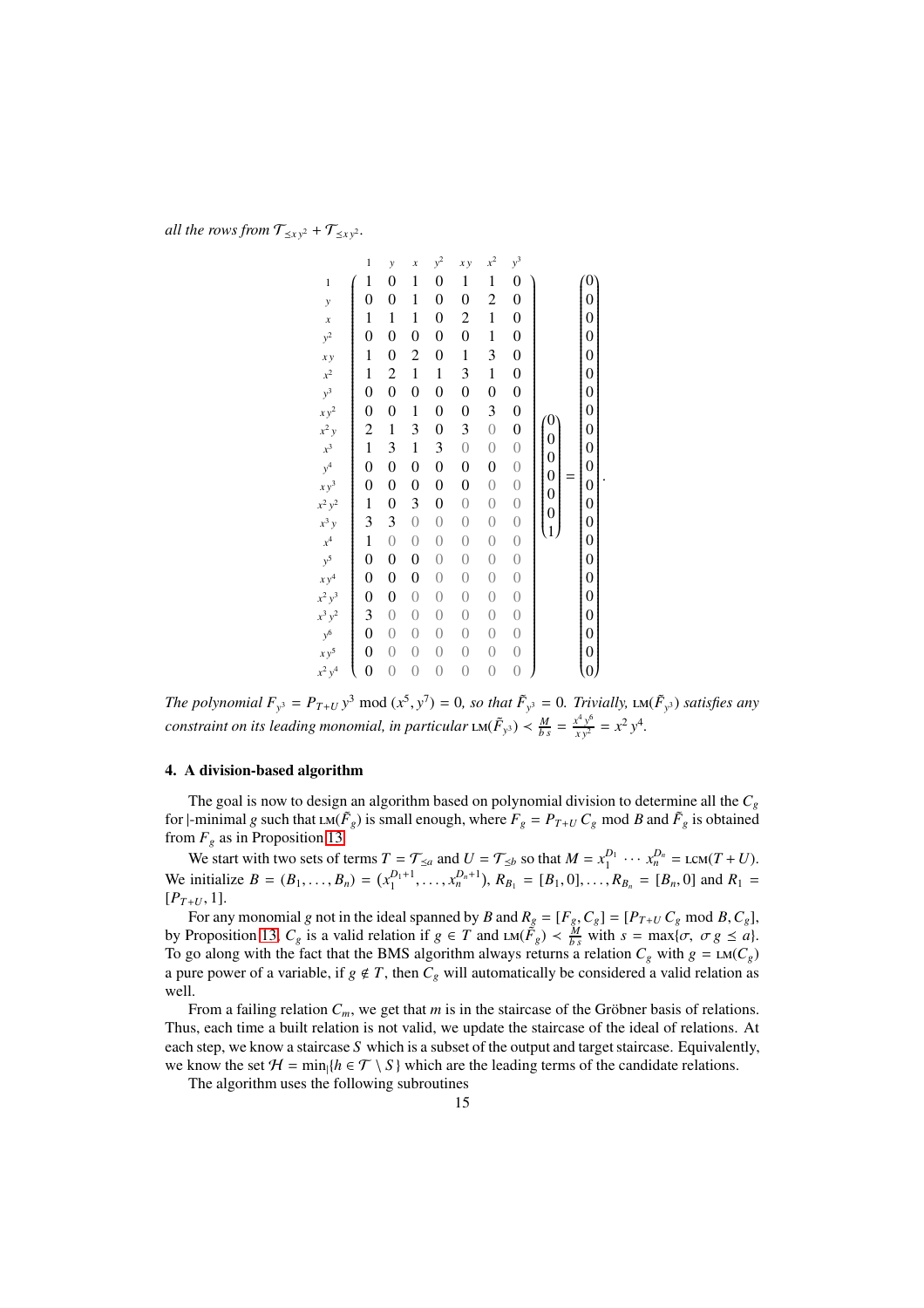*all the rows from $\mathcal{T}_{\preceq x\,y^2} + \mathcal{T}_{\preceq x\,y^2}$.*

$$
\begin{array}{c}
\\
1\\ y\\ x\\ y^2\\ x\,y\\ x^2\\ y^3\\ x\,y^2\\ x^2\,y\\ x^3\\ y^4\\ x\,y^3\\ x^2\,y^2\\ x^3\,y\\ x^4\\ y^5\\ x\,y^4\\ x^2\,y^3\\ x^3\,y^2\\ y^6\\ x\,y^5\\ x^2\,y^4
\end{array}
\begin{array}{c}
\begin{array}{ccccccc} 1 & y & x & y^2 & x\,y & x^2 & y^3 \end{array}\\
\begin{pmatrix}
1 & 0 & 1 & 0 & 1 & 1 & 0\\
0 & 0 & 1 & 0 & 0 & 2 & 0\\
1 & 1 & 1 & 0 & 2 & 1 & 0\\
0 & 0 & 0 & 0 & 0 & 1 & 0\\
1 & 0 & 2 & 0 & 1 & 3 & 0\\
1 & 2 & 1 & 1 & 3 & 1 & 0\\
0 & 0 & 0 & 0 & 0 & 0 & 0\\
0 & 0 & 1 & 0 & 0 & 3 & 0\\
2 & 1 & 3 & 0 & 3 & 0 & 0\\
1 & 3 & 1 & 3 & 0 & 0 & 0\\
0 & 0 & 0 & 0 & 0 & 0 & 0\\
0 & 0 & 0 & 0 & 0 & 0 & 0\\
1 & 0 & 3 & 0 & 0 & 0 & 0\\
3 & 3 & 0 & 0 & 0 & 0 & 0\\
1 & 0 & 0 & 0 & 0 & 0 & 0\\
0 & 0 & 0 & 0 & 0 & 0 & 0\\
0 & 0 & 0 & 0 & 0 & 0 & 0\\
0 & 0 & 0 & 0 & 0 & 0 & 0\\
3 & 0 & 0 & 0 & 0 & 0 & 0\\
0 & 0 & 0 & 0 & 0 & 0 & 0\\
0 & 0 & 0 & 0 & 0 & 0 & 0\\
0 & 0 & 0 & 0 & 0 & 0 & 0
\end{pmatrix}
\end{array}
\begin{pmatrix} 0\\0\\0\\0\\0\\0\\1 \end{pmatrix}
=
\begin{pmatrix} 0\\0\\0\\0\\0\\0\\0\\0\\0\\0\\0\\0\\0\\0\\0\\0\\0\\0\\0\\0\\0\\0 \end{pmatrix}.
$$

*The polynomial $F_{y^3} = P_{T+U}\,y^3 \bmod (x^5, y^7) = 0$, so that $\tilde{F}_{y^3} = 0$. Trivially, $\mathrm{LM}(\tilde{F}_{y^3})$ satisfies any constraint on its leading monomial, in particular $\mathrm{LM}(\tilde{F}_{y^3}) \prec \frac{M}{b\,s} = \frac{x^4\,y^6}{x\,y^2} = x^2\,y^4$.*

## 4. A division-based algorithm

The goal is now to design an algorithm based on polynomial division to determine all the $C_g$ for $|$-minimal $g$ such that $\mathrm{LM}(\tilde{F}_g)$ is small enough, where $F_g = P_{T+U}\,C_g \bmod B$ and $\tilde{F}_g$ is obtained from $F_g$ as in Proposition 13.

We start with two sets of terms $T = \mathcal{T}_{\preceq a}$ and $U = \mathcal{T}_{\preceq b}$ so that $M = x_1^{D_1} \cdots x_n^{D_n} = \mathrm{LCM}(T+U)$. We initialize $B = (B_1, \ldots, B_n) = (x_1^{D_1+1}, \ldots, x_n^{D_n+1})$, $R_{B_1} = [B_1, 0], \ldots, R_{B_n} = [B_n, 0]$ and $R_1 = [P_{T+U}, 1]$.

For any monomial $g$ not in the ideal spanned by $B$ and $R_g = [F_g, C_g] = [P_{T+U}\,C_g \bmod B, C_g]$, by Proposition 13, $C_g$ is a valid relation if $g \in T$ and $\mathrm{LM}(\tilde{F}_g) \prec \frac{M}{b\,s}$ with $s = \max\{\sigma,\ \sigma\,g \preceq a\}$. To go along with the fact that the BMS algorithm always returns a relation $C_g$ with $g = \mathrm{LM}(C_g)$ a pure power of a variable, if $g \notin T$, then $C_g$ will automatically be considered a valid relation as well.

From a failing relation $C_m$, we get that $m$ is in the staircase of the Gröbner basis of relations. Thus, each time a built relation is not valid, we update the staircase of the ideal of relations. At each step, we know a staircase $S$ which is a subset of the output and target staircase. Equivalently, we know the set $\mathcal{H} = \min_{|}\{h \in \mathcal{T} \setminus S\}$ which are the leading terms of the candidate relations.

The algorithm uses the following subroutines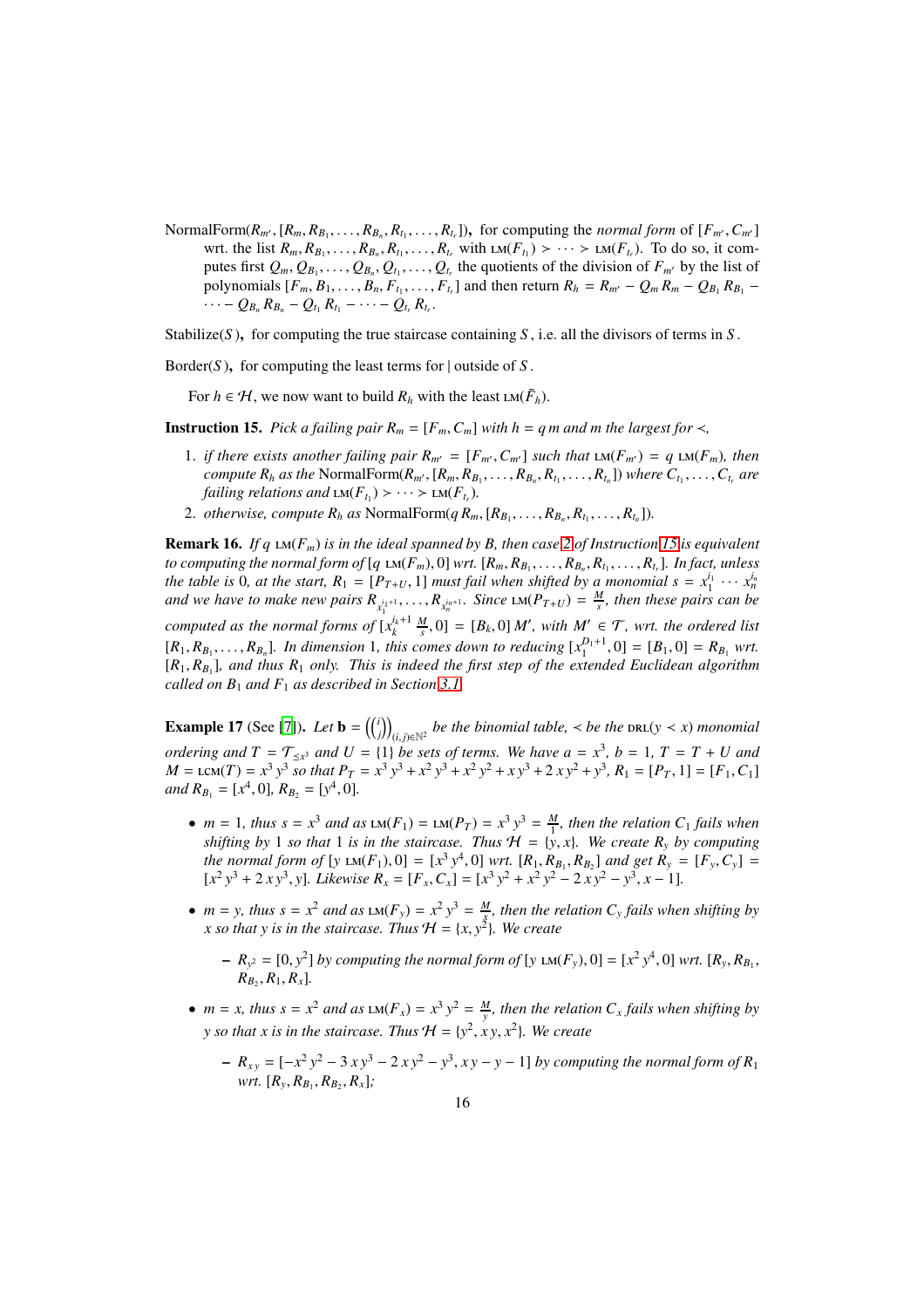NormalForm$(R_{m'}, [R_m, R_{B_1}, \ldots, R_{B_n}, R_{t_1}, \ldots, R_{t_r}])$, for computing the *normal form* of $[F_{m'}, C_{m'}]$ wrt. the list $R_m, R_{B_1}, \ldots, R_{B_n}, R_{t_1}, \ldots, R_{t_r}$ with $\operatorname{LM}(F_{t_1}) \succ \cdots \succ \operatorname{LM}(F_{t_r})$. To do so, it computes first $Q_m, Q_{B_1}, \ldots, Q_{B_n}, Q_{t_1}, \ldots, Q_{t_r}$ the quotients of the division of $F_{m'}$ by the list of polynomials $[F_m, B_1, \ldots, B_n, F_{t_1}, \ldots, F_{t_r}]$ and then return $R_h = R_{m'} - Q_m R_m - Q_{B_1} R_{B_1} - \cdots - Q_{B_n} R_{B_n} - Q_{t_1} R_{t_1} - \cdots - Q_{t_r} R_{t_r}$.

Stabilize$(S)$, for computing the true staircase containing $S$, i.e. all the divisors of terms in $S$.

Border$(S)$, for computing the least terms for | outside of $S$.

For $h \in \mathcal{H}$, we now want to build $R_h$ with the least $\operatorname{LM}(\tilde{F}_h)$.

**Instruction 15.** *Pick a failing pair $R_m = [F_m, C_m]$ with $h = q\,m$ and $m$ the largest for $\prec$,*

1. *if there exists another failing pair $R_{m'} = [F_{m'}, C_{m'}]$ such that $\operatorname{LM}(F_{m'}) = q \operatorname{LM}(F_m)$, then compute $R_h$ as the* NormalForm$(R_{m'}, [R_m, R_{B_1}, \ldots, R_{B_n}, R_{t_1}, \ldots, R_{t_n}])$ *where $C_{t_1}, \ldots, C_{t_r}$ are failing relations and $\operatorname{LM}(F_{t_1}) \succ \cdots \succ \operatorname{LM}(F_{t_r})$.*
2. *otherwise, compute $R_h$ as* NormalForm$(q\,R_m, [R_{B_1}, \ldots, R_{B_n}, R_{t_1}, \ldots, R_{t_n}])$.

**Remark 16.** *If $q \operatorname{LM}(F_m)$ is in the ideal spanned by $B$, then case 2 of Instruction 15 is equivalent to computing the normal form of $[q \operatorname{LM}(F_m), 0]$ wrt. $[R_m, R_{B_1}, \ldots, R_{B_n}, R_{t_1}, \ldots, R_{t_r}]$. In fact, unless the table is 0, at the start, $R_1 = [P_{T+U}, 1]$ must fail when shifted by a monomial $s = x_1^{i_1} \cdots x_n^{i_n}$ and we have to make new pairs $R_{x_1^{i_1+1}}, \ldots, R_{x_n^{i_n+1}}$. Since $\operatorname{LM}(P_{T+U}) = \frac{M}{s}$, then these pairs can be computed as the normal forms of $[x_k^{i_k+1} \frac{M}{s}, 0] = [B_k, 0]\,M'$, with $M' \in \mathcal{T}$, wrt. the ordered list $[R_1, R_{B_1}, \ldots, R_{B_n}]$. In dimension 1, this comes down to reducing $[x_1^{D_1+1}, 0] = [B_1, 0] = R_{B_1}$ wrt. $[R_1, R_{B_1}]$, and thus $R_1$ only. This is indeed the first step of the extended Euclidean algorithm called on $B_1$ and $F_1$ as described in Section 3.1.*

**Example 17** (See [7]). *Let $\mathbf{b} = \left(\binom{i}{j}\right)_{(i,j)\in\mathbb{N}^2}$ be the binomial table, $\prec$ be the $\operatorname{DRL}(y \prec x)$ monomial ordering and $T = \mathcal{T}_{\preceq x^3}$ and $U = \{1\}$ be sets of terms. We have $a = x^3$, $b = 1$, $T = T + U$ and $M = \operatorname{LCM}(T) = x^3 y^3$ so that $P_T = x^3 y^3 + x^2 y^3 + x^2 y^2 + x y^3 + 2 x y^2 + y^3$, $R_1 = [P_T, 1] = [F_1, C_1]$ and $R_{B_1} = [x^4, 0]$, $R_{B_2} = [y^4, 0]$.*

- *$m = 1$, thus $s = x^3$ and as $\operatorname{LM}(F_1) = \operatorname{LM}(P_T) = x^3 y^3 = \frac{M}{1}$, then the relation $C_1$ fails when shifting by 1 so that 1 is in the staircase. Thus $\mathcal{H} = \{y, x\}$. We create $R_y$ by computing the normal form of $[y \operatorname{LM}(F_1), 0] = [x^3 y^4, 0]$ wrt. $[R_1, R_{B_1}, R_{B_2}]$ and get $R_y = [F_y, C_y] = [x^2 y^3 + 2 x y^3, y]$. Likewise $R_x = [F_x, C_x] = [x^3 y^2 + x^2 y^2 - 2 x y^2 - y^3, x - 1]$.*
- *$m = y$, thus $s = x^2$ and as $\operatorname{LM}(F_y) = x^2 y^3 = \frac{M}{x}$, then the relation $C_y$ fails when shifting by $x$ so that $y$ is in the staircase. Thus $\mathcal{H} = \{x, y^2\}$. We create*
  - *$R_{y^2} = [0, y^2]$ by computing the normal form of $[y \operatorname{LM}(F_y), 0] = [x^2 y^4, 0]$ wrt. $[R_y, R_{B_1}, R_{B_2}, R_1, R_x]$.*
- *$m = x$, thus $s = x^2$ and as $\operatorname{LM}(F_x) = x^3 y^2 = \frac{M}{y}$, then the relation $C_x$ fails when shifting by $y$ so that $x$ is in the staircase. Thus $\mathcal{H} = \{y^2, x y, x^2\}$. We create*
  - *$R_{xy} = [-x^2 y^2 - 3 x y^3 - 2 x y^2 - y^3, x y - y - 1]$ by computing the normal form of $R_1$ wrt. $[R_y, R_{B_1}, R_{B_2}, R_x]$;*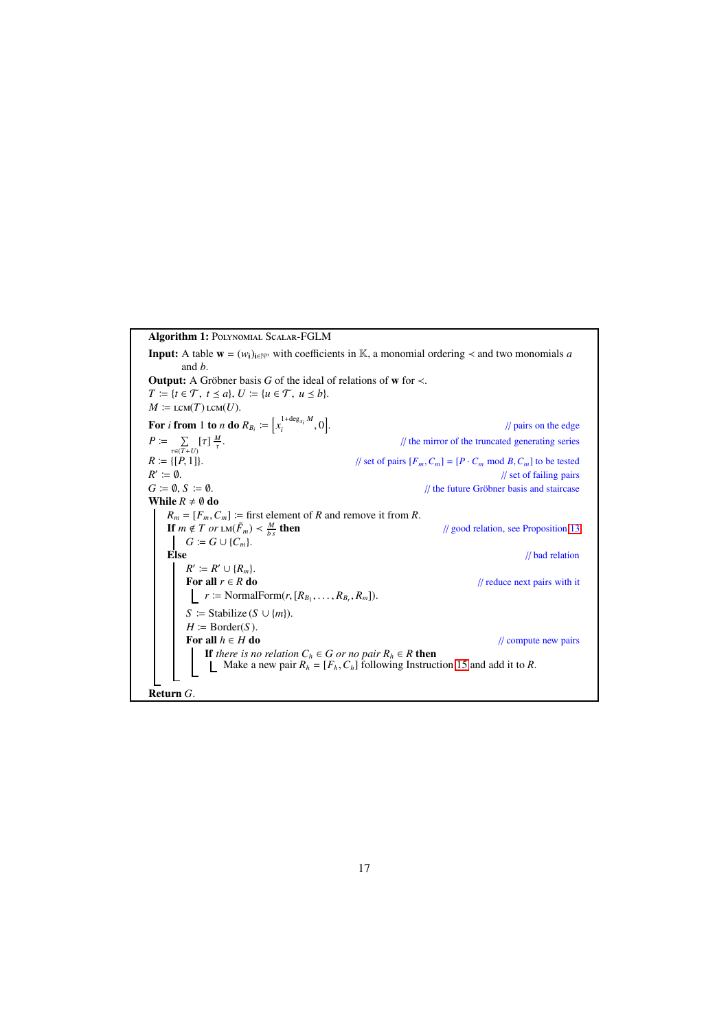**Algorithm 1:** Polynomial Scalar-FGLM

**Input:** A table $\mathbf{w} = (w_{\mathbf{i}})_{\mathbf{i}\in\mathbb{N}^n}$ with coefficients in $\mathbb{K}$, a monomial ordering $\prec$ and two monomials $a$ and $b$.

**Output:** A Gröbner basis $G$ of the ideal of relations of $\mathbf{w}$ for $\prec$.

$T := \{t \in \mathcal{T},\ t \preceq a\}$, $U := \{u \in \mathcal{T},\ u \preceq b\}$.

$M := \operatorname{LCM}(T)\operatorname{LCM}(U)$.

**For** $i$ **from** 1 **to** $n$ **do** $R_{B_i} := \left[x_i^{1+\deg_{x_i} M}, 0\right]$. // pairs on the edge

$P := \sum_{\tau\in(T+U)} [\tau]\,\frac{M}{\tau}$. // the mirror of the truncated generating series

$R := \{[P, 1]\}$. // set of pairs $[F_m, C_m] = [P \cdot C_m \bmod B, C_m]$ to be tested

$R' := \emptyset$. // set of failing pairs

$G := \emptyset$, $S := \emptyset$. // the future Gröbner basis and staircase

**While** $R \neq \emptyset$ **do**

- $R_m = [F_m, C_m] :=$ first element of $R$ and remove it from $R$.
- **If** $m \notin T$ *or* $\operatorname{LM}(\tilde{F}_m) \prec \frac{M}{b\,s}$ **then** // good relation, see Proposition 13
  - $G := G \cup \{C_m\}$.
- **Else** // bad relation
  - $R' := R' \cup \{R_m\}$.
  - **For all** $r \in R$ **do** // reduce next pairs with it
    - $r := \text{NormalForm}(r, [R_{B_1}, \ldots, R_{B_r}, R_m])$.
  - $S := \text{Stabilize}(S \cup \{m\})$.
  - $H := \text{Border}(S)$.
  - **For all** $h \in H$ **do** // compute new pairs
    - **If** *there is no relation* $C_h \in G$ *or no pair* $R_h \in R$ **then**
      - Make a new pair $R_h = [F_h, C_h]$ following Instruction 15 and add it to $R$.

**Return** $G$.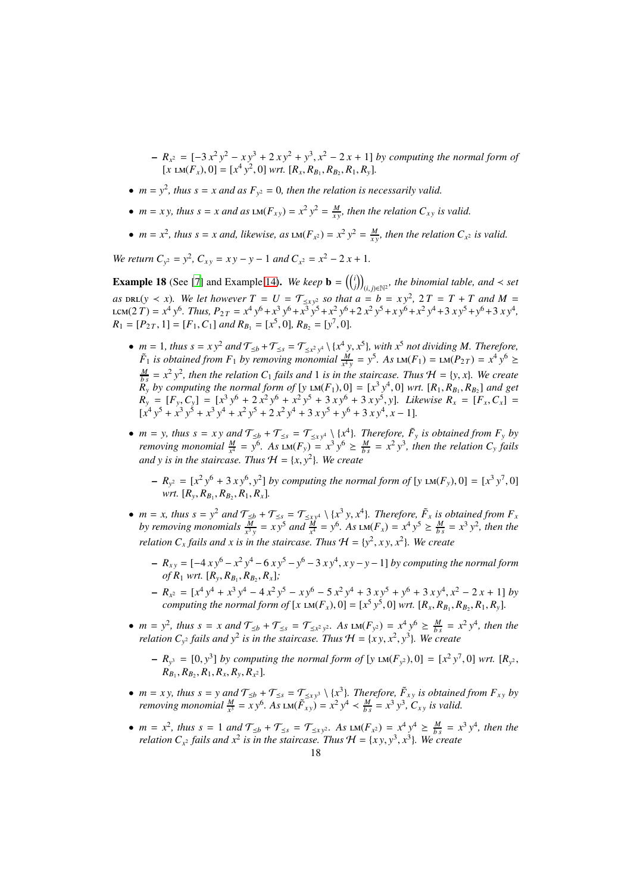- $R_{x^2} = [-3\,x^2\,y^2 - x\,y^3 + 2\,x\,y^2 + y^3, x^2 - 2\,x + 1]$ *by computing the normal form of* $[x\ \mathrm{LM}(F_x), 0] = [x^4\,y^2, 0]$ *wrt.* $[R_x, R_{B_1}, R_{B_2}, R_1, R_y]$.

- $m = y^2$*, thus* $s = x$ *and as* $F_{y^2} = 0$*, then the relation is necessarily valid.*
- $m = x\,y$*, thus* $s = x$ *and as* $\mathrm{LM}(F_{x\,y}) = x^2\,y^2 = \frac{M}{x\,y}$*, then the relation* $C_{x\,y}$ *is valid.*
- $m = x^2$*, thus* $s = x$ *and, likewise, as* $\mathrm{LM}(F_{x^2}) = x^2\,y^2 = \frac{M}{x\,y}$*, then the relation* $C_{x^2}$ *is valid.*

*We return* $C_{y^2} = y^2$*,* $C_{x\,y} = x\,y - y - 1$ *and* $C_{x^2} = x^2 - 2\,x + 1$*.*

**Example 18** (See [7] and Example 14)**.** *We keep* $\mathbf{b} = \left(\binom{i}{j}\right)_{(i,j)\in\mathbb{N}^2}$*, the binomial table, and* $\prec$ *set as* $\mathrm{DRL}(y \prec x)$*. We let however* $T = U = \mathcal{T}_{\preceq x\,y^2}$ *so that* $a = b = x\,y^2$*,* $2\,T = T + T$ *and* $M = \mathrm{LCM}(2\,T) = x^4\,y^6$*. Thus,* $P_{2\,T} = x^4\,y^6 + x^3\,y^6 + x^3\,y^5 + x^2\,y^6 + 2\,x^2\,y^5 + x\,y^6 + x^2\,y^4 + 3\,x\,y^5 + y^6 + 3\,x\,y^4$*,* $R_1 = [P_{2\,T}, 1] = [F_1, C_1]$ *and* $R_{B_1} = [x^5, 0]$*,* $R_{B_2} = [y^7, 0]$*.*

- $m = 1$*, thus* $s = x\,y^2$ *and* $\mathcal{T}_{\preceq b} + \mathcal{T}_{\preceq s} = \mathcal{T}_{\preceq x^2\,y^4} \setminus \{x^4\,y, x^5\}$*, with* $x^5$ *not dividing* $M$*. Therefore,* $\tilde{F}_1$ *is obtained from* $F_1$ *by removing monomial* $\frac{M}{x^4\,y} = y^5$*. As* $\mathrm{LM}(F_1) = \mathrm{LM}(P_{2\,T}) = x^4\,y^6 \succeq \frac{M}{b\,s} = x^2\,y^2$*, then the relation* $C_1$ *fails and* $1$ *is in the staircase. Thus* $\mathcal{H} = \{y, x\}$*. We create* $R_y$ *by computing the normal form of* $[y\ \mathrm{LM}(F_1), 0] = [x^3\,y^4, 0]$ *wrt.* $[R_1, R_{B_1}, R_{B_2}]$ *and get* $R_y = [F_y, C_y] = [x^3\,y^6 + 2\,x^2\,y^6 + x^2\,y^5 + 3\,x\,y^6 + 3\,x\,y^5, y]$*. Likewise* $R_x = [F_x, C_x] = [x^4\,y^5 + x^3\,y^5 + x^3\,y^4 + x^2\,y^5 + 2\,x^2\,y^4 + 3\,x\,y^5 + y^6 + 3\,x\,y^4, x - 1]$*.*
- $m = y$*, thus* $s = x\,y$ *and* $\mathcal{T}_{\preceq b} + \mathcal{T}_{\preceq s} = \mathcal{T}_{\preceq x\,y^4} \setminus \{x^4\}$*. Therefore,* $\tilde{F}_y$ *is obtained from* $F_y$ *by removing monomial* $\frac{M}{x^4} = y^6$*. As* $\mathrm{LM}(F_y) = x^3\,y^6 \succeq \frac{M}{b\,s} = x^2\,y^3$*, then the relation* $C_y$ *fails and* $y$ *is in the staircase. Thus* $\mathcal{H} = \{x, y^2\}$*. We create*
  - $R_{y^2} = [x^2\,y^6 + 3\,x\,y^6, y^2]$ *by computing the normal form of* $[y\ \mathrm{LM}(F_y), 0] = [x^3\,y^7, 0]$ *wrt.* $[R_y, R_{B_1}, R_{B_2}, R_1, R_x]$*.*
- $m = x$*, thus* $s = y^2$ *and* $\mathcal{T}_{\preceq b} + \mathcal{T}_{\preceq s} = \mathcal{T}_{\preceq x\,y^4} \setminus \{x^3\,y, x^4\}$*. Therefore,* $\tilde{F}_x$ *is obtained from* $F_x$ *by removing monomials* $\frac{M}{x^3\,y} = x\,y^5$ *and* $\frac{M}{x^4} = y^6$*. As* $\mathrm{LM}(F_x) = x^4\,y^5 \succeq \frac{M}{b\,s} = x^3\,y^2$*, then the relation* $C_x$ *fails and* $x$ *is in the staircase. Thus* $\mathcal{H} = \{y^2, x\,y, x^2\}$*. We create*
  - $R_{x\,y} = [-4\,x\,y^6 - x^2\,y^4 - 6\,x\,y^5 - y^6 - 3\,x\,y^4, x\,y - y - 1]$ *by computing the normal form of* $R_1$ *wrt.* $[R_y, R_{B_1}, R_{B_2}, R_x]$*;*
  - $R_{x^2} = [x^4\,y^4 + x^3\,y^4 - 4\,x^2\,y^5 - x\,y^6 - 5\,x^2\,y^4 + 3\,x\,y^5 + y^6 + 3\,x\,y^4, x^2 - 2\,x + 1]$ *by computing the normal form of* $[x\ \mathrm{LM}(F_x), 0] = [x^5\,y^5, 0]$ *wrt.* $[R_x, R_{B_1}, R_{B_2}, R_1, R_y]$*.*
- $m = y^2$*, thus* $s = x$ *and* $\mathcal{T}_{\preceq b} + \mathcal{T}_{\preceq s} = \mathcal{T}_{\preceq x^2\,y^2}$*. As* $\mathrm{LM}(F_{y^2}) = x^4\,y^6 \succeq \frac{M}{b\,s} = x^2\,y^4$*, then the relation* $C_{y^2}$ *fails and* $y^2$ *is in the staircase. Thus* $\mathcal{H} = \{x\,y, x^2, y^3\}$*. We create*
  - $R_{y^3} = [0, y^3]$ *by computing the normal form of* $[y\ \mathrm{LM}(F_{y^2}), 0] = [x^2\,y^7, 0]$ *wrt.* $[R_{y^2}, R_{B_1}, R_{B_2}, R_1, R_x, R_y, R_{x^2}]$*.*
- $m = x\,y$*, thus* $s = y$ *and* $\mathcal{T}_{\preceq b} + \mathcal{T}_{\preceq s} = \mathcal{T}_{\preceq x\,y^3} \setminus \{x^3\}$*. Therefore,* $\tilde{F}_{x\,y}$ *is obtained from* $F_{x\,y}$ *by removing monomial* $\frac{M}{x^3} = x\,y^6$*. As* $\mathrm{LM}(\tilde{F}_{x\,y}) = x^2\,y^4 \prec \frac{M}{b\,s} = x^3\,y^3$*,* $C_{x\,y}$ *is valid.*
- $m = x^2$*, thus* $s = 1$ *and* $\mathcal{T}_{\preceq b} + \mathcal{T}_{\preceq s} = \mathcal{T}_{\preceq x\,y^2}$*. As* $\mathrm{LM}(F_{x^2}) = x^4\,y^4 \succeq \frac{M}{b\,s} = x^3\,y^4$*, then the relation* $C_{x^2}$ *fails and* $x^2$ *is in the staircase. Thus* $\mathcal{H} = \{x\,y, y^3, x^3\}$*. We create*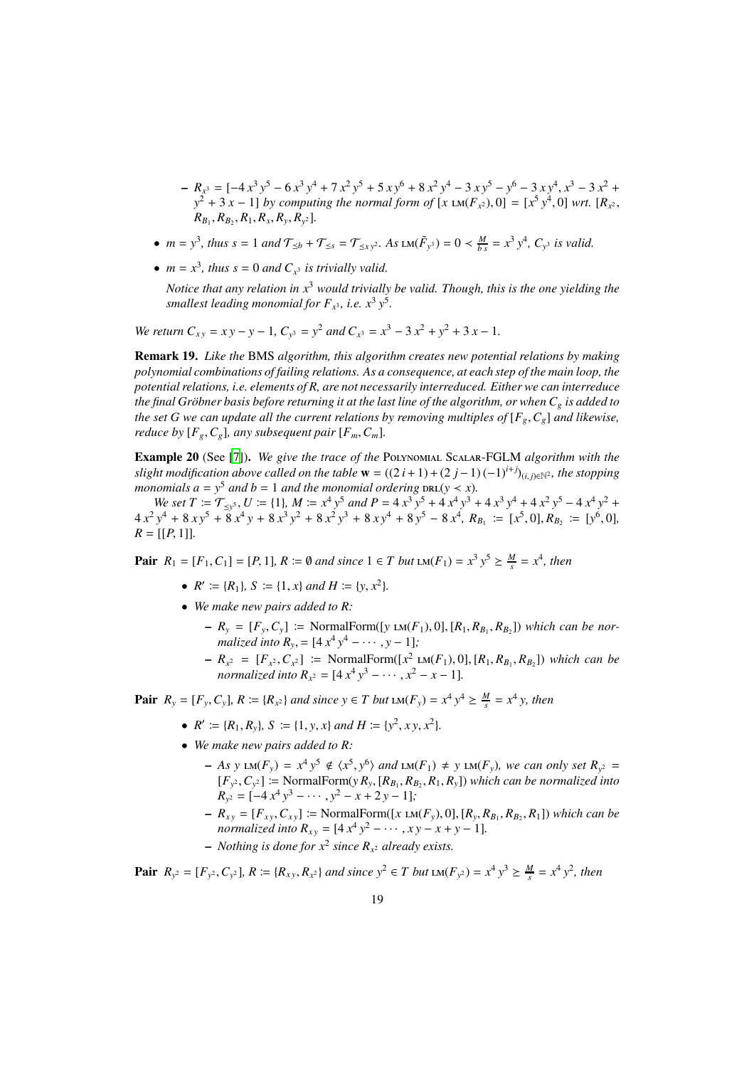- $R_{x^3} = [-4\,x^3\,y^5 - 6\,x^3\,y^4 + 7\,x^2\,y^5 + 5\,x\,y^6 + 8\,x^2\,y^4 - 3\,x\,y^5 - y^6 - 3\,x\,y^4, x^3 - 3\,x^2 + y^2 + 3\,x - 1]$ *by computing the normal form of* $[x \operatorname{LM}(F_{x^2}), 0] = [x^5\,y^4, 0]$ *wrt.* $[R_{x^2}, R_{B_1}, R_{B_2}, R_1, R_x, R_y, R_{y^2}]$.

- $m = y^3$, *thus* $s = 1$ *and* $\mathcal{T}_{\preceq b} + \mathcal{T}_{\preceq s} = \mathcal{T}_{\preceq x\,y^2}$. *As* $\operatorname{LM}(\tilde{F}_{y^3}) = 0 \prec \frac{M}{b\,s} = x^3\,y^4$, $C_{y^3}$ *is valid.*
- $m = x^3$, *thus* $s = 0$ *and* $C_{x^3}$ *is trivially valid.*

  *Notice that any relation in* $x^3$ *would trivially be valid. Though, this is the one yielding the smallest leading monomial for* $F_{x^3}$, *i.e.* $x^3\,y^5$.

*We return* $C_{x\,y} = x\,y - y - 1$, $C_{y^3} = y^2$ *and* $C_{x^3} = x^3 - 3\,x^2 + y^2 + 3\,x - 1$.

**Remark 19.** *Like the* BMS *algorithm, this algorithm creates new potential relations by making polynomial combinations of failing relations. As a consequence, at each step of the main loop, the potential relations, i.e. elements of R, are not necessarily interreduced. Either we can interreduce the final Gröbner basis before returning it at the last line of the algorithm, or when* $C_g$ *is added to the set G we can update all the current relations by removing multiples of* $[F_g, C_g]$ *and likewise, reduce by* $[F_g, C_g]$, *any subsequent pair* $[F_m, C_m]$.

**Example 20** (See [7]). *We give the trace of the* Polynomial Scalar-FGLM *algorithm with the slight modification above called on the table* $\mathbf{w} = ((2\,i+1) + (2\,j-1)\,(-1)^{i+j})_{(i,j)\in\mathbb{N}^2}$, *the stopping monomials* $a = y^5$ *and* $b = 1$ *and the monomial ordering* $\operatorname{DRL}(y \prec x)$.

*We set* $T \coloneqq \mathcal{T}_{\preceq y^5}$, $U \coloneqq \{1\}$, $M \coloneqq x^4\,y^5$ *and* $P = 4\,x^3\,y^5 + 4\,x^4\,y^3 + 4\,x^3\,y^4 + 4\,x^2\,y^5 - 4\,x^4\,y^2 + 4\,x^2\,y^4 + 8\,x\,y^5 + 8\,x^4\,y + 8\,x^3\,y^2 + 8\,x^2\,y^3 + 8\,x\,y^4 + 8\,y^5 - 8\,x^4$, $R_{B_1} \coloneqq [x^5, 0], R_{B_2} \coloneqq [y^6, 0]$, $R = [[P, 1]]$.

**Pair** $R_1 = [F_1, C_1] = [P, 1]$, $R \coloneqq \emptyset$ *and since* $1 \in T$ *but* $\operatorname{LM}(F_1) = x^3\,y^5 \succeq \frac{M}{s} = x^4$, *then*

- $R' \coloneqq \{R_1\}$, $S \coloneqq \{1, x\}$ *and* $H \coloneqq \{y, x^2\}$.
- *We make new pairs added to R:*
   - $R_y = [F_y, C_y] \coloneqq \operatorname{NormalForm}([y \operatorname{LM}(F_1), 0], [R_1, R_{B_1}, R_{B_2}])$ *which can be normalized into* $R_y, = [4\,x^4\,y^4 - \cdots, y - 1]$;
   - $R_{x^2} = [F_{x^2}, C_{x^2}] \coloneqq \operatorname{NormalForm}([x^2 \operatorname{LM}(F_1), 0], [R_1, R_{B_1}, R_{B_2}])$ *which can be normalized into* $R_{x^2} = [4\,x^4\,y^3 - \cdots, x^2 - x - 1]$.

**Pair** $R_y = [F_y, C_y]$, $R \coloneqq \{R_{x^2}\}$ *and since* $y \in T$ *but* $\operatorname{LM}(F_y) = x^4\,y^4 \succeq \frac{M}{s} = x^4\,y$, *then*

- $R' \coloneqq \{R_1, R_y\}$, $S \coloneqq \{1, y, x\}$ *and* $H \coloneqq \{y^2, x\,y, x^2\}$.
- *We make new pairs added to R:*
   - *As* $y \operatorname{LM}(F_y) = x^4\,y^5 \notin \langle x^5, y^6\rangle$ *and* $\operatorname{LM}(F_1) \neq y \operatorname{LM}(F_y)$, *we can only set* $R_{y^2} = [F_{y^2}, C_{y^2}] \coloneqq \operatorname{NormalForm}(y\,R_y, [R_{B_1}, R_{B_2}, R_1, R_y])$ *which can be normalized into* $R_{y^2} = [-4\,x^4\,y^3 - \cdots, y^2 - x + 2\,y - 1]$;
   - $R_{x\,y} = [F_{x\,y}, C_{x\,y}] \coloneqq \operatorname{NormalForm}([x \operatorname{LM}(F_y), 0], [R_y, R_{B_1}, R_{B_2}, R_1])$ *which can be normalized into* $R_{x\,y} = [4\,x^4\,y^2 - \cdots, x\,y - x + y - 1]$.
   - *Nothing is done for* $x^2$ *since* $R_{x^2}$ *already exists.*

**Pair** $R_{y^2} = [F_{y^2}, C_{y^2}]$, $R \coloneqq \{R_{x\,y}, R_{x^2}\}$ *and since* $y^2 \in T$ *but* $\operatorname{LM}(F_{y^2}) = x^4\,y^3 \succeq \frac{M}{s} = x^4\,y^2$, *then*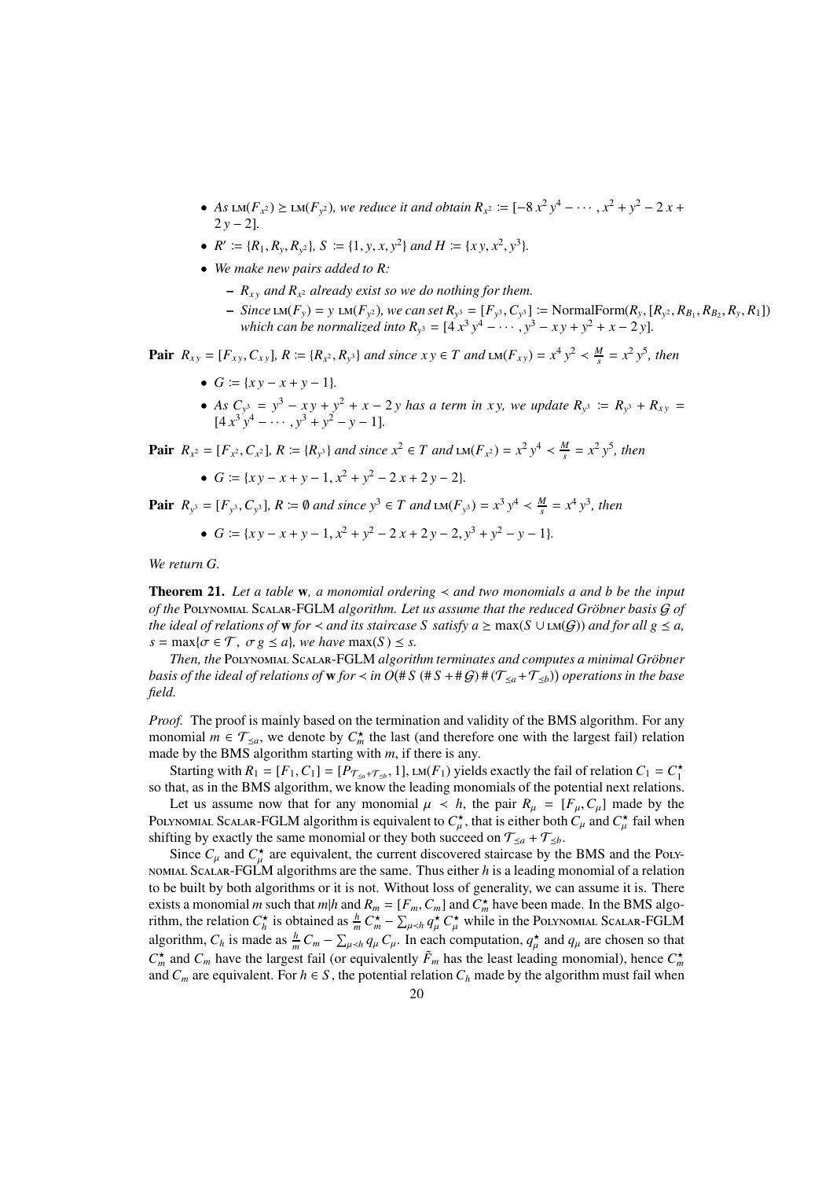- *As* $\text{LM}(F_{x^2}) \succeq \text{LM}(F_{y^2})$*, we reduce it and obtain* $R_{x^2} := [-8\,x^2\,y^4 - \cdots, x^2 + y^2 - 2\,x + 2\,y - 2]$.
- $R' := \{R_1, R_y, R_{y^2}\}$*,* $S := \{1, y, x, y^2\}$ *and* $H := \{x\,y, x^2, y^3\}$.
- *We make new pairs added to R:*
  - $R_{x\,y}$ *and* $R_{x^2}$ *already exist so we do nothing for them.*
  - *Since* $\text{LM}(F_y) = y\ \text{LM}(F_{y^2})$*, we can set* $R_{y^3} = [F_{y^3}, C_{y^3}] := \text{NormalForm}(R_y, [R_{y^2}, R_{B_1}, R_{B_2}, R_y, R_1])$ *which can be normalized into* $R_{y^3} = [4\,x^3\,y^4 - \cdots, y^3 - x\,y + y^2 + x - 2\,y]$.

**Pair** $R_{x\,y} = [F_{x\,y}, C_{x\,y}]$*,* $R := \{R_{x^2}, R_{y^3}\}$ *and since* $x\,y \in T$ *and* $\text{LM}(F_{x\,y}) = x^4\,y^2 \prec \frac{M}{s} = x^2\,y^5$*, then*

- $G := \{x\,y - x + y - 1\}$.
- *As* $C_{y^3} = y^3 - x\,y + y^2 + x - 2\,y$ *has a term in* $x\,y$*, we update* $R_{y^3} := R_{y^3} + R_{x\,y} = [4\,x^3\,y^4 - \cdots, y^3 + y^2 - y - 1]$.

**Pair** $R_{x^2} = [F_{x^2}, C_{x^2}]$*,* $R := \{R_{y^3}\}$ *and since* $x^2 \in T$ *and* $\text{LM}(F_{x^2}) = x^2\,y^4 \prec \frac{M}{s} = x^2\,y^5$*, then*

- $G := \{x\,y - x + y - 1, x^2 + y^2 - 2\,x + 2\,y - 2\}$.

**Pair** $R_{y^3} = [F_{y^3}, C_{y^3}]$*,* $R := \emptyset$ *and since* $y^3 \in T$ *and* $\text{LM}(F_{y^3}) = x^3\,y^4 \prec \frac{M}{s} = x^4\,y^3$*, then*

- $G := \{x\,y - x + y - 1, x^2 + y^2 - 2\,x + 2\,y - 2, y^3 + y^2 - y - 1\}$.

*We return G.*

**Theorem 21.** *Let a table* $\mathbf{w}$*, a monomial ordering* $\prec$ *and two monomials a and b be the input of the* Polynomial Scalar-FGLM *algorithm. Let us assume that the reduced Gröbner basis* $\mathcal{G}$ *of the ideal of relations of* $\mathbf{w}$ *for* $\prec$ *and its staircase S satisfy* $a \succeq \max(S \cup \text{LM}(\mathcal{G}))$ *and for all* $g \preceq a$*,* $s = \max\{\sigma \in \mathcal{T},\ \sigma\,g \preceq a\}$*, we have* $\max(S) \preceq s$*.*

*Then, the* Polynomial Scalar-FGLM *algorithm terminates and computes a minimal Gröbner basis of the ideal of relations of* $\mathbf{w}$ *for* $\prec$ *in* $O(\#\,S\,(\#\,S + \#\,\mathcal{G})\,\#\,(\mathcal{T}_{\preceq a} + \mathcal{T}_{\preceq b}))$ *operations in the base field.*

*Proof.* The proof is mainly based on the termination and validity of the BMS algorithm. For any monomial $m \in \mathcal{T}_{\preceq a}$, we denote by $C_m^\star$ the last (and therefore one with the largest fail) relation made by the BMS algorithm starting with $m$, if there is any.

Starting with $R_1 = [F_1, C_1] = [P_{\mathcal{T}_{\preceq a} + \mathcal{T}_{\preceq b}}, 1]$, $\text{LM}(F_1)$ yields exactly the fail of relation $C_1 = C_1^\star$ so that, as in the BMS algorithm, we know the leading monomials of the potential next relations.

Let us assume now that for any monomial $\mu \prec h$, the pair $R_\mu = [F_\mu, C_\mu]$ made by the Polynomial Scalar-FGLM algorithm is equivalent to $C_\mu^\star$, that is either both $C_\mu$ and $C_\mu^\star$ fail when shifting by exactly the same monomial or they both succeed on $\mathcal{T}_{\preceq a} + \mathcal{T}_{\preceq b}$.

Since $C_\mu$ and $C_\mu^\star$ are equivalent, the current discovered staircase by the BMS and the Polynomial Scalar-FGLM algorithms are the same. Thus either $h$ is a leading monomial of a relation to be built by both algorithms or it is not. Without loss of generality, we can assume it is. There exists a monomial $m$ such that $m|h$ and $R_m = [F_m, C_m]$ and $C_m^\star$ have been made. In the BMS algorithm, the relation $C_h^\star$ is obtained as $\frac{h}{m}\,C_m^\star - \sum_{\mu<h} q_\mu^\star\,C_\mu^\star$ while in the Polynomial Scalar-FGLM algorithm, $C_h$ is made as $\frac{h}{m}\,C_m - \sum_{\mu<h} q_\mu\,C_\mu$. In each computation, $q_\mu^\star$ and $q_\mu$ are chosen so that $C_m^\star$ and $C_m$ have the largest fail (or equivalently $\tilde{F}_m$ has the least leading monomial), hence $C_m^\star$ and $C_m$ are equivalent. For $h \in S$, the potential relation $C_h$ made by the algorithm must fail when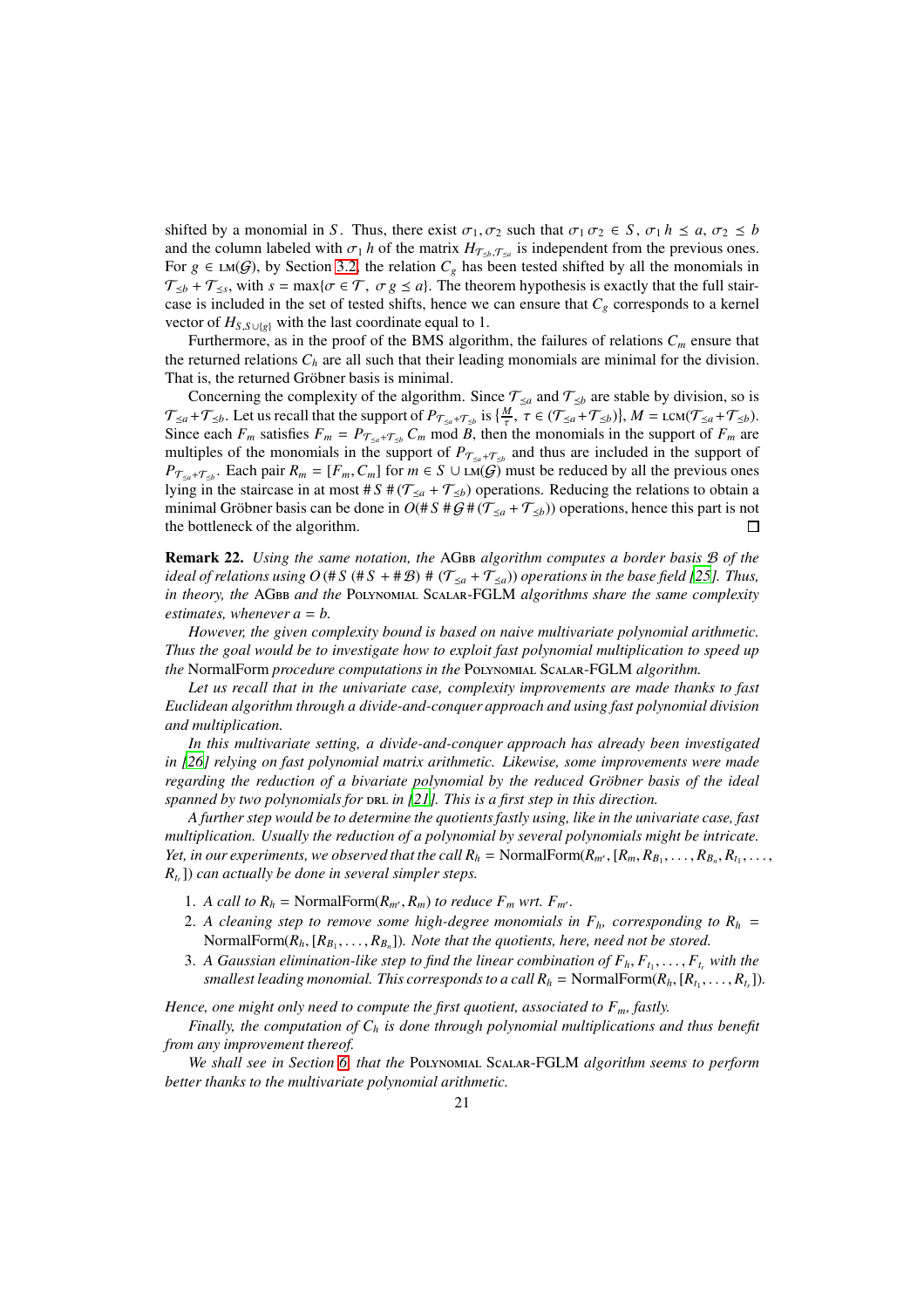shifted by a monomial in $S$. Thus, there exist $\sigma_1, \sigma_2$ such that $\sigma_1 \sigma_2 \in S$, $\sigma_1 h \preceq a$, $\sigma_2 \preceq b$ and the column labeled with $\sigma_1 h$ of the matrix $H_{\mathcal{T}_{\preceq b}, \mathcal{T}_{\preceq a}}$ is independent from the previous ones. For $g \in \text{LM}(\mathcal{G})$, by Section 3.2, the relation $C_g$ has been tested shifted by all the monomials in $\mathcal{T}_{\preceq b} + \mathcal{T}_{\preceq s}$, with $s = \max\{\sigma \in \mathcal{T},\ \sigma\, g \preceq a\}$. The theorem hypothesis is exactly that the full staircase is included in the set of tested shifts, hence we can ensure that $C_g$ corresponds to a kernel vector of $H_{S, S \cup \{g\}}$ with the last coordinate equal to 1.

Furthermore, as in the proof of the BMS algorithm, the failures of relations $C_m$ ensure that the returned relations $C_h$ are all such that their leading monomials are minimal for the division. That is, the returned Gröbner basis is minimal.

Concerning the complexity of the algorithm. Since $\mathcal{T}_{\preceq a}$ and $\mathcal{T}_{\preceq b}$ are stable by division, so is $\mathcal{T}_{\preceq a} + \mathcal{T}_{\preceq b}$. Let us recall that the support of $P_{\mathcal{T}_{\preceq a} + \mathcal{T}_{\preceq b}}$ is $\{\frac{M}{\tau},\ \tau \in (\mathcal{T}_{\preceq a} + \mathcal{T}_{\preceq b})\}$, $M = \text{LCM}(\mathcal{T}_{\preceq a} + \mathcal{T}_{\preceq b})$. Since each $F_m$ satisfies $F_m = P_{\mathcal{T}_{\preceq a} + \mathcal{T}_{\preceq b}}\, C_m \bmod B$, then the monomials in the support of $F_m$ are multiples of the monomials in the support of $P_{\mathcal{T}_{\preceq a} + \mathcal{T}_{\preceq b}}$ and thus are included in the support of $P_{\mathcal{T}_{\preceq a} + \mathcal{T}_{\preceq b}}$. Each pair $R_m = [F_m, C_m]$ for $m \in S \cup \text{LM}(\mathcal{G})$ must be reduced by all the previous ones lying in the staircase in at most $\# S\, \# (\mathcal{T}_{\preceq a} + \mathcal{T}_{\preceq b})$ operations. Reducing the relations to obtain a minimal Gröbner basis can be done in $O(\# S\, \# \mathcal{G}\, \# (\mathcal{T}_{\preceq a} + \mathcal{T}_{\preceq b}))$ operations, hence this part is not the bottleneck of the algorithm. □

**Remark 22.** *Using the same notation, the* AGbb *algorithm computes a border basis $\mathcal{B}$ of the ideal of relations using $O(\# S\, (\# S + \# \mathcal{B})\, \# (\mathcal{T}_{\preceq a} + \mathcal{T}_{\preceq a}))$ operations in the base field [25]. Thus, in theory, the* AGbb *and the* Polynomial Scalar-FGLM *algorithms share the same complexity estimates, whenever $a = b$.*

*However, the given complexity bound is based on naive multivariate polynomial arithmetic. Thus the goal would be to investigate how to exploit fast polynomial multiplication to speed up the* NormalForm *procedure computations in the* Polynomial Scalar-FGLM *algorithm.*

*Let us recall that in the univariate case, complexity improvements are made thanks to fast Euclidean algorithm through a divide-and-conquer approach and using fast polynomial division and multiplication.*

*In this multivariate setting, a divide-and-conquer approach has already been investigated in [26] relying on fast polynomial matrix arithmetic. Likewise, some improvements were made regarding the reduction of a bivariate polynomial by the reduced Gröbner basis of the ideal spanned by two polynomials for* DRL *in [21]. This is a first step in this direction.*

*A further step would be to determine the quotients fastly using, like in the univariate case, fast multiplication. Usually the reduction of a polynomial by several polynomials might be intricate. Yet, in our experiments, we observed that the call $R_h = \text{NormalForm}(R_{m'}, [R_m, R_{B_1}, \ldots, R_{B_n}, R_{t_1}, \ldots, R_{t_r}])$ can actually be done in several simpler steps.*

1. *A call to $R_h = \text{NormalForm}(R_{m'}, R_m)$ to reduce $F_m$ wrt. $F_{m'}$.*
2. *A cleaning step to remove some high-degree monomials in $F_h$, corresponding to $R_h = \text{NormalForm}(R_h, [R_{B_1}, \ldots, R_{B_n}])$. Note that the quotients, here, need not be stored.*
3. *A Gaussian elimination-like step to find the linear combination of $F_h, F_{t_1}, \ldots, F_{t_r}$ with the smallest leading monomial. This corresponds to a call $R_h = \text{NormalForm}(R_h, [R_{t_1}, \ldots, R_{t_r}])$.*

*Hence, one might only need to compute the first quotient, associated to $F_m$, fastly.*

*Finally, the computation of $C_h$ is done through polynomial multiplications and thus benefit from any improvement thereof.*

*We shall see in Section 6, that the* Polynomial Scalar-FGLM *algorithm seems to perform better thanks to the multivariate polynomial arithmetic.*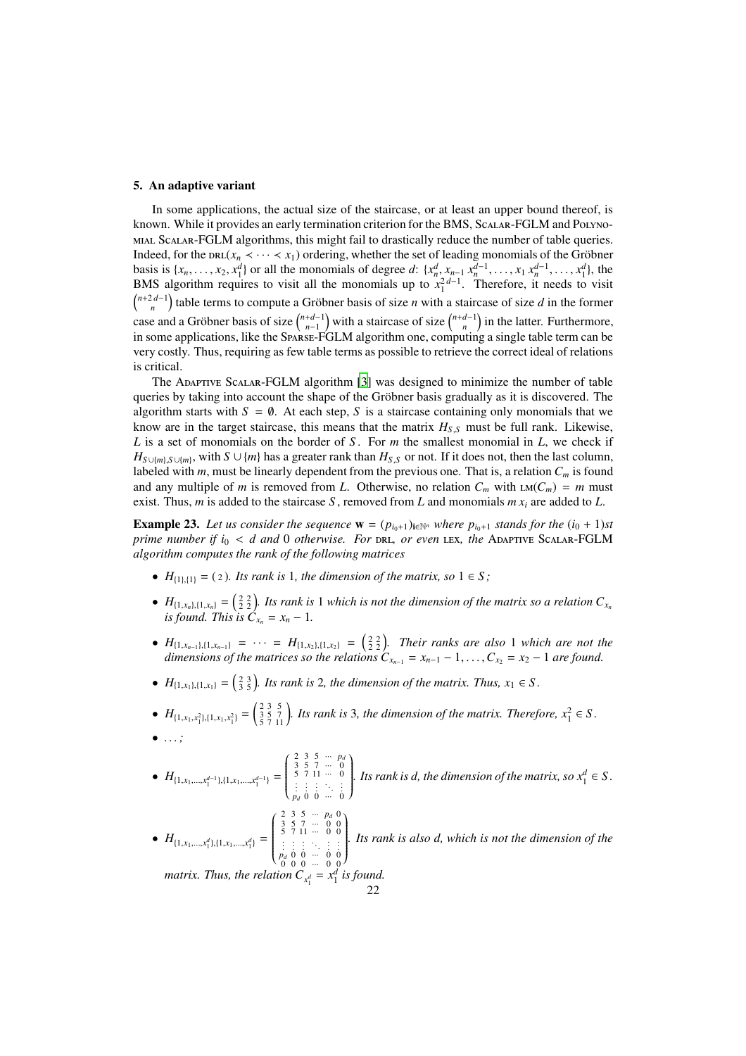## 5. An adaptive variant

In some applications, the actual size of the staircase, or at least an upper bound thereof, is known. While it provides an early termination criterion for the BMS, Scalar-FGLM and Polynomial Scalar-FGLM algorithms, this might fail to drastically reduce the number of table queries. Indeed, for the $\mathrm{DRL}(x_n \prec \cdots \prec x_1)$ ordering, whether the set of leading monomials of the Gröbner basis is $\{x_n, \ldots, x_2, x_1^d\}$ or all the monomials of degree $d$: $\{x_n^d, x_{n-1}\,x_n^{d-1}, \ldots, x_1\,x_n^{d-1}, \ldots, x_1^d\}$, the BMS algorithm requires to visit all the monomials up to $x_1^{2\,d-1}$. Therefore, it needs to visit $\binom{n+2\,d-1}{n}$ table terms to compute a Gröbner basis of size $n$ with a staircase of size $d$ in the former case and a Gröbner basis of size $\binom{n+d-1}{n-1}$ with a staircase of size $\binom{n+d-1}{n}$ in the latter. Furthermore, in some applications, like the Sparse-FGLM algorithm one, computing a single table term can be very costly. Thus, requiring as few table terms as possible to retrieve the correct ideal of relations is critical.

The Adaptive Scalar-FGLM algorithm [3] was designed to minimize the number of table queries by taking into account the shape of the Gröbner basis gradually as it is discovered. The algorithm starts with $S = \emptyset$. At each step, $S$ is a staircase containing only monomials that we know are in the target staircase, this means that the matrix $H_{S,S}$ must be full rank. Likewise, $L$ is a set of monomials on the border of $S$. For $m$ the smallest monomial in $L$, we check if $H_{S\cup\{m\},S\cup\{m\}}$, with $S \cup \{m\}$ has a greater rank than $H_{S,S}$ or not. If it does not, then the last column, labeled with $m$, must be linearly dependent from the previous one. That is, a relation $C_m$ is found and any multiple of $m$ is removed from $L$. Otherwise, no relation $C_m$ with $\mathrm{LM}(C_m) = m$ must exist. Thus, $m$ is added to the staircase $S$, removed from $L$ and monomials $m\,x_i$ are added to $L$.

**Example 23.** *Let us consider the sequence $\mathbf{w} = (p_{i_0+1})_{\mathbf{i}\in\mathbb{N}^n}$ where $p_{i_0+1}$ stands for the $(i_0+1)$st prime number if $i_0 < d$ and $0$ otherwise. For* DRL*, or even* LEX*, the* Adaptive Scalar-FGLM *algorithm computes the rank of the following matrices*

- $H_{\{1\},\{1\}} = (2)$. *Its rank is* 1*, the dimension of the matrix, so* $1 \in S$*;*
- $H_{\{1,x_n\},\{1,x_n\}} = \begin{pmatrix} 2 & 2 \\ 2 & 2 \end{pmatrix}$. *Its rank is* 1 *which is not the dimension of the matrix so a relation* $C_{x_n}$ *is found. This is* $C_{x_n} = x_n - 1$.
- $H_{\{1,x_{n-1}\},\{1,x_{n-1}\}} = \cdots = H_{\{1,x_2\},\{1,x_2\}} = \begin{pmatrix} 2 & 2 \\ 2 & 2 \end{pmatrix}$. *Their ranks are also* 1 *which are not the dimensions of the matrices so the relations* $C_{x_{n-1}} = x_{n-1} - 1, \ldots, C_{x_2} = x_2 - 1$ *are found.*
- $H_{\{1,x_1\},\{1,x_1\}} = \begin{pmatrix} 2 & 3 \\ 3 & 5 \end{pmatrix}$. *Its rank is* 2*, the dimension of the matrix. Thus,* $x_1 \in S$.
- $H_{\{1,x_1,x_1^2\},\{1,x_1,x_1^2\}} = \begin{pmatrix} 2 & 3 & 5 \\ 3 & 5 & 7 \\ 5 & 7 & 11 \end{pmatrix}$. *Its rank is* 3*, the dimension of the matrix. Therefore,* $x_1^2 \in S$.
- $\ldots$*;*
- $H_{\{1,x_1,\ldots,x_1^{d-1}\},\{1,x_1,\ldots,x_1^{d-1}\}} = \begin{pmatrix} 2 & 3 & 5 & \cdots & p_d \\ 3 & 5 & 7 & \cdots & 0 \\ 5 & 7 & 11 & \cdots & 0 \\ \vdots & \vdots & \vdots & \ddots & \vdots \\ p_d & 0 & 0 & \cdots & 0 \end{pmatrix}$. *Its rank is* $d$*, the dimension of the matrix, so* $x_1^d \in S$.
- $H_{\{1,x_1,\ldots,x_1^d\},\{1,x_1,\ldots,x_1^d\}} = \begin{pmatrix} 2 & 3 & 5 & \cdots & p_d & 0 \\ 3 & 5 & 7 & \cdots & 0 & 0 \\ 5 & 7 & 11 & \cdots & 0 & 0 \\ \vdots & \vdots & \vdots & \ddots & \vdots & \vdots \\ p_d & 0 & 0 & \cdots & 0 & 0 \\ 0 & 0 & 0 & \cdots & 0 & 0 \end{pmatrix}$. *Its rank is also* $d$*, which is not the dimension of the matrix. Thus, the relation* $C_{x_1^d} = x_1^d$ *is found.*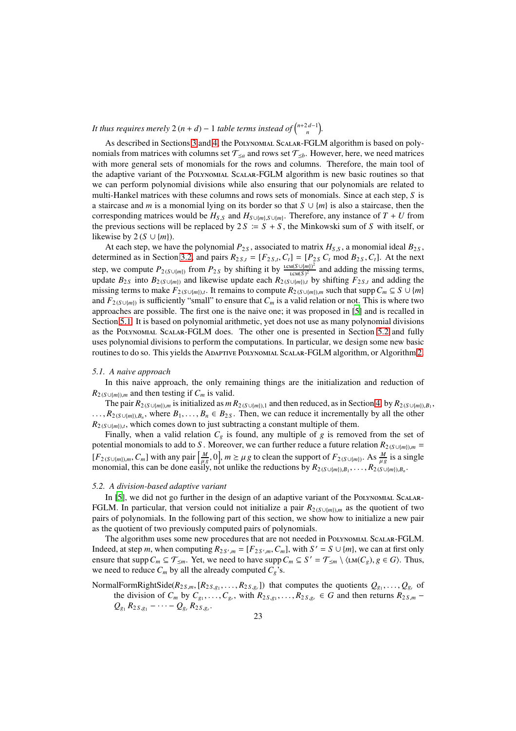*It thus requires merely* $2(n+d)-1$ *table terms instead of* $\binom{n+2d-1}{n}$.

As described in Sections 3 and 4, the Polynomial Scalar-FGLM algorithm is based on polynomials from matrices with columns set $\mathcal{T}_{\leq a}$ and rows set $\mathcal{T}_{\leq b}$. However, here, we need matrices with more general sets of monomials for the rows and columns. Therefore, the main tool of the adaptive variant of the Polynomial Scalar-FGLM algorithm is new basic routines so that we can perform polynomial divisions while also ensuring that our polynomials are related to multi-Hankel matrices with these columns and rows sets of monomials. Since at each step, $S$ is a staircase and $m$ is a monomial lying on its border so that $S \cup \{m\}$ is also a staircase, then the corresponding matrices would be $H_{S,S}$ and $H_{S\cup\{m\},S\cup\{m\}}$. Therefore, any instance of $T+U$ from the previous sections will be replaced by $2\,S := S+S$, the Minkowski sum of $S$ with itself, or likewise by $2\,(S\cup\{m\})$.

At each step, we have the polynomial $P_{2\,S}$, associated to matrix $H_{S,S}$, a monomial ideal $B_{2\,S}$, determined as in Section 3.2, and pairs $R_{2\,S,t} = [F_{2\,S,t}, C_t] = [P_{2\,S}\,C_t \bmod B_{2\,S}, C_t]$. At the next step, we compute $P_{2\,(S\cup\{m\})}$ from $P_{2\,S}$ by shifting it by $\frac{\text{LCM}(S\cup\{m\})^2}{\text{LCM}(S)^2}$ and adding the missing terms, update $B_{2\,S}$ into $B_{2\,(S\cup\{m\})}$ and likewise update each $R_{2\,(S\cup\{m\}),t}$ by shifting $F_{2\,S,t}$ and adding the missing terms to make $F_{2\,(S\cup\{m\}),t}$. It remains to compute $R_{2\,(S\cup\{m\}),m}$ such that $\operatorname{supp} C_m \subseteq S\cup\{m\}$ and $F_{2\,(S\cup\{m\})}$ is sufficiently "small" to ensure that $C_m$ is a valid relation or not. This is where two approaches are possible. The first one is the naive one; it was proposed in [5] and is recalled in Section 5.1. It is based on polynomial arithmetic, yet does not use as many polynomial divisions as the Polynomial Scalar-FGLM does. The other one is presented in Section 5.2 and fully uses polynomial divisions to perform the computations. In particular, we design some new basic routines to do so. This yields the Adaptive Polynomial Scalar-FGLM algorithm, or Algorithm 2.

### *5.1. A naive approach*

In this naive approach, the only remaining things are the initialization and reduction of $R_{2\,(S\cup\{m\}),m}$ and then testing if $C_m$ is valid.

The pair $R_{2\,(S\cup\{m\}),m}$ is initialized as $m\,R_{2\,(S\cup\{m\}),1}$ and then reduced, as in Section 4, by $R_{2\,(S\cup\{m\}),B_1}$, $\ldots, R_{2\,(S\cup\{m\}),B_n}$, where $B_1,\ldots,B_n \in B_{2\,S}$. Then, we can reduce it incrementally by all the other $R_{2\,(S\cup\{m\}),t}$, which comes down to just subtracting a constant multiple of them.

Finally, when a valid relation $C_g$ is found, any multiple of $g$ is removed from the set of potential monomials to add to $S$. Moreover, we can further reduce a future relation $R_{2\,(S\cup\{m\}),m} = [F_{2\,(S\cup\{m\}),m}, C_m]$ with any pair $\left[\frac{M}{\mu\,g}, 0\right]$, $m \geq \mu\,g$ to clean the support of $F_{2\,(S\cup\{m\})}$. As $\frac{M}{\mu\,g}$ is a single monomial, this can be done easily, not unlike the reductions by $R_{2\,(S\cup\{m\}),B_1}, \ldots, R_{2\,(S\cup\{m\}),B_n}$.

### *5.2. A division-based adaptive variant*

In [5], we did not go further in the design of an adaptive variant of the Polynomial Scalar-FGLM. In particular, that version could not initialize a pair $R_{2\,(S\cup\{m\}),m}$ as the quotient of two pairs of polynomials. In the following part of this section, we show how to initialize a new pair as the quotient of two previously computed pairs of polynomials.

The algorithm uses some new procedures that are not needed in Polynomial Scalar-FGLM. Indeed, at step $m$, when computing $R_{2\,S',m} = [F_{2\,S',m}, C_m]$, with $S' = S\cup\{m\}$, we can at first only ensure that $\operatorname{supp} C_m \subseteq \mathcal{T}_{\leq m}$. Yet, we need to have $\operatorname{supp} C_m \subseteq S' = \mathcal{T}_{\leq m} \setminus \langle \text{LM}(C_g), g \in G\rangle$. Thus, we need to reduce $C_m$ by all the already computed $C_g$'s.

NormalFormRightSide($R_{2\,S,m}, [R_{2\,S,g_1},\ldots,R_{2\,S,g_r}]$) that computes the quotients $Q_{g_1},\ldots,Q_{g_r}$ of the division of $C_m$ by $C_{g_1},\ldots,C_{g_r}$, with $R_{2\,S,g_1},\ldots,R_{2\,S,g_r} \in G$ and then returns $R_{2\,S,m} - Q_{g_1}\,R_{2\,S,g_1} - \cdots - Q_{g_r}\,R_{2\,S,g_r}$.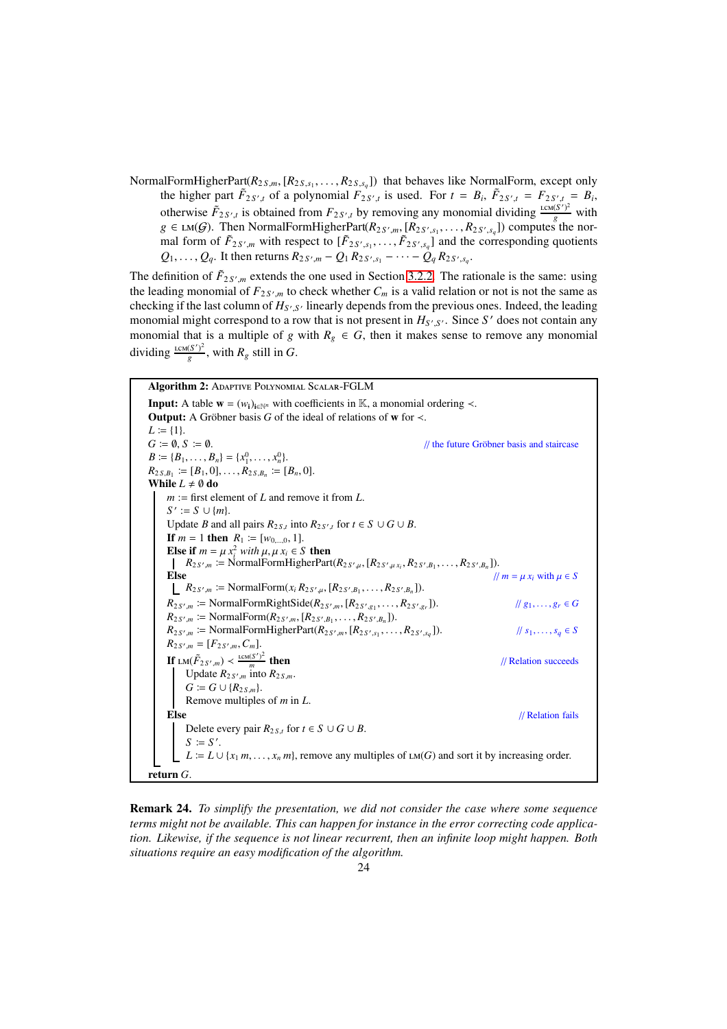NormalFormHigherPart($R_{2S,m}, [R_{2S,s_1}, \dots, R_{2S,s_q}]$) that behaves like NormalForm, except only the higher part $\tilde{F}_{2S',t}$ of a polynomial $F_{2S',t}$ is used. For $t = B_i$, $\tilde{F}_{2S',t} = F_{2S',t} = B_i$, otherwise $\tilde{F}_{2S',t}$ is obtained from $F_{2S',t}$ by removing any monomial dividing $\frac{\text{LCM}(S')^2}{g}$ with $g \in \text{LM}(\mathcal{G})$. Then NormalFormHigherPart($R_{2S',m}, [R_{2S',s_1}, \dots, R_{2S',s_q}]$) computes the normal form of $\tilde{F}_{2S',m}$ with respect to $[\tilde{F}_{2S',s_1}, \dots, \tilde{F}_{2S',s_q}]$ and the corresponding quotients $Q_1, \dots, Q_q$. It then returns $R_{2S',m} - Q_1 R_{2S',s_1} - \cdots - Q_q R_{2S',s_q}$.

The definition of $\tilde{F}_{2S',m}$ extends the one used in Section 3.2.2. The rationale is the same: using the leading monomial of $F_{2S',m}$ to check whether $C_m$ is a valid relation or not is not the same as checking if the last column of $H_{S',S'}$ linearly depends from the previous ones. Indeed, the leading monomial might correspond to a row that is not present in $H_{S',S'}$. Since $S'$ does not contain any monomial that is a multiple of $g$ with $R_g \in G$, then it makes sense to remove any monomial dividing $\frac{\text{LCM}(S')^2}{g}$, with $R_g$ still in $G$.

```
Algorithm 2: ADAPTIVE POLYNOMIAL SCALAR-FGLM

Input: A table w = (w_i)_{i∈ℕ^n} with coefficients in 𝕂, a monomial ordering ≺.
Output: A Gröbner basis G of the ideal of relations of w for ≺.
L := {1}.
G := ∅, S := ∅.                                   // the future Gröbner basis and staircase
B := {B_1, ..., B_n} = {x_1^0, ..., x_n^0}.
R_{2S,B_1} := [B_1, 0], ..., R_{2S,B_n} := [B_n, 0].
While L ≠ ∅ do
    m := first element of L and remove it from L.
    S' := S ∪ {m}.
    Update B and all pairs R_{2S,t} into R_{2S',t} for t ∈ S ∪ G ∪ B.
    If m = 1 then R_1 := [w_{0,...,0}, 1].
    Else if m = μ x_i^2 with μ, μ x_i ∈ S then
        R_{2S',m} := NormalFormHigherPart(R_{2S',μ}, [R_{2S',μ x_i}, R_{2S',B_1}, ..., R_{2S',B_n}]).
    Else                                           // m = μ x_i with μ ∈ S
        R_{2S',m} := NormalForm(x_i R_{2S',μ}, [R_{2S',B_1}, ..., R_{2S',B_n}]).
    R_{2S',m} := NormalFormRightSide(R_{2S',m}, [R_{2S',g_1}, ..., R_{2S',g_r}]).   // g_1, ..., g_r ∈ G
    R_{2S',m} := NormalForm(R_{2S',m}, [R_{2S',B_1}, ..., R_{2S',B_n}]).
    R_{2S',m} := NormalFormHigherPart(R_{2S',m}, [R_{2S',s_1}, ..., R_{2S',s_q}]).  // s_1, ..., s_q ∈ S
    R_{2S',m} = [F_{2S',m}, C_m].
    If LM(F~_{2S',m}) ≺ LCM(S')^2 / m then         // Relation succeeds
        Update R_{2S',m} into R_{2S,m}.
        G := G ∪ {R_{2S,m}}.
        Remove multiples of m in L.
    Else                                           // Relation fails
        Delete every pair R_{2S,t} for t ∈ S ∪ G ∪ B.
        S := S'.
        L := L ∪ {x_1 m, ..., x_n m}, remove any multiples of LM(G) and sort it by increasing order.
return G.
```

**Remark 24.** *To simplify the presentation, we did not consider the case where some sequence terms might not be available. This can happen for instance in the error correcting code application. Likewise, if the sequence is not linear recurrent, then an infinite loop might happen. Both situations require an easy modification of the algorithm.*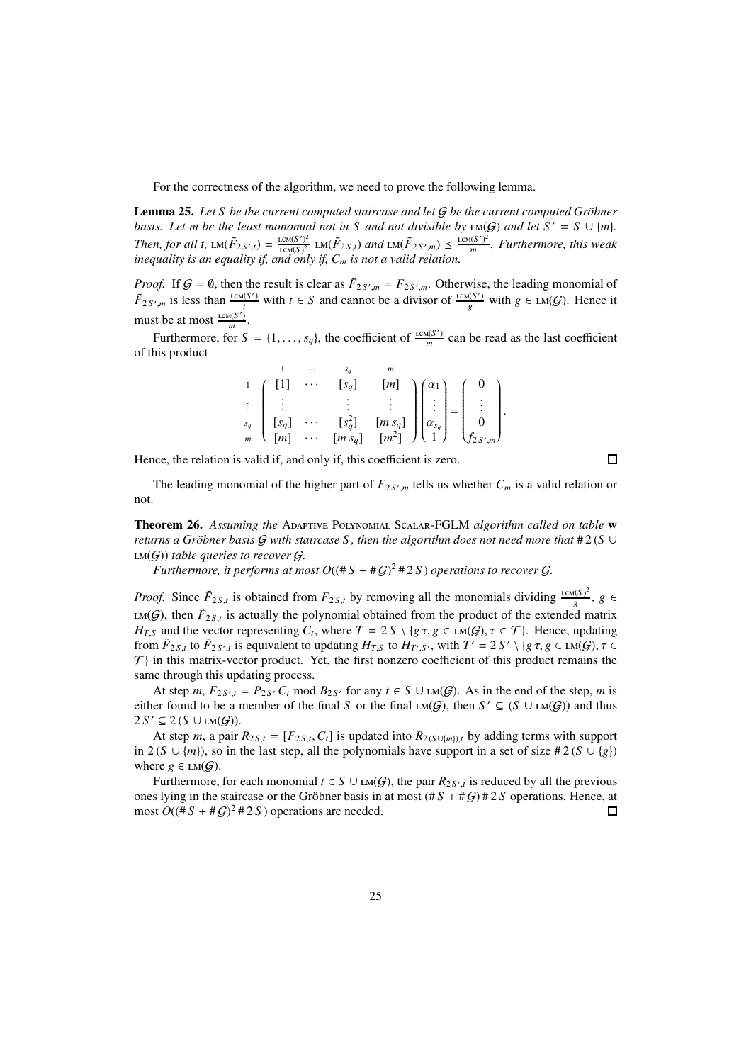For the correctness of the algorithm, we need to prove the following lemma.

**Lemma 25.** *Let $S$ be the current computed staircase and let $\mathcal{G}$ be the current computed Gröbner basis. Let $m$ be the least monomial not in $S$ and not divisible by $\text{LM}(\mathcal{G})$ and let $S' = S \cup \{m\}$. Then, for all $t$, $\text{LM}(\tilde{F}_{2S',t}) = \frac{\text{LCM}(S')^2}{\text{LCM}(S)^2}\, \text{LM}(\tilde{F}_{2S,t})$ and $\text{LM}(\tilde{F}_{2S',m}) \preceq \frac{\text{LCM}(S')^2}{m}$. Furthermore, this weak inequality is an equality if, and only if, $C_m$ is not a valid relation.*

*Proof.* If $\mathcal{G} = \emptyset$, then the result is clear as $\tilde{F}_{2S',m} = F_{2S',m}$. Otherwise, the leading monomial of $\tilde{F}_{2S',m}$ is less than $\frac{\text{LCM}(S')}{t}$ with $t \in S$ and cannot be a divisor of $\frac{\text{LCM}(S')}{g}$ with $g \in \text{LM}(\mathcal{G})$. Hence it must be at most $\frac{\text{LCM}(S')}{m}$.

Furthermore, for $S = \{1, \ldots, s_q\}$, the coefficient of $\frac{\text{LCM}(S')}{m}$ can be read as the last coefficient of this product

$$
\begin{array}{c} \\ 1 \\ \vdots \\ s_q \\ m \end{array}
\begin{array}{c}
\begin{array}{cccc} 1 & \cdots & s_q & m \end{array} \\
\begin{pmatrix}
[1] & \cdots & [s_q] & [m] \\
\vdots & & \vdots & \vdots \\
[s_q] & \cdots & [s_q^2] & [m\, s_q] \\
[m] & \cdots & [m\, s_q] & [m^2]
\end{pmatrix}
\end{array}
\begin{pmatrix} \alpha_1 \\ \vdots \\ \alpha_{s_q} \\ 1 \end{pmatrix}
=
\begin{pmatrix} 0 \\ \vdots \\ 0 \\ f_{2S',m} \end{pmatrix}.
$$

Hence, the relation is valid if, and only if, this coefficient is zero. $\square$

The leading monomial of the higher part of $F_{2S',m}$ tells us whether $C_m$ is a valid relation or not.

**Theorem 26.** *Assuming the* Adaptive Polynomial Scalar-FGLM *algorithm called on table* $\mathbf{w}$ *returns a Gröbner basis $\mathcal{G}$ with staircase $S$, then the algorithm does not need more that $\#\, 2\,(S \cup \text{LM}(\mathcal{G}))$ table queries to recover $\mathcal{G}$.*

*Furthermore, it performs at most $O((\#\, S + \#\, \mathcal{G})^2\, \#\, 2\, S)$ operations to recover $\mathcal{G}$.*

*Proof.* Since $\tilde{F}_{2S,t}$ is obtained from $F_{2S,t}$ by removing all the monomials dividing $\frac{\text{LCM}(S)^2}{g}$, $g \in \text{LM}(\mathcal{G})$, then $\tilde{F}_{2S,t}$ is actually the polynomial obtained from the product of the extended matrix $H_{T,S}$ and the vector representing $C_t$, where $T = 2\,S \setminus \{g\,\tau, g \in \text{LM}(\mathcal{G}), \tau \in \mathcal{T}\}$. Hence, updating from $\tilde{F}_{2S,t}$ to $\tilde{F}_{2S',t}$ is equivalent to updating $H_{T,S}$ to $H_{T',S'}$, with $T' = 2\,S' \setminus \{g\,\tau, g \in \text{LM}(\mathcal{G}), \tau \in \mathcal{T}\}$ in this matrix-vector product. Yet, the first nonzero coefficient of this product remains the same through this updating process.

At step $m$, $F_{2S',t} = P_{2S'}\, C_t \bmod B_{2S'}$ for any $t \in S \cup \text{LM}(\mathcal{G})$. As in the end of the step, $m$ is either found to be a member of the final $S$ or the final $\text{LM}(\mathcal{G})$, then $S' \subseteq (S \cup \text{LM}(\mathcal{G}))$ and thus $2\,S' \subseteq 2\,(S \cup \text{LM}(\mathcal{G}))$.

At step $m$, a pair $R_{2S,t} = [F_{2S,t}, C_t]$ is updated into $R_{2(S \cup \{m\}),t}$ by adding terms with support in $2\,(S \cup \{m\})$, so in the last step, all the polynomials have support in a set of size $\#\, 2\,(S \cup \{g\})$ where $g \in \text{LM}(\mathcal{G})$.

Furthermore, for each monomial $t \in S \cup \text{LM}(\mathcal{G})$, the pair $R_{2S',t}$ is reduced by all the previous ones lying in the staircase or the Gröbner basis in at most $(\#\, S + \#\, \mathcal{G})\, \#\, 2\, S$ operations. Hence, at most $O((\#\, S + \#\, \mathcal{G})^2\, \#\, 2\, S)$ operations are needed. $\square$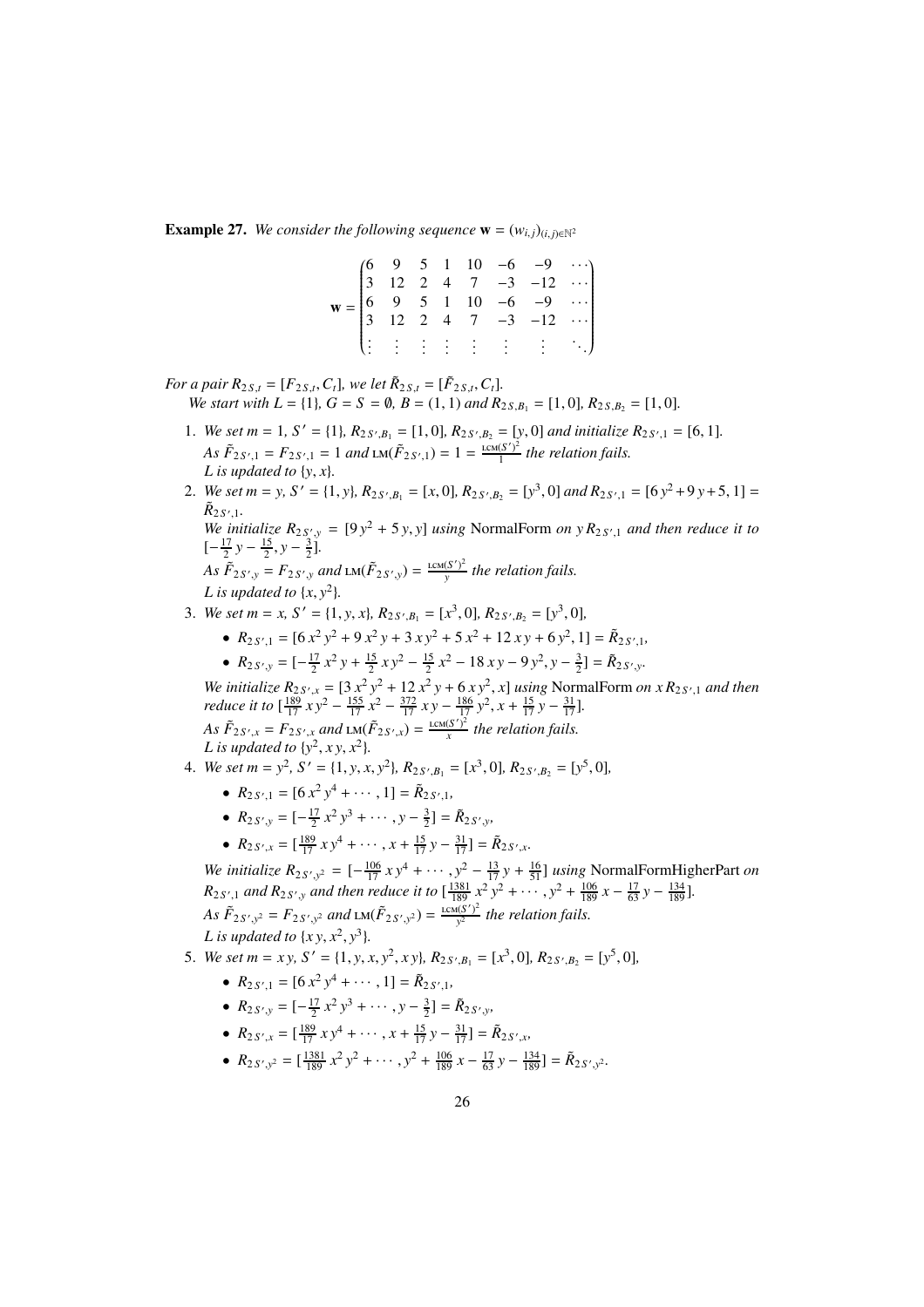**Example 27.** *We consider the following sequence* $\mathbf{w} = (w_{i,j})_{(i,j)\in\mathbb{N}^2}$

$$\mathbf{w} = \begin{pmatrix} 6 & 9 & 5 & 1 & 10 & -6 & -9 & \cdots \\ 3 & 12 & 2 & 4 & 7 & -3 & -12 & \cdots \\ 6 & 9 & 5 & 1 & 10 & -6 & -9 & \cdots \\ 3 & 12 & 2 & 4 & 7 & -3 & -12 & \cdots \\ \vdots & \vdots & \vdots & \vdots & \vdots & \vdots & \vdots & \ddots \end{pmatrix}$$

*For a pair* $R_{2S,t} = [F_{2S,t}, C_t]$*, we let* $\tilde{R}_{2S,t} = [\tilde{F}_{2S,t}, C_t]$.

*We start with* $L = \{1\}$*,* $G = S = \emptyset$*,* $B = (1,1)$ *and* $R_{2S,B_1} = [1,0]$*,* $R_{2S,B_2} = [1,0]$.

1. *We set* $m = 1$*,* $S' = \{1\}$*,* $R_{2S',B_1} = [1,0]$*,* $R_{2S',B_2} = [y,0]$ *and initialize* $R_{2S',1} = [6,1]$.
   *As* $\tilde{F}_{2S',1} = F_{2S',1} = 1$ *and* $\mathrm{LM}(\tilde{F}_{2S',1}) = 1 = \frac{\mathrm{LCM}(S')^2}{1}$ *the relation fails.*
   *L is updated to* $\{y, x\}$.
2. *We set* $m = y$*,* $S' = \{1, y\}$*,* $R_{2S',B_1} = [x,0]$*,* $R_{2S',B_2} = [y^3,0]$ *and* $R_{2S',1} = [6\,y^2 + 9\,y + 5, 1] = \tilde{R}_{2S',1}$.
   *We initialize* $R_{2S',y} = [9\,y^2 + 5\,y, y]$ *using* NormalForm *on* $y\,R_{2S',1}$ *and then reduce it to* $[-\frac{17}{2}\,y - \frac{15}{2}, y - \frac{3}{2}]$.
   *As* $\tilde{F}_{2S',y} = F_{2S',y}$ *and* $\mathrm{LM}(\tilde{F}_{2S',y}) = \frac{\mathrm{LCM}(S')^2}{y}$ *the relation fails.*
   *L is updated to* $\{x, y^2\}$.
3. *We set* $m = x$*,* $S' = \{1, y, x\}$*,* $R_{2S',B_1} = [x^3,0]$*,* $R_{2S',B_2} = [y^3,0]$,
   - $R_{2S',1} = [6\,x^2\,y^2 + 9\,x^2\,y + 3\,x\,y^2 + 5\,x^2 + 12\,x\,y + 6\,y^2, 1] = \tilde{R}_{2S',1}$,
   - $R_{2S',y} = [-\frac{17}{2}\,x^2\,y + \frac{15}{2}\,x\,y^2 - \frac{15}{2}\,x^2 - 18\,x\,y - 9\,y^2, y - \frac{3}{2}] = \tilde{R}_{2S',y}$.

   *We initialize* $R_{2S',x} = [3\,x^2\,y^2 + 12\,x^2\,y + 6\,x\,y^2, x]$ *using* NormalForm *on* $x\,R_{2S',1}$ *and then reduce it to* $[\frac{189}{17}\,x\,y^2 - \frac{155}{17}\,x^2 - \frac{372}{17}\,x\,y - \frac{186}{17}\,y^2, x + \frac{15}{17}\,y - \frac{31}{17}]$.
   *As* $\tilde{F}_{2S',x} = F_{2S',x}$ *and* $\mathrm{LM}(\tilde{F}_{2S',x}) = \frac{\mathrm{LCM}(S')^2}{x}$ *the relation fails.*
   *L is updated to* $\{y^2, x\,y, x^2\}$.
4. *We set* $m = y^2$*,* $S' = \{1, y, x, y^2\}$*,* $R_{2S',B_1} = [x^3,0]$*,* $R_{2S',B_2} = [y^5,0]$,
   - $R_{2S',1} = [6\,x^2\,y^4 + \cdots, 1] = \tilde{R}_{2S',1}$,
   - $R_{2S',y} = [-\frac{17}{2}\,x^2\,y^3 + \cdots, y - \frac{3}{2}] = \tilde{R}_{2S',y}$,
   - $R_{2S',x} = [\frac{189}{17}\,x\,y^4 + \cdots, x + \frac{15}{17}\,y - \frac{31}{17}] = \tilde{R}_{2S',x}$.

   *We initialize* $R_{2S',y^2} = [-\frac{106}{17}\,x\,y^4 + \cdots, y^2 - \frac{13}{17}\,y + \frac{16}{51}]$ *using* NormalFormHigherPart *on* $R_{2S',1}$ *and* $R_{2S',y}$ *and then reduce it to* $[\frac{1381}{189}\,x^2\,y^2 + \cdots, y^2 + \frac{106}{189}\,x - \frac{17}{63}\,y - \frac{134}{189}]$.
   *As* $\tilde{F}_{2S',y^2} = F_{2S',y^2}$ *and* $\mathrm{LM}(\tilde{F}_{2S',y^2}) = \frac{\mathrm{LCM}(S')^2}{y^2}$ *the relation fails.*
   *L is updated to* $\{x\,y, x^2, y^3\}$.
5. *We set* $m = x\,y$*,* $S' = \{1, y, x, y^2, x\,y\}$*,* $R_{2S',B_1} = [x^3,0]$*,* $R_{2S',B_2} = [y^5,0]$,
   - $R_{2S',1} = [6\,x^2\,y^4 + \cdots, 1] = \tilde{R}_{2S',1}$,
   - $R_{2S',y} = [-\frac{17}{2}\,x^2\,y^3 + \cdots, y - \frac{3}{2}] = \tilde{R}_{2S',y}$,
   - $R_{2S',x} = [\frac{189}{17}\,x\,y^4 + \cdots, x + \frac{15}{17}\,y - \frac{31}{17}] = \tilde{R}_{2S',x}$,
   - $R_{2S',y^2} = [\frac{1381}{189}\,x^2\,y^2 + \cdots, y^2 + \frac{106}{189}\,x - \frac{17}{63}\,y - \frac{134}{189}] = \tilde{R}_{2S',y^2}$.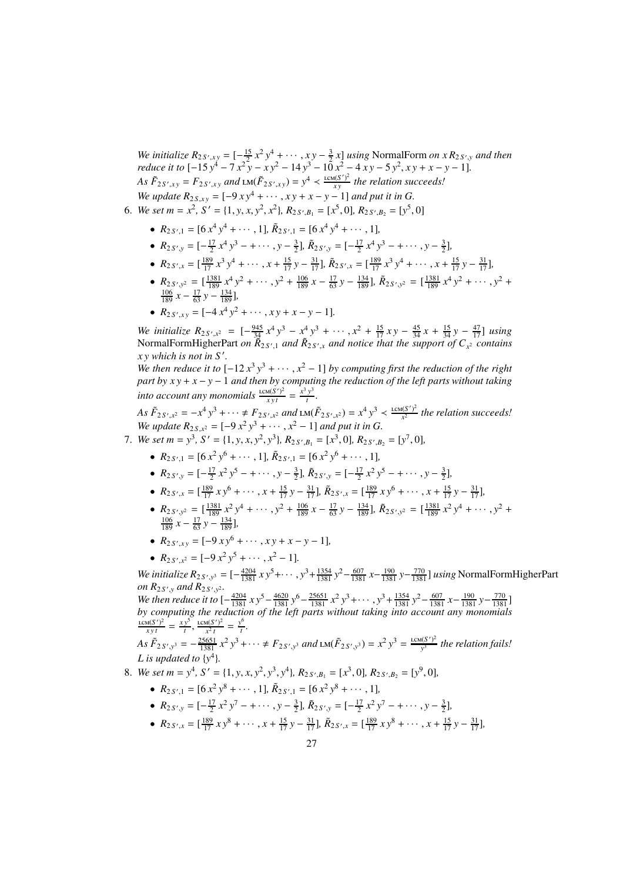*We initialize* $R_{2\,S',x\,y} = [-\frac{15}{2}\,x^2\,y^4 + \cdots, x\,y - \frac{3}{2}\,x]$ *using* NormalForm *on* $x\,R_{2\,S',y}$ *and then reduce it to* $[-15\,y^4 - 7\,x^2\,y - x\,y^2 - 14\,y^3 - 10\,x^2 - 4\,x\,y - 5\,y^2, x\,y + x - y - 1]$.
*As* $\tilde{F}_{2\,S',x\,y} = F_{2\,S',x\,y}$ *and* $\text{LM}(\tilde{F}_{2\,S',x\,y}) = y^4 \prec \frac{\text{LCM}(S')^2}{x\,y}$ *the relation succeeds!*
*We update* $R_{2\,S,x\,y} = [-9\,x\,y^4 + \cdots, x\,y + x - y - 1]$ *and put it in* $G$.

6. *We set* $m = x^2$, $S' = \{1, y, x, y^2, x^2\}$, $R_{2\,S',B_1} = [x^5, 0]$, $R_{2\,S',B_2} = [y^5, 0]$

   - $R_{2\,S',1} = [6\,x^4\,y^4 + \cdots, 1]$, $\tilde{R}_{2\,S',1} = [6\,x^4\,y^4 + \cdots, 1]$,
   - $R_{2\,S',y} = [-\frac{17}{2}\,x^4\,y^3 - + \cdots, y - \frac{3}{2}]$, $\tilde{R}_{2\,S',y} = [-\frac{17}{2}\,x^4\,y^3 - + \cdots, y - \frac{3}{2}]$,
   - $R_{2\,S',x} = [\frac{189}{17}\,x^3\,y^4 + \cdots, x + \frac{15}{17}\,y - \frac{31}{17}]$, $\tilde{R}_{2\,S',x} = [\frac{189}{17}\,x^3\,y^4 + \cdots, x + \frac{15}{17}\,y - \frac{31}{17}]$,
   - $R_{2\,S',y^2} = [\frac{1381}{189}\,x^4\,y^2 + \cdots, y^2 + \frac{106}{189}\,x - \frac{17}{63}\,y - \frac{134}{189}]$, $\tilde{R}_{2\,S',y^2} = [\frac{1381}{189}\,x^4\,y^2 + \cdots, y^2 + \frac{106}{189}\,x - \frac{17}{63}\,y - \frac{134}{189}]$,
   - $R_{2\,S',x\,y} = [-4\,x^4\,y^2 + \cdots, x\,y + x - y - 1]$.

   *We initialize* $R_{2\,S',x^2} = [-\frac{945}{34}\,x^4\,y^3 - x^4\,y^3 + \cdots, x^2 + \frac{15}{17}\,x\,y - \frac{45}{34}\,x + \frac{15}{34}\,y - \frac{47}{17}]$ *using* NormalFormHigherPart *on* $\tilde{R}_{2\,S',1}$ *and* $\tilde{R}_{2\,S',x}$ *and notice that the support of* $C_{x^2}$ *contains* $x\,y$ *which is not in* $S'$.
   *We then reduce it to* $[-12\,x^3\,y^3 + \cdots, x^2 - 1]$ *by computing first the reduction of the right part by* $x\,y + x - y - 1$ *and then by computing the reduction of the left parts without taking into account any monomials* $\frac{\text{LCM}(S')^2}{x\,y\,t} = \frac{x^3\,y^3}{t}$.
   *As* $\tilde{F}_{2\,S',x^2} = -x^4\,y^3 + \cdots \neq F_{2\,S',x^2}$ *and* $\text{LM}(\tilde{F}_{2\,S',x^2}) = x^4\,y^3 \prec \frac{\text{LCM}(S')^2}{x^2}$ *the relation succeeds!*
   *We update* $R_{2\,S,x^2} = [-9\,x^2\,y^3 + \cdots, x^2 - 1]$ *and put it in* $G$.

7. *We set* $m = y^3$, $S' = \{1, y, x, y^2, y^3\}$, $R_{2\,S',B_1} = [x^3, 0]$, $R_{2\,S',B_2} = [y^7, 0]$,

   - $R_{2\,S',1} = [6\,x^2\,y^6 + \cdots, 1]$, $\tilde{R}_{2\,S',1} = [6\,x^2\,y^6 + \cdots, 1]$,
   - $R_{2\,S',y} = [-\frac{17}{2}\,x^2\,y^5 - + \cdots, y - \frac{3}{2}]$, $\tilde{R}_{2\,S',y} = [-\frac{17}{2}\,x^2\,y^5 - + \cdots, y - \frac{3}{2}]$,
   - $R_{2\,S',x} = [\frac{189}{17}\,x\,y^6 + \cdots, x + \frac{15}{17}\,y - \frac{31}{17}]$, $\tilde{R}_{2\,S',x} = [\frac{189}{17}\,x\,y^6 + \cdots, x + \frac{15}{17}\,y - \frac{31}{17}]$,
   - $R_{2\,S',y^2} = [\frac{1381}{189}\,x^2\,y^4 + \cdots, y^2 + \frac{106}{189}\,x - \frac{17}{63}\,y - \frac{134}{189}]$, $\tilde{R}_{2\,S',y^2} = [\frac{1381}{189}\,x^2\,y^4 + \cdots, y^2 + \frac{106}{189}\,x - \frac{17}{63}\,y - \frac{134}{189}]$,
   - $R_{2\,S',x\,y} = [-9\,x\,y^6 + \cdots, x\,y + x - y - 1]$,
   - $R_{2\,S',x^2} = [-9\,x^2\,y^5 + \cdots, x^2 - 1]$.

   *We initialize* $R_{2\,S',y^3} = [-\frac{4204}{1381}\,x\,y^5 + \cdots, y^3 + \frac{1354}{1381}\,y^2 - \frac{607}{1381}\,x - \frac{190}{1381}\,y - \frac{770}{1381}]$ *using* NormalFormHigherPart *on* $R_{2\,S',y}$ *and* $R_{2\,S',y^2}$.
   *We then reduce it to* $[-\frac{4204}{1381}\,x\,y^5 - \frac{4620}{1381}\,y^6 - \frac{25651}{1381}\,x^2\,y^3 + \cdots, y^3 + \frac{1354}{1381}\,y^2 - \frac{607}{1381}\,x - \frac{190}{1381}\,y - \frac{770}{1381}]$ *by computing the reduction of the left parts without taking into account any monomials* $\frac{\text{LCM}(S')^2}{x\,y\,t} = \frac{x\,y^5}{t}$, $\frac{\text{LCM}(S')^2}{x^2\,t} = \frac{y^6}{t}$.
   *As* $\tilde{F}_{2\,S',y^3} = -\frac{25651}{1381}\,x^2\,y^3 + \cdots \neq F_{2\,S',y^3}$ *and* $\text{LM}(\tilde{F}_{2\,S',y^3}) = x^2\,y^3 = \frac{\text{LCM}(S')^2}{y^3}$ *the relation fails!*
   $L$ *is updated to* $\{y^4\}$.

8. *We set* $m = y^4$, $S' = \{1, y, x, y^2, y^3, y^4\}$, $R_{2\,S',B_1} = [x^3, 0]$, $R_{2\,S',B_2} = [y^9, 0]$,

   - $R_{2\,S',1} = [6\,x^2\,y^8 + \cdots, 1]$, $\tilde{R}_{2\,S',1} = [6\,x^2\,y^8 + \cdots, 1]$,
   - $R_{2\,S',y} = [-\frac{17}{2}\,x^2\,y^7 - + \cdots, y - \frac{3}{2}]$, $\tilde{R}_{2\,S',y} = [-\frac{17}{2}\,x^2\,y^7 - + \cdots, y - \frac{3}{2}]$,
   - $R_{2\,S',x} = [\frac{189}{17}\,x\,y^8 + \cdots, x + \frac{15}{17}\,y - \frac{31}{17}]$, $\tilde{R}_{2\,S',x} = [\frac{189}{17}\,x\,y^8 + \cdots, x + \frac{15}{17}\,y - \frac{31}{17}]$,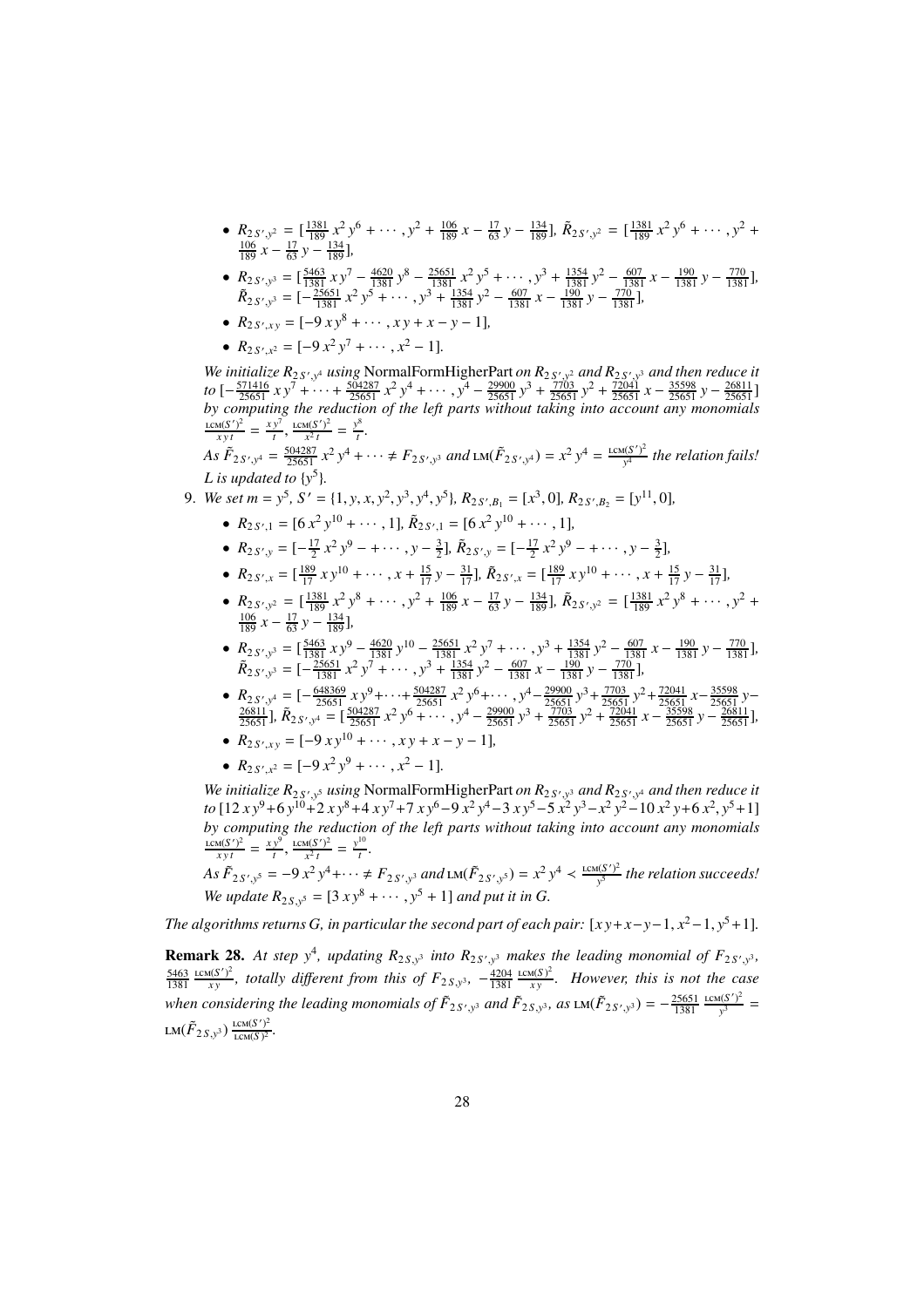- $R_{2\,S',y^2} = [\frac{1381}{189}\,x^2\,y^6 + \cdots, y^2 + \frac{106}{189}\,x - \frac{17}{63}\,y - \frac{134}{189}]$, $\tilde{R}_{2\,S',y^2} = [\frac{1381}{189}\,x^2\,y^6 + \cdots, y^2 + \frac{106}{189}\,x - \frac{17}{63}\,y - \frac{134}{189}]$,
- $R_{2\,S',y^3} = [\frac{5463}{1381}\,x\,y^7 - \frac{4620}{1381}\,y^8 - \frac{25651}{1381}\,x^2\,y^5 + \cdots, y^3 + \frac{1354}{1381}\,y^2 - \frac{607}{1381}\,x - \frac{190}{1381}\,y - \frac{770}{1381}]$, $\tilde{R}_{2\,S',y^3} = [-\frac{25651}{1381}\,x^2\,y^5 + \cdots, y^3 + \frac{1354}{1381}\,y^2 - \frac{607}{1381}\,x - \frac{190}{1381}\,y - \frac{770}{1381}]$,
- $R_{2\,S',xy} = [-9\,x\,y^8 + \cdots, x\,y + x - y - 1]$,
- $R_{2\,S',x^2} = [-9\,x^2\,y^7 + \cdots, x^2 - 1]$.

*We initialize $R_{2\,S',y^4}$ using* NormalFormHigherPart *on $R_{2\,S',y^2}$ and $R_{2\,S',y^3}$ and then reduce it to $[-\frac{571416}{25651}\,x\,y^7 + \cdots + \frac{504287}{25651}\,x^2\,y^4 + \cdots, y^4 - \frac{29900}{25651}\,y^3 + \frac{7703}{25651}\,y^2 + \frac{72041}{25651}\,x - \frac{35598}{25651}\,y - \frac{26811}{25651}]$ by computing the reduction of the left parts without taking into account any monomials $\frac{\text{LCM}(S')^2}{x\,y\,t} = \frac{x\,y^7}{t}$, $\frac{\text{LCM}(S')^2}{x^2\,t} = \frac{y^8}{t}$.*

*As $\tilde{F}_{2\,S',y^4} = \frac{504287}{25651}\,x^2\,y^4 + \cdots \neq F_{2\,S',y^3}$ and $\text{LM}(\tilde{F}_{2\,S',y^4}) = x^2\,y^4 = \frac{\text{LCM}(S')^2}{y^4}$ the relation fails! $L$ is updated to $\{y^5\}$.*

9. *We set $m = y^5$, $S' = \{1, y, x, y^2, y^3, y^4, y^5\}$, $R_{2\,S',B_1} = [x^3, 0]$, $R_{2\,S',B_2} = [y^{11}, 0]$,*
   - $R_{2\,S',1} = [6\,x^2\,y^{10} + \cdots, 1]$, $\tilde{R}_{2\,S',1} = [6\,x^2\,y^{10} + \cdots, 1]$,
   - $R_{2\,S',y} = [-\frac{17}{2}\,x^2\,y^9 - + \cdots, y - \frac{3}{2}]$, $\tilde{R}_{2\,S',y} = [-\frac{17}{2}\,x^2\,y^9 - + \cdots, y - \frac{3}{2}]$,
   - $R_{2\,S',x} = [\frac{189}{17}\,x\,y^{10} + \cdots, x + \frac{15}{17}\,y - \frac{31}{17}]$, $\tilde{R}_{2\,S',x} = [\frac{189}{17}\,x\,y^{10} + \cdots, x + \frac{15}{17}\,y - \frac{31}{17}]$,
   - $R_{2\,S',y^2} = [\frac{1381}{189}\,x^2\,y^8 + \cdots, y^2 + \frac{106}{189}\,x - \frac{17}{63}\,y - \frac{134}{189}]$, $\tilde{R}_{2\,S',y^2} = [\frac{1381}{189}\,x^2\,y^8 + \cdots, y^2 + \frac{106}{189}\,x - \frac{17}{63}\,y - \frac{134}{189}]$,
   - $R_{2\,S',y^3} = [\frac{5463}{1381}\,x\,y^9 - \frac{4620}{1381}\,y^{10} - \frac{25651}{1381}\,x^2\,y^7 + \cdots, y^3 + \frac{1354}{1381}\,y^2 - \frac{607}{1381}\,x - \frac{190}{1381}\,y - \frac{770}{1381}]$, $\tilde{R}_{2\,S',y^3} = [-\frac{25651}{1381}\,x^2\,y^7 + \cdots, y^3 + \frac{1354}{1381}\,y^2 - \frac{607}{1381}\,x - \frac{190}{1381}\,y - \frac{770}{1381}]$,
   - $R_{2\,S',y^4} = [-\frac{648369}{25651}\,x\,y^9 + \cdots + \frac{504287}{25651}\,x^2\,y^6 + \cdots, y^4 - \frac{29900}{25651}\,y^3 + \frac{7703}{25651}\,y^2 + \frac{72041}{25651}\,x - \frac{35598}{25651}\,y - \frac{26811}{25651}]$, $\tilde{R}_{2\,S',y^4} = [\frac{504287}{25651}\,x^2\,y^6 + \cdots, y^4 - \frac{29900}{25651}\,y^3 + \frac{7703}{25651}\,y^2 + \frac{72041}{25651}\,x - \frac{35598}{25651}\,y - \frac{26811}{25651}]$,
   - $R_{2\,S',xy} = [-9\,x\,y^{10} + \cdots, x\,y + x - y - 1]$,
   - $R_{2\,S',x^2} = [-9\,x^2\,y^9 + \cdots, x^2 - 1]$.

   *We initialize $R_{2\,S',y^5}$ using* NormalFormHigherPart *on $R_{2\,S',y^3}$ and $R_{2\,S',y^4}$ and then reduce it to $[12\,x\,y^9 + 6\,y^{10} + 2\,x\,y^8 + 4\,x\,y^7 + 7\,x\,y^6 - 9\,x^2\,y^4 - 3\,x\,y^5 - 5\,x^2\,y^3 - x^2\,y^2 - 10\,x^2\,y + 6\,x^2, y^5 + 1]$ by computing the reduction of the left parts without taking into account any monomials $\frac{\text{LCM}(S')^2}{x\,y\,t} = \frac{x\,y^9}{t}$, $\frac{\text{LCM}(S')^2}{x^2\,t} = \frac{y^{10}}{t}$.*

   *As $\tilde{F}_{2\,S',y^5} = -9\,x^2\,y^4 + \cdots \neq F_{2\,S',y^3}$ and $\text{LM}(\tilde{F}_{2\,S',y^5}) = x^2\,y^4 \prec \frac{\text{LCM}(S')^2}{y^5}$ the relation succeeds! We update $R_{2\,S,y^5} = [3\,x\,y^8 + \cdots, y^5 + 1]$ and put it in $G$.*

*The algorithms returns $G$, in particular the second part of each pair: $[x\,y + x - y - 1, x^2 - 1, y^5 + 1]$.*

**Remark 28.** *At step $y^4$, updating $R_{2\,S,y^3}$ into $R_{2\,S',y^3}$ makes the leading monomial of $F_{2\,S',y^3}$, $\frac{5463}{1381}\,\frac{\text{LCM}(S')^2}{x\,y}$, totally different from this of $F_{2\,S,y^3}$, $-\frac{4204}{1381}\,\frac{\text{LCM}(S)^2}{x\,y}$. However, this is not the case when considering the leading monomials of $\tilde{F}_{2\,S',y^3}$ and $\tilde{F}_{2\,S,y^3}$, as $\text{LM}(\tilde{F}_{2\,S',y^3}) = -\frac{25651}{1381}\,\frac{\text{LCM}(S')^2}{y^3} = \text{LM}(\tilde{F}_{2\,S,y^3})\,\frac{\text{LCM}(S')^2}{\text{LCM}(S)^2}$.*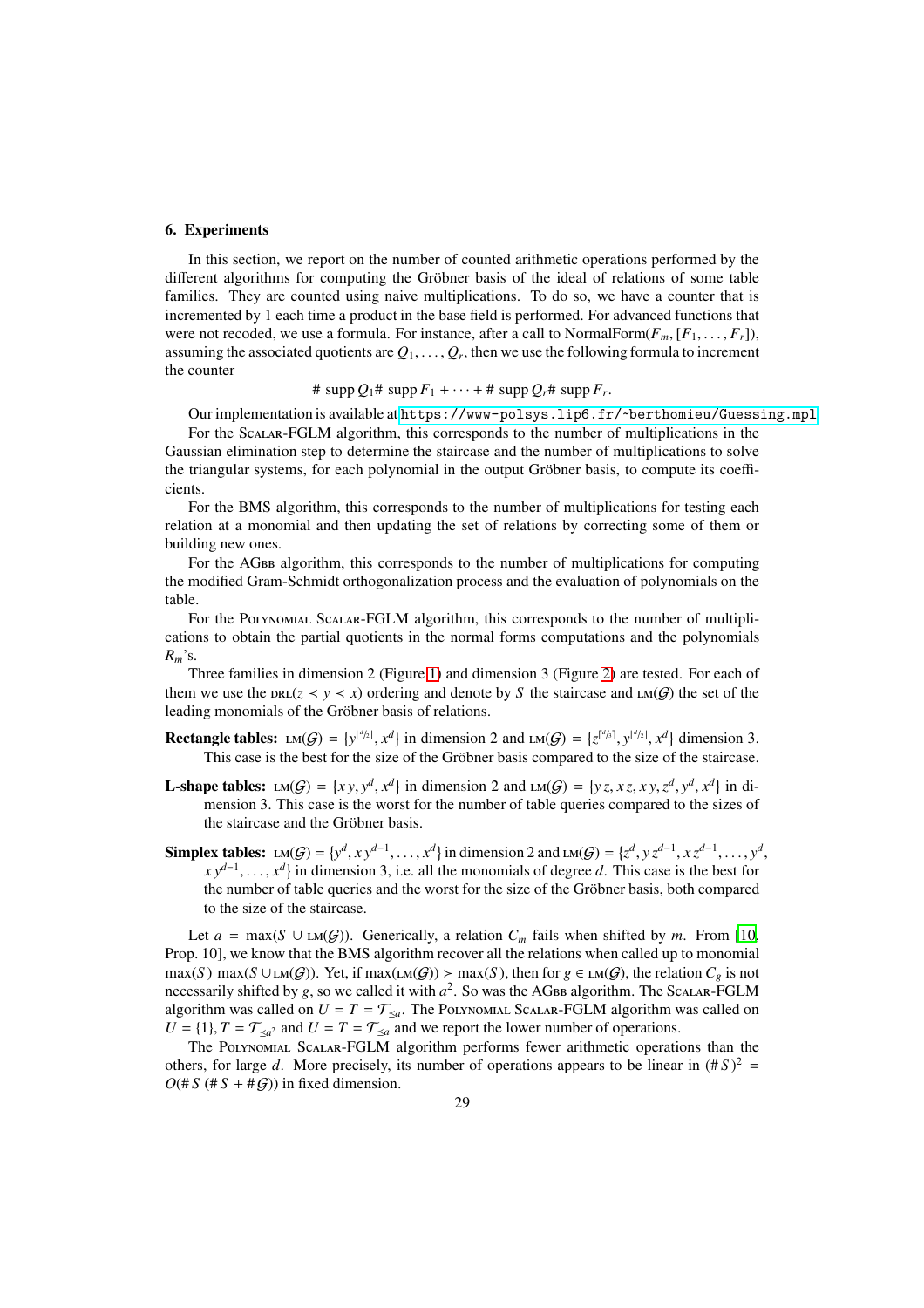## 6. Experiments

In this section, we report on the number of counted arithmetic operations performed by the different algorithms for computing the Gröbner basis of the ideal of relations of some table families. They are counted using naive multiplications. To do so, we have a counter that is incremented by 1 each time a product in the base field is performed. For advanced functions that were not recoded, we use a formula. For instance, after a call to NormalForm($F_m, [F_1, \ldots, F_r]$), assuming the associated quotients are $Q_1, \ldots, Q_r$, then we use the following formula to increment the counter

$$\# \operatorname{supp} Q_1 \# \operatorname{supp} F_1 + \cdots + \# \operatorname{supp} Q_r \# \operatorname{supp} F_r.$$

Our implementation is available at https://www-polsys.lip6.fr/~berthomieu/Guessing.mpl.

For the Scalar-FGLM algorithm, this corresponds to the number of multiplications in the Gaussian elimination step to determine the staircase and the number of multiplications to solve the triangular systems, for each polynomial in the output Gröbner basis, to compute its coefficients.

For the BMS algorithm, this corresponds to the number of multiplications for testing each relation at a monomial and then updating the set of relations by correcting some of them or building new ones.

For the AGbb algorithm, this corresponds to the number of multiplications for computing the modified Gram-Schmidt orthogonalization process and the evaluation of polynomials on the table.

For the Polynomial Scalar-FGLM algorithm, this corresponds to the number of multiplications to obtain the partial quotients in the normal forms computations and the polynomials $R_m$'s.

Three families in dimension 2 (Figure 1) and dimension 3 (Figure 2) are tested. For each of them we use the $\mathrm{DRL}(z \prec y \prec x)$ ordering and denote by $S$ the staircase and $\mathrm{LM}(\mathcal{G})$ the set of the leading monomials of the Gröbner basis of relations.

**Rectangle tables:** $\mathrm{LM}(\mathcal{G}) = \{y^{\lfloor d/2 \rfloor}, x^d\}$ in dimension 2 and $\mathrm{LM}(\mathcal{G}) = \{z^{\lceil d/3 \rceil}, y^{\lfloor d/2 \rfloor}, x^d\}$ dimension 3. This case is the best for the size of the Gröbner basis compared to the size of the staircase.

**L-shape tables:** $\mathrm{LM}(\mathcal{G}) = \{x\,y, y^d, x^d\}$ in dimension 2 and $\mathrm{LM}(\mathcal{G}) = \{y\,z, x\,z, x\,y, z^d, y^d, x^d\}$ in dimension 3. This case is the worst for the number of table queries compared to the sizes of the staircase and the Gröbner basis.

**Simplex tables:** $\mathrm{LM}(\mathcal{G}) = \{y^d, x\,y^{d-1}, \ldots, x^d\}$ in dimension 2 and $\mathrm{LM}(\mathcal{G}) = \{z^d, y\,z^{d-1}, x\,z^{d-1}, \ldots, y^d, x\,y^{d-1}, \ldots, x^d\}$ in dimension 3, i.e. all the monomials of degree $d$. This case is the best for the number of table queries and the worst for the size of the Gröbner basis, both compared to the size of the staircase.

Let $a = \max(S \cup \mathrm{LM}(\mathcal{G}))$. Generically, a relation $C_m$ fails when shifted by $m$. From [10, Prop. 10], we know that the BMS algorithm recover all the relations when called up to monomial $\max(S)\,\max(S \cup \mathrm{LM}(\mathcal{G}))$. Yet, if $\max(\mathrm{LM}(\mathcal{G})) > \max(S)$, then for $g \in \mathrm{LM}(\mathcal{G})$, the relation $C_g$ is not necessarily shifted by $g$, so we called it with $a^2$. So was the AGbb algorithm. The Scalar-FGLM algorithm was called on $U = T = \mathcal{T}_{\leq a}$. The Polynomial Scalar-FGLM algorithm was called on $U = \{1\}, T = \mathcal{T}_{\leq a^2}$ and $U = T = \mathcal{T}_{\leq a}$ and we report the lower number of operations.

The Polynomial Scalar-FGLM algorithm performs fewer arithmetic operations than the others, for large $d$. More precisely, its number of operations appears to be linear in $(\# S)^2 = O(\# S\,(\# S + \# \mathcal{G}))$ in fixed dimension.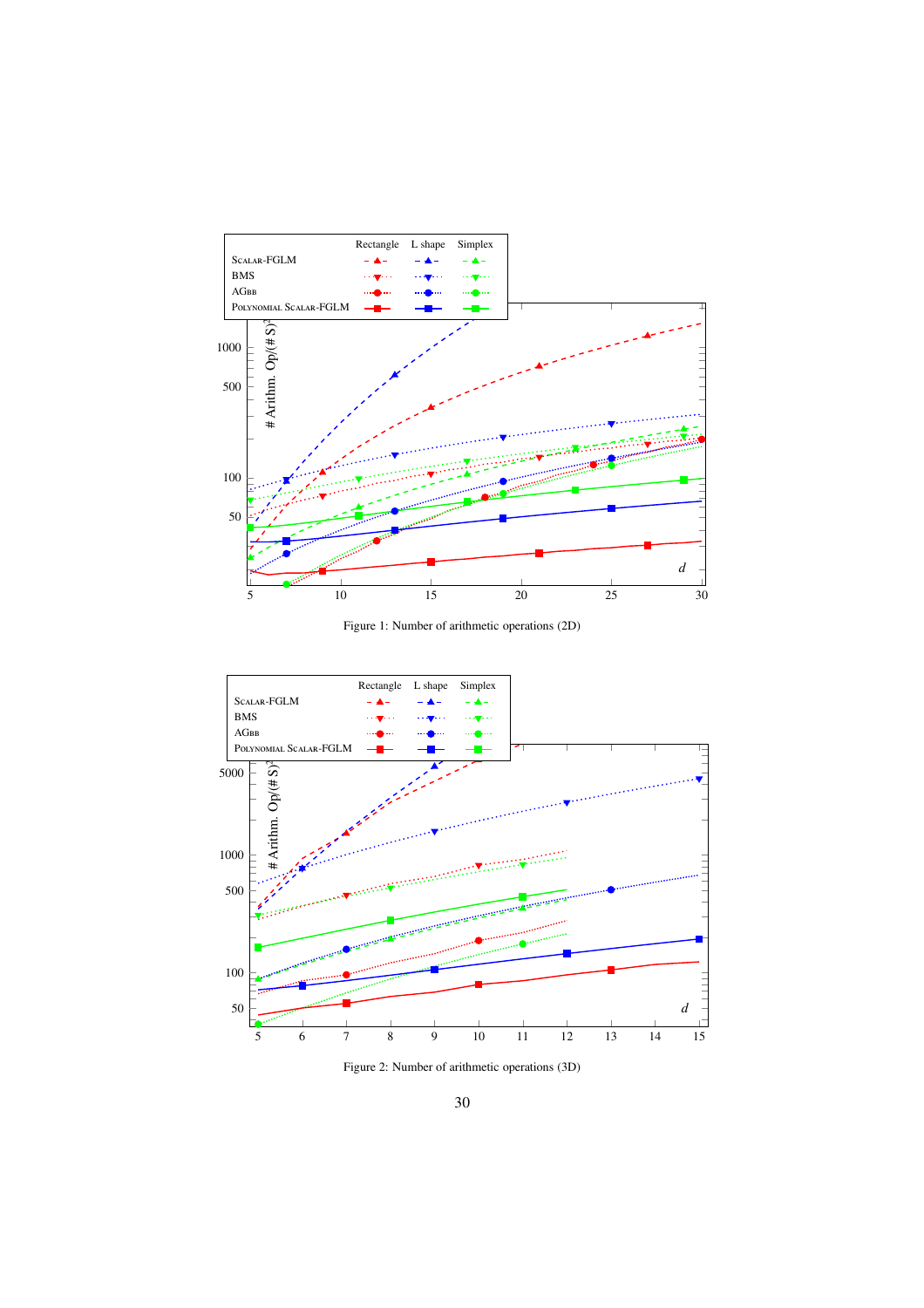Figure 1: Number of arithmetic operations (2D)

Figure 2: Number of arithmetic operations (3D)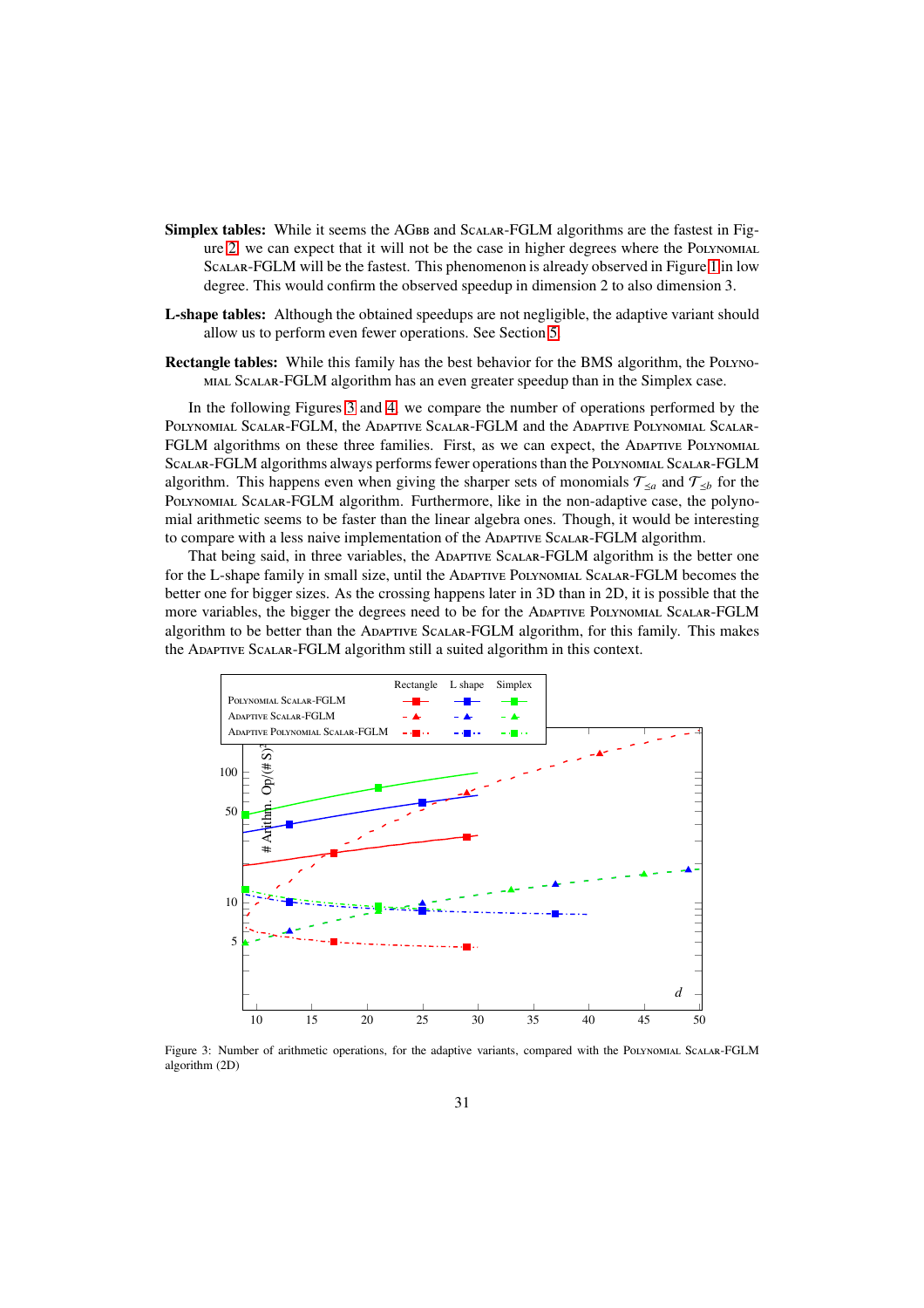**Simplex tables:** While it seems the AGBB and SCALAR-FGLM algorithms are the fastest in Figure 2, we can expect that it will not be the case in higher degrees where the POLYNOMIAL SCALAR-FGLM will be the fastest. This phenomenon is already observed in Figure 1 in low degree. This would confirm the observed speedup in dimension 2 to also dimension 3.

**L-shape tables:** Although the obtained speedups are not negligible, the adaptive variant should allow us to perform even fewer operations. See Section 5.

**Rectangle tables:** While this family has the best behavior for the BMS algorithm, the POLYNOMIAL SCALAR-FGLM algorithm has an even greater speedup than in the Simplex case.

In the following Figures 3 and 4, we compare the number of operations performed by the POLYNOMIAL SCALAR-FGLM, the ADAPTIVE SCALAR-FGLM and the ADAPTIVE POLYNOMIAL SCALAR-FGLM algorithms on these three families. First, as we can expect, the ADAPTIVE POLYNOMIAL SCALAR-FGLM algorithms always performs fewer operations than the POLYNOMIAL SCALAR-FGLM algorithm. This happens even when giving the sharper sets of monomials $\mathcal{T}_{\leq a}$ and $\mathcal{T}_{\leq b}$ for the POLYNOMIAL SCALAR-FGLM algorithm. Furthermore, like in the non-adaptive case, the polynomial arithmetic seems to be faster than the linear algebra ones. Though, it would be interesting to compare with a less naive implementation of the ADAPTIVE SCALAR-FGLM algorithm.

That being said, in three variables, the ADAPTIVE SCALAR-FGLM algorithm is the better one for the L-shape family in small size, until the ADAPTIVE POLYNOMIAL SCALAR-FGLM becomes the better one for bigger sizes. As the crossing happens later in 3D than in 2D, it is possible that the more variables, the bigger the degrees need to be for the ADAPTIVE POLYNOMIAL SCALAR-FGLM algorithm to be better than the ADAPTIVE SCALAR-FGLM algorithm, for this family. This makes the ADAPTIVE SCALAR-FGLM algorithm still a suited algorithm in this context.

Figure 3: Number of arithmetic operations, for the adaptive variants, compared with the POLYNOMIAL SCALAR-FGLM algorithm (2D)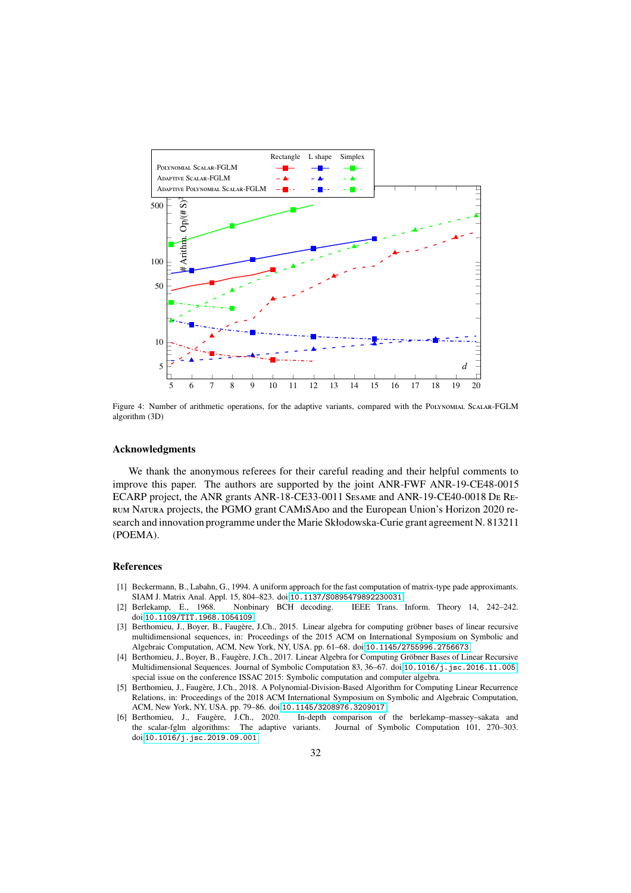Figure 4: Number of arithmetic operations, for the adaptive variants, compared with the Polynomial Scalar-FGLM algorithm (3D)

## Acknowledgments

We thank the anonymous referees for their careful reading and their helpful comments to improve this paper. The authors are supported by the joint ANR-FWF ANR-19-CE48-0015 ECARP project, the ANR grants ANR-18-CE33-0011 Sesame and ANR-19-CE40-0018 De Rerum Natura projects, the PGMO grant CAMiSAdo and the European Union's Horizon 2020 research and innovation programme under the Marie Skłodowska-Curie grant agreement N. 813211 (POEMA).

## References

[1] Beckermann, B., Labahn, G., 1994. A uniform approach for the fast computation of matrix-type pade approximants. SIAM J. Matrix Anal. Appl. 15, 804–823. doi:10.1137/S0895479892230031.

[2] Berlekamp, E., 1968. Nonbinary BCH decoding. IEEE Trans. Inform. Theory 14, 242–242. doi:10.1109/TIT.1968.1054109.

[3] Berthomieu, J., Boyer, B., Faugère, J.Ch., 2015. Linear algebra for computing gröbner bases of linear recursive multidimensional sequences, in: Proceedings of the 2015 ACM on International Symposium on Symbolic and Algebraic Computation, ACM, New York, NY, USA. pp. 61–68. doi:10.1145/2755996.2756673.

[4] Berthomieu, J., Boyer, B., Faugère, J.Ch., 2017. Linear Algebra for Computing Gröbner Bases of Linear Recursive Multidimensional Sequences. Journal of Symbolic Computation 83, 36–67. doi:10.1016/j.jsc.2016.11.005. special issue on the conference ISSAC 2015: Symbolic computation and computer algebra.

[5] Berthomieu, J., Faugère, J.Ch., 2018. A Polynomial-Division-Based Algorithm for Computing Linear Recurrence Relations, in: Proceedings of the 2018 ACM International Symposium on Symbolic and Algebraic Computation, ACM, New York, NY, USA. pp. 79–86. doi:10.1145/3208976.3209017.

[6] Berthomieu, J., Faugère, J.Ch., 2020. In-depth comparison of the berlekamp–massey–sakata and the scalar-fglm algorithms: The adaptive variants. Journal of Symbolic Computation 101, 270–303. doi:10.1016/j.jsc.2019.09.001.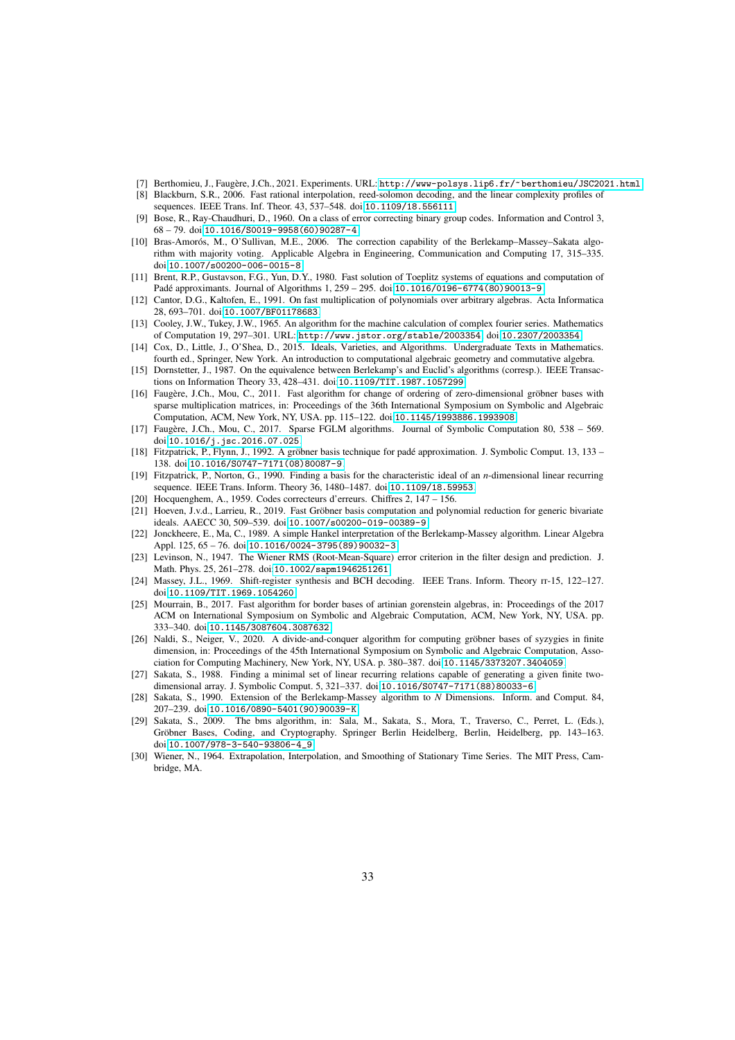[7] Berthomieu, J., Faugère, J.Ch., 2021. Experiments. URL: http://www-polsys.lip6.fr/~berthomieu/JSC2021.html.

[8] Blackburn, S.R., 2006. Fast rational interpolation, reed-solomon decoding, and the linear complexity profiles of sequences. IEEE Trans. Inf. Theor. 43, 537–548. doi:10.1109/18.556111.

[9] Bose, R., Ray-Chaudhuri, D., 1960. On a class of error correcting binary group codes. Information and Control 3, 68 – 79. doi:10.1016/S0019-9958(60)90287-4.

[10] Bras-Amorós, M., O'Sullivan, M.E., 2006. The correction capability of the Berlekamp–Massey–Sakata algorithm with majority voting. Applicable Algebra in Engineering, Communication and Computing 17, 315–335. doi:10.1007/s00200-006-0015-8.

[11] Brent, R.P., Gustavson, F.G., Yun, D.Y., 1980. Fast solution of Toeplitz systems of equations and computation of Padé approximants. Journal of Algorithms 1, 259 – 295. doi:10.1016/0196-6774(80)90013-9.

[12] Cantor, D.G., Kaltofen, E., 1991. On fast multiplication of polynomials over arbitrary algebras. Acta Informatica 28, 693–701. doi:10.1007/BF01178683.

[13] Cooley, J.W., Tukey, J.W., 1965. An algorithm for the machine calculation of complex fourier series. Mathematics of Computation 19, 297–301. URL: http://www.jstor.org/stable/2003354, doi:10.2307/2003354.

[14] Cox, D., Little, J., O'Shea, D., 2015. Ideals, Varieties, and Algorithms. Undergraduate Texts in Mathematics. fourth ed., Springer, New York. An introduction to computational algebraic geometry and commutative algebra.

[15] Dornstetter, J., 1987. On the equivalence between Berlekamp's and Euclid's algorithms (corresp.). IEEE Transactions on Information Theory 33, 428–431. doi:10.1109/TIT.1987.1057299.

[16] Faugère, J.Ch., Mou, C., 2011. Fast algorithm for change of ordering of zero-dimensional gröbner bases with sparse multiplication matrices, in: Proceedings of the 36th International Symposium on Symbolic and Algebraic Computation, ACM, New York, NY, USA. pp. 115–122. doi:10.1145/1993886.1993908.

[17] Faugère, J.Ch., Mou, C., 2017. Sparse FGLM algorithms. Journal of Symbolic Computation 80, 538 – 569. doi:10.1016/j.jsc.2016.07.025.

[18] Fitzpatrick, P., Flynn, J., 1992. A gröbner basis technique for padé approximation. J. Symbolic Comput. 13, 133 – 138. doi:10.1016/S0747-7171(08)80087-9.

[19] Fitzpatrick, P., Norton, G., 1990. Finding a basis for the characteristic ideal of an $n$-dimensional linear recurring sequence. IEEE Trans. Inform. Theory 36, 1480–1487. doi:10.1109/18.59953.

[20] Hocquenghem, A., 1959. Codes correcteurs d'erreurs. Chiffres 2, 147 – 156.

[21] Hoeven, J.v.d., Larrieu, R., 2019. Fast Gröbner basis computation and polynomial reduction for generic bivariate ideals. AAECC 30, 509–539. doi:10.1007/s00200-019-00389-9.

[22] Jonckheere, E., Ma, C., 1989. A simple Hankel interpretation of the Berlekamp-Massey algorithm. Linear Algebra Appl. 125, 65 – 76. doi:10.1016/0024-3795(89)90032-3.

[23] Levinson, N., 1947. The Wiener RMS (Root-Mean-Square) error criterion in the filter design and prediction. J. Math. Phys. 25, 261–278. doi:10.1002/sapm1946251261.

[24] Massey, J.L., 1969. Shift-register synthesis and BCH decoding. IEEE Trans. Inform. Theory rr-15, 122–127. doi:10.1109/TIT.1969.1054260.

[25] Mourrain, B., 2017. Fast algorithm for border bases of artinian gorenstein algebras, in: Proceedings of the 2017 ACM on International Symposium on Symbolic and Algebraic Computation, ACM, New York, NY, USA. pp. 333–340. doi:10.1145/3087604.3087632.

[26] Naldi, S., Neiger, V., 2020. A divide-and-conquer algorithm for computing gröbner bases of syzygies in finite dimension, in: Proceedings of the 45th International Symposium on Symbolic and Algebraic Computation, Association for Computing Machinery, New York, NY, USA. p. 380–387. doi:10.1145/3373207.3404059.

[27] Sakata, S., 1988. Finding a minimal set of linear recurring relations capable of generating a given finite two-dimensional array. J. Symbolic Comput. 5, 321–337. doi:10.1016/S0747-7171(88)80033-6.

[28] Sakata, S., 1990. Extension of the Berlekamp-Massey algorithm to $N$ Dimensions. Inform. and Comput. 84, 207–239. doi:10.1016/0890-5401(90)90039-K.

[29] Sakata, S., 2009. The bms algorithm, in: Sala, M., Sakata, S., Mora, T., Traverso, C., Perret, L. (Eds.), Gröbner Bases, Coding, and Cryptography. Springer Berlin Heidelberg, Berlin, Heidelberg, pp. 143–163. doi:10.1007/978-3-540-93806-4_9.

[30] Wiener, N., 1964. Extrapolation, Interpolation, and Smoothing of Stationary Time Series. The MIT Press, Cambridge, MA.